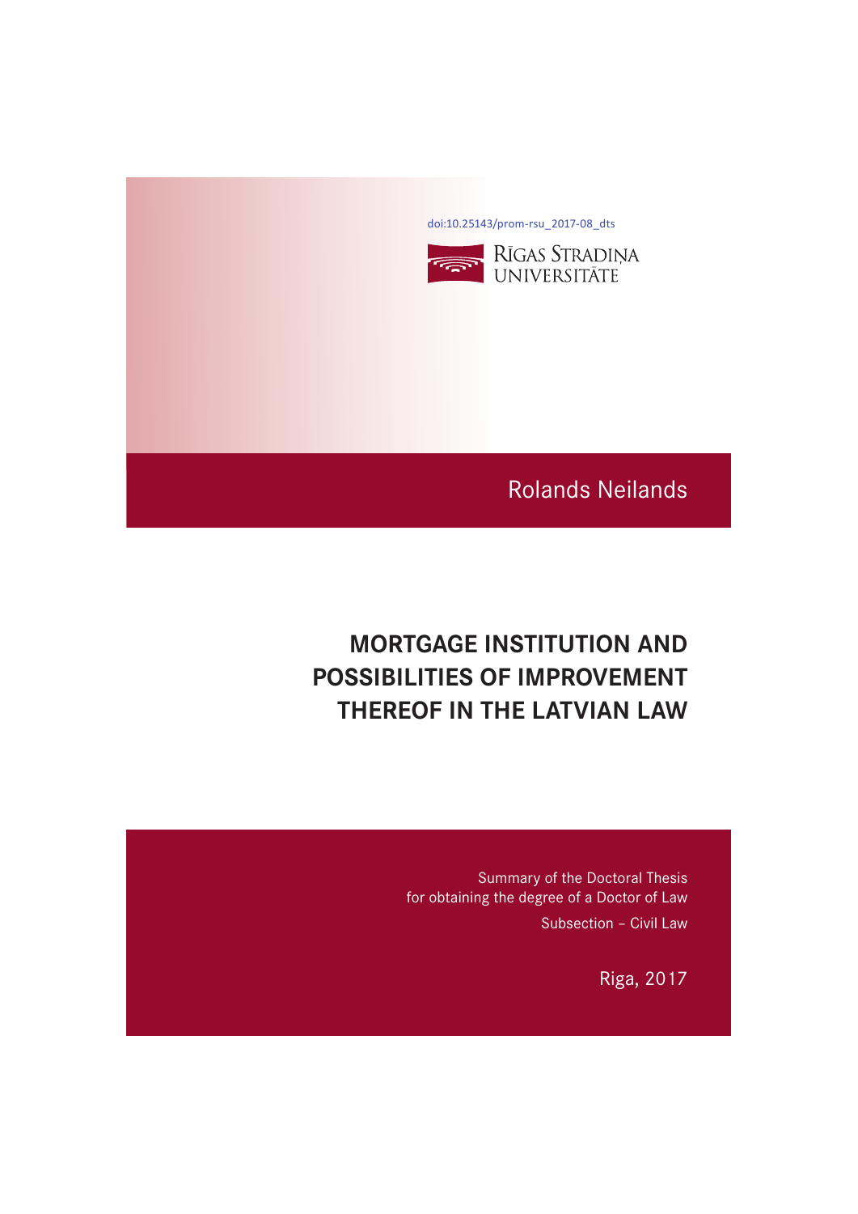doi:10.25143/prom-rsu_2017-08_dts

RĪGAS STRADIŅA UNIVERSITĀTE

Rolands Neilands

# MORTGAGE INSTITUTION AND POSSIBILITIES OF IMPROVEMENT THEREOF IN THE LATVIAN LAW

Summary of the Doctoral Thesis
for obtaining the degree of a Doctor of Law

Subsection – Civil Law

Riga, 2017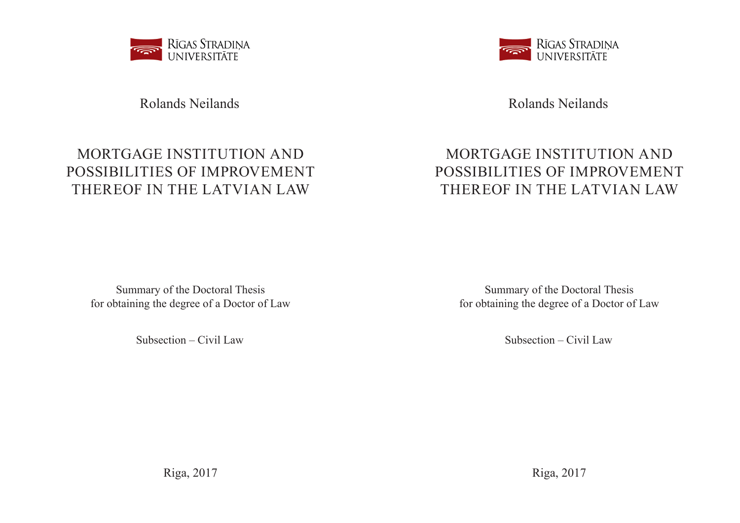RĪGAS STRADIŅA UNIVERSITĀTE

Rolands Neilands

# MORTGAGE INSTITUTION AND POSSIBILITIES OF IMPROVEMENT THEREOF IN THE LATVIAN LAW

Summary of the Doctoral Thesis
for obtaining the degree of a Doctor of Law

Subsection – Civil Law

Riga, 2017

RĪGAS STRADIŅA UNIVERSITĀTE

Rolands Neilands

# MORTGAGE INSTITUTION AND POSSIBILITIES OF IMPROVEMENT THEREOF IN THE LATVIAN LAW

Summary of the Doctoral Thesis
for obtaining the degree of a Doctor of Law

Subsection – Civil Law

Riga, 2017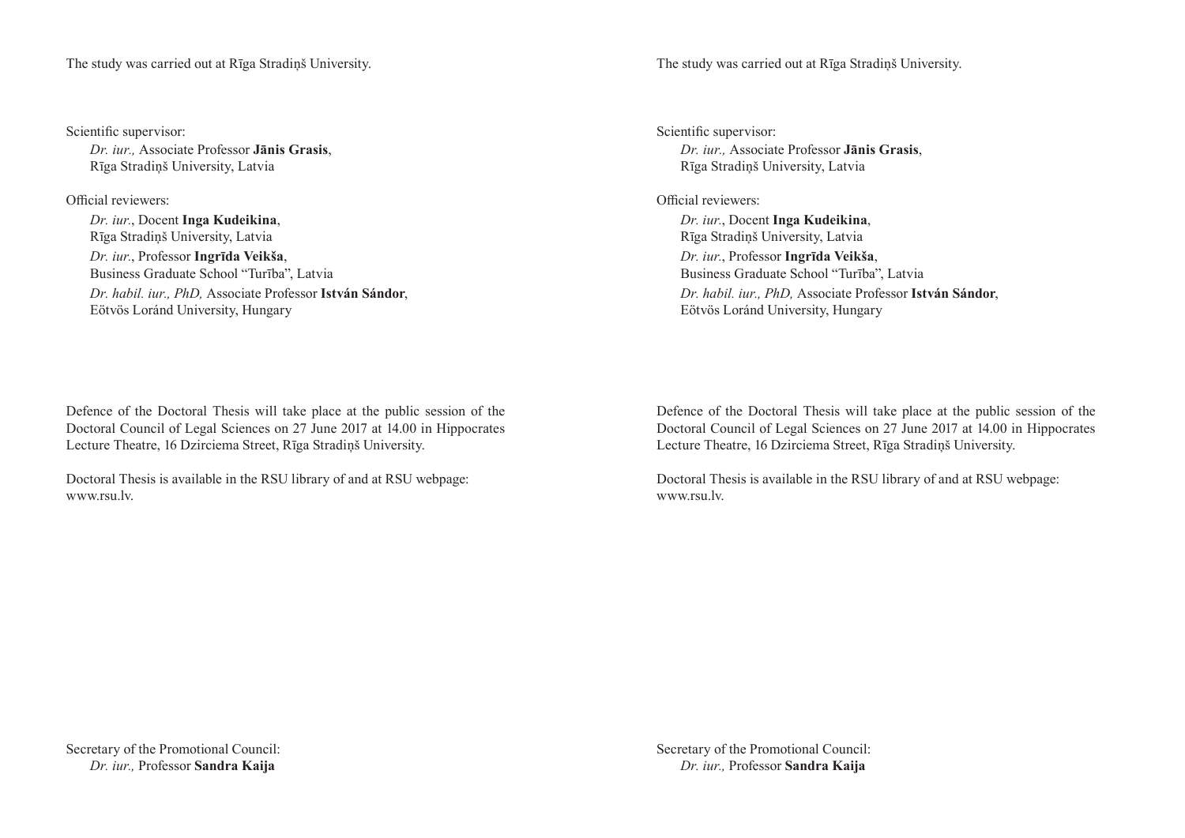The study was carried out at Rīga Stradiņš University.

Scientific supervisor:

*Dr. iur.,* Associate Professor **Jānis Grasis**,
Rīga Stradiņš University, Latvia

Official reviewers:

*Dr. iur.*, Docent **Inga Kudeikina**,
Rīga Stradiņš University, Latvia

*Dr. iur.*, Professor **Ingrīda Veikša**,
Business Graduate School "Turība", Latvia

*Dr. habil. iur., PhD,* Associate Professor **István Sándor**,
Eötvös Loránd University, Hungary

Defence of the Doctoral Thesis will take place at the public session of the Doctoral Council of Legal Sciences on 27 June 2017 at 14.00 in Hippocrates Lecture Theatre, 16 Dzirciema Street, Rīga Stradiņš University.

Doctoral Thesis is available in the RSU library of and at RSU webpage: www.rsu.lv.

Secretary of the Promotional Council:

*Dr. iur.,* Professor **Sandra Kaija**

The study was carried out at Rīga Stradiņš University.

Scientific supervisor:

*Dr. iur.,* Associate Professor **Jānis Grasis**,
Rīga Stradiņš University, Latvia

Official reviewers:

*Dr. iur.*, Docent **Inga Kudeikina**,
Rīga Stradiņš University, Latvia

*Dr. iur.*, Professor **Ingrīda Veikša**,
Business Graduate School "Turība", Latvia

*Dr. habil. iur., PhD,* Associate Professor **István Sándor**,
Eötvös Loránd University, Hungary

Defence of the Doctoral Thesis will take place at the public session of the Doctoral Council of Legal Sciences on 27 June 2017 at 14.00 in Hippocrates Lecture Theatre, 16 Dzirciema Street, Rīga Stradiņš University.

Doctoral Thesis is available in the RSU library of and at RSU webpage: www.rsu.lv.

Secretary of the Promotional Council:

*Dr. iur.,* Professor **Sandra Kaija**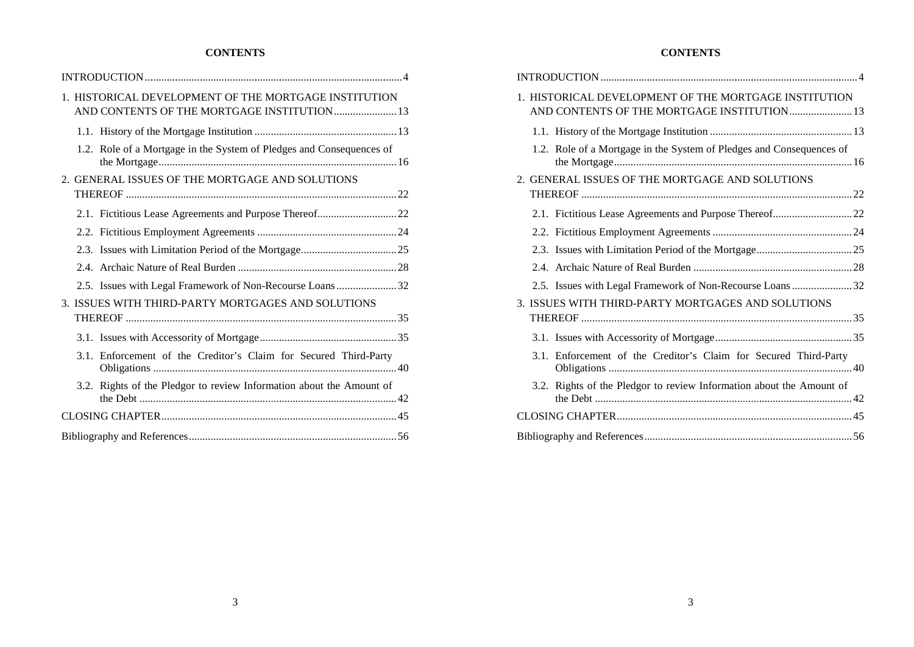**CONTENTS**

INTRODUCTION ... 4

1. HISTORICAL DEVELOPMENT OF THE MORTGAGE INSTITUTION AND CONTENTS OF THE MORTGAGE INSTITUTION ... 13
   - 1.1. History of the Mortgage Institution ... 13
   - 1.2. Role of a Mortgage in the System of Pledges and Consequences of the Mortgage ... 16
2. GENERAL ISSUES OF THE MORTGAGE AND SOLUTIONS THEREOF ... 22
   - 2.1. Fictitious Lease Agreements and Purpose Thereof ... 22
   - 2.2. Fictitious Employment Agreements ... 24
   - 2.3. Issues with Limitation Period of the Mortgage ... 25
   - 2.4. Archaic Nature of Real Burden ... 28
   - 2.5. Issues with Legal Framework of Non-Recourse Loans ... 32
3. ISSUES WITH THIRD-PARTY MORTGAGES AND SOLUTIONS THEREOF ... 35
   - 3.1. Issues with Accessority of Mortgage ... 35
   - 3.1. Enforcement of the Creditor's Claim for Secured Third-Party Obligations ... 40
   - 3.2. Rights of the Pledgor to review Information about the Amount of the Debt ... 42

CLOSING CHAPTER ... 45

Bibliography and References ... 56

**CONTENTS**

INTRODUCTION ... 4

1. HISTORICAL DEVELOPMENT OF THE MORTGAGE INSTITUTION AND CONTENTS OF THE MORTGAGE INSTITUTION ... 13
   - 1.1. History of the Mortgage Institution ... 13
   - 1.2. Role of a Mortgage in the System of Pledges and Consequences of the Mortgage ... 16
2. GENERAL ISSUES OF THE MORTGAGE AND SOLUTIONS THEREOF ... 22
   - 2.1. Fictitious Lease Agreements and Purpose Thereof ... 22
   - 2.2. Fictitious Employment Agreements ... 24
   - 2.3. Issues with Limitation Period of the Mortgage ... 25
   - 2.4. Archaic Nature of Real Burden ... 28
   - 2.5. Issues with Legal Framework of Non-Recourse Loans ... 32
3. ISSUES WITH THIRD-PARTY MORTGAGES AND SOLUTIONS THEREOF ... 35
   - 3.1. Issues with Accessority of Mortgage ... 35
   - 3.1. Enforcement of the Creditor's Claim for Secured Third-Party Obligations ... 40
   - 3.2. Rights of the Pledgor to review Information about the Amount of the Debt ... 42

CLOSING CHAPTER ... 45

Bibliography and References ... 56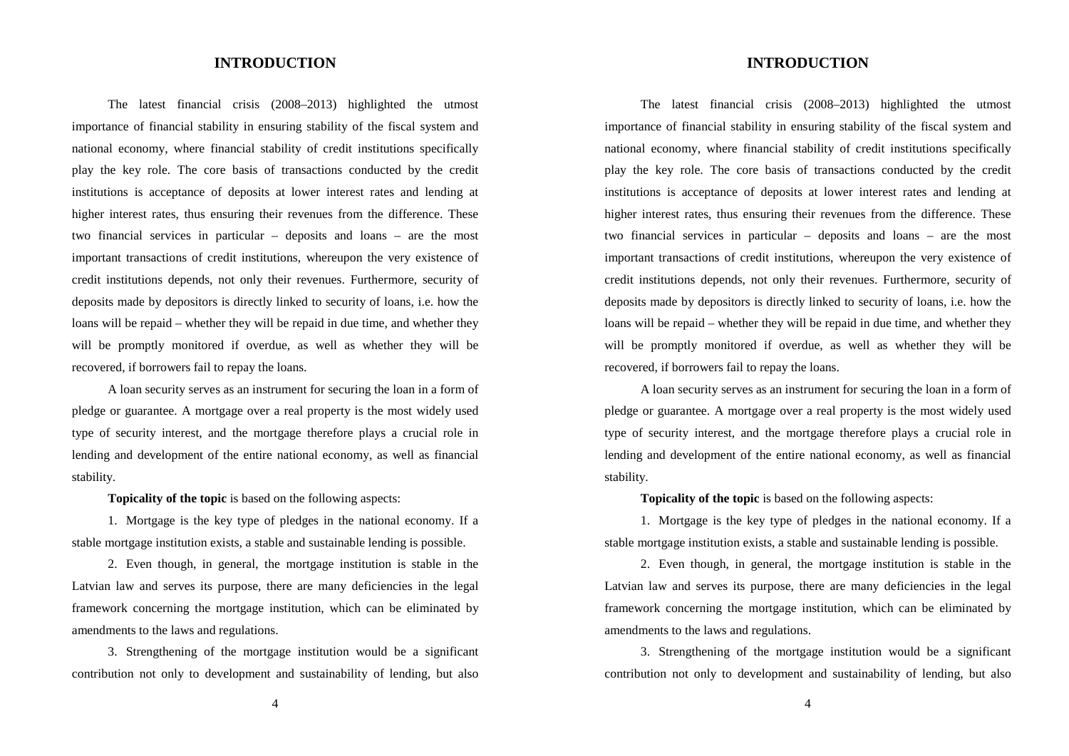# INTRODUCTION

The latest financial crisis (2008–2013) highlighted the utmost importance of financial stability in ensuring stability of the fiscal system and national economy, where financial stability of credit institutions specifically play the key role. The core basis of transactions conducted by the credit institutions is acceptance of deposits at lower interest rates and lending at higher interest rates, thus ensuring their revenues from the difference. These two financial services in particular – deposits and loans – are the most important transactions of credit institutions, whereupon the very existence of credit institutions depends, not only their revenues. Furthermore, security of deposits made by depositors is directly linked to security of loans, i.e. how the loans will be repaid – whether they will be repaid in due time, and whether they will be promptly monitored if overdue, as well as whether they will be recovered, if borrowers fail to repay the loans.

A loan security serves as an instrument for securing the loan in a form of pledge or guarantee. A mortgage over a real property is the most widely used type of security interest, and the mortgage therefore plays a crucial role in lending and development of the entire national economy, as well as financial stability.

**Topicality of the topic** is based on the following aspects:

1. Mortgage is the key type of pledges in the national economy. If a stable mortgage institution exists, a stable and sustainable lending is possible.

2. Even though, in general, the mortgage institution is stable in the Latvian law and serves its purpose, there are many deficiencies in the legal framework concerning the mortgage institution, which can be eliminated by amendments to the laws and regulations.

3. Strengthening of the mortgage institution would be a significant contribution not only to development and sustainability of lending, but also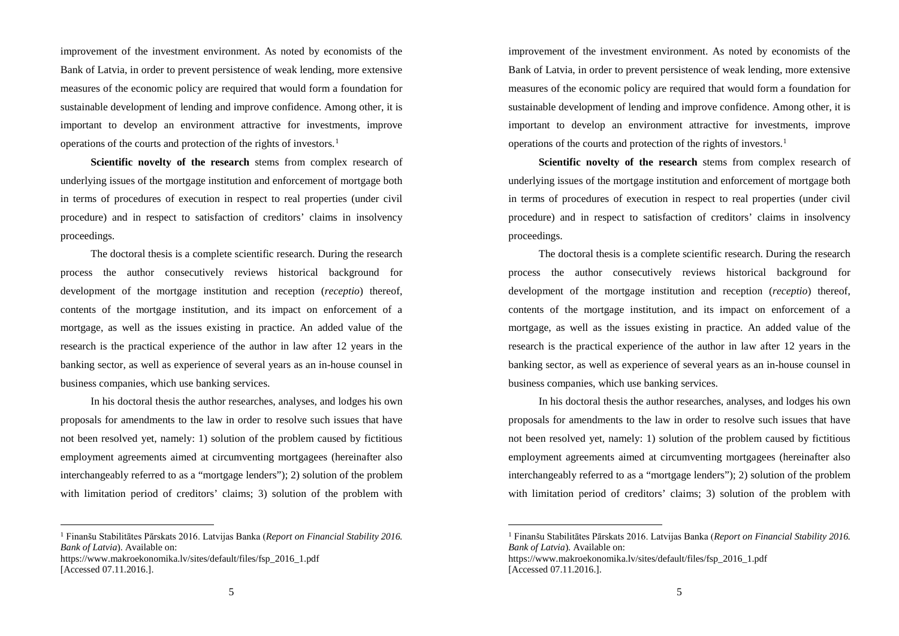improvement of the investment environment. As noted by economists of the Bank of Latvia, in order to prevent persistence of weak lending, more extensive measures of the economic policy are required that would form a foundation for sustainable development of lending and improve confidence. Among other, it is important to develop an environment attractive for investments, improve operations of the courts and protection of the rights of investors.[1]

**Scientific novelty of the research** stems from complex research of underlying issues of the mortgage institution and enforcement of mortgage both in terms of procedures of execution in respect to real properties (under civil procedure) and in respect to satisfaction of creditors' claims in insolvency proceedings.

The doctoral thesis is a complete scientific research. During the research process the author consecutively reviews historical background for development of the mortgage institution and reception (*receptio*) thereof, contents of the mortgage institution, and its impact on enforcement of a mortgage, as well as the issues existing in practice. An added value of the research is the practical experience of the author in law after 12 years in the banking sector, as well as experience of several years as an in-house counsel in business companies, which use banking services.

In his doctoral thesis the author researches, analyses, and lodges his own proposals for amendments to the law in order to resolve such issues that have not been resolved yet, namely: 1) solution of the problem caused by fictitious employment agreements aimed at circumventing mortgagees (hereinafter also interchangeably referred to as a "mortgage lenders"); 2) solution of the problem with limitation period of creditors' claims; 3) solution of the problem with

---

[1] Finanšu Stabilitātes Pārskats 2016. Latvijas Banka (*Report on Financial Stability 2016. Bank of Latvia*). Available on: https://www.makroekonomika.lv/sites/default/files/fsp_2016_1.pdf [Accessed 07.11.2016.].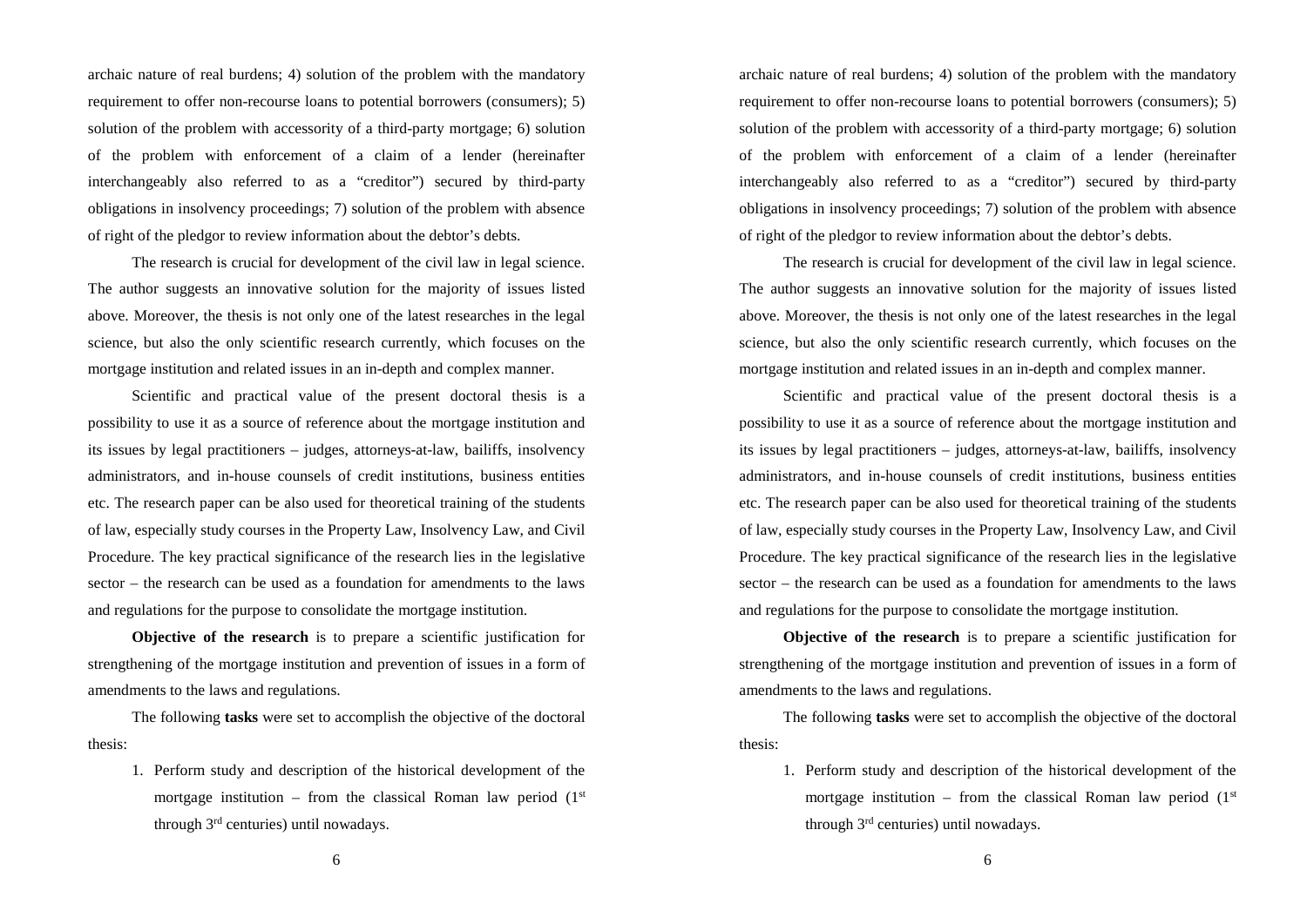archaic nature of real burdens; 4) solution of the problem with the mandatory requirement to offer non-recourse loans to potential borrowers (consumers); 5) solution of the problem with accessority of a third-party mortgage; 6) solution of the problem with enforcement of a claim of a lender (hereinafter interchangeably also referred to as a "creditor") secured by third-party obligations in insolvency proceedings; 7) solution of the problem with absence of right of the pledgor to review information about the debtor's debts.

The research is crucial for development of the civil law in legal science. The author suggests an innovative solution for the majority of issues listed above. Moreover, the thesis is not only one of the latest researches in the legal science, but also the only scientific research currently, which focuses on the mortgage institution and related issues in an in-depth and complex manner.

Scientific and practical value of the present doctoral thesis is a possibility to use it as a source of reference about the mortgage institution and its issues by legal practitioners – judges, attorneys-at-law, bailiffs, insolvency administrators, and in-house counsels of credit institutions, business entities etc. The research paper can be also used for theoretical training of the students of law, especially study courses in the Property Law, Insolvency Law, and Civil Procedure. The key practical significance of the research lies in the legislative sector – the research can be used as a foundation for amendments to the laws and regulations for the purpose to consolidate the mortgage institution.

**Objective of the research** is to prepare a scientific justification for strengthening of the mortgage institution and prevention of issues in a form of amendments to the laws and regulations.

The following **tasks** were set to accomplish the objective of the doctoral thesis:

1. Perform study and description of the historical development of the mortgage institution – from the classical Roman law period (1st through 3rd centuries) until nowadays.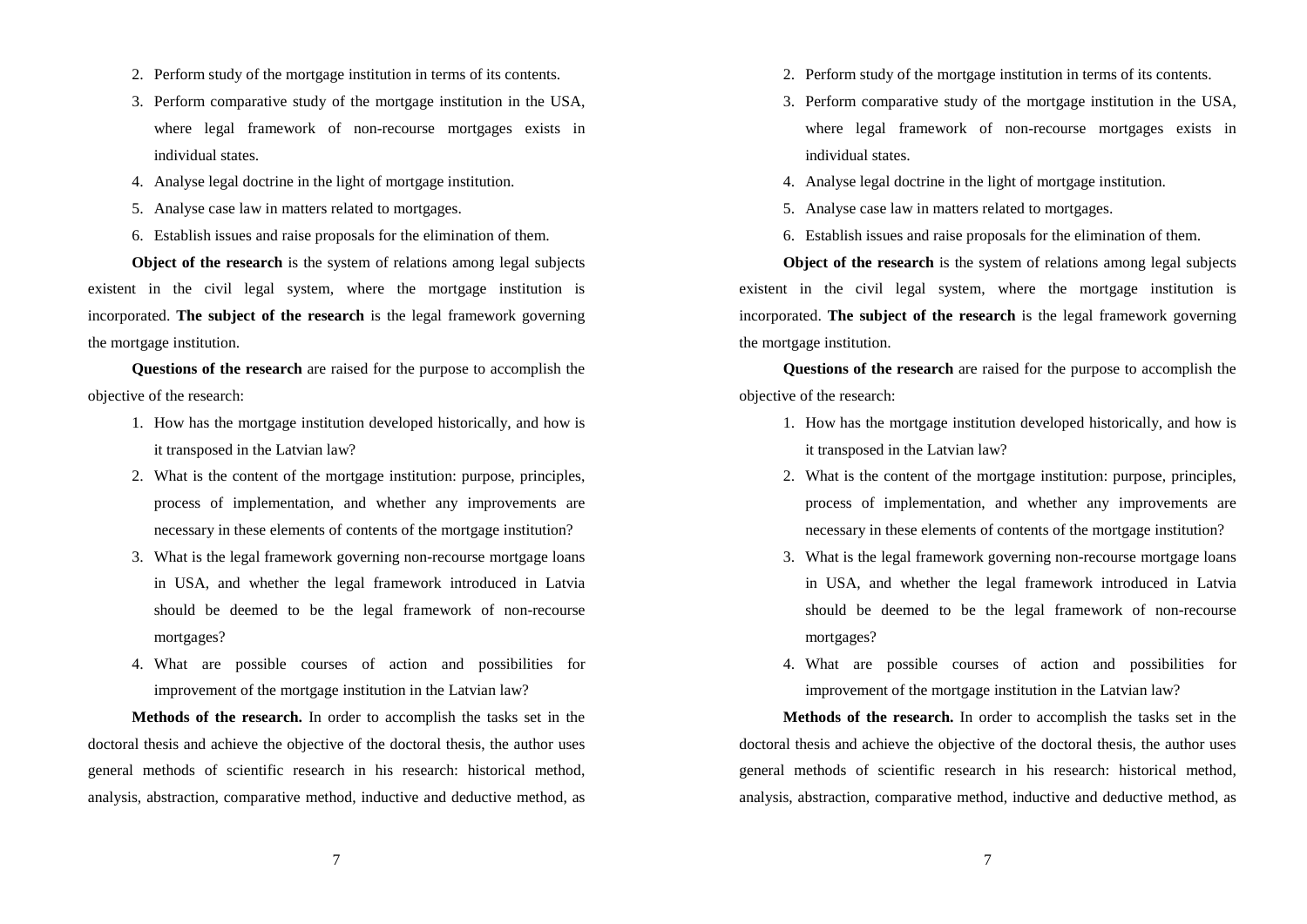2. Perform study of the mortgage institution in terms of its contents.
3. Perform comparative study of the mortgage institution in the USA, where legal framework of non-recourse mortgages exists in individual states.
4. Analyse legal doctrine in the light of mortgage institution.
5. Analyse case law in matters related to mortgages.
6. Establish issues and raise proposals for the elimination of them.

**Object of the research** is the system of relations among legal subjects existent in the civil legal system, where the mortgage institution is incorporated. **The subject of the research** is the legal framework governing the mortgage institution.

**Questions of the research** are raised for the purpose to accomplish the objective of the research:

1. How has the mortgage institution developed historically, and how is it transposed in the Latvian law?
2. What is the content of the mortgage institution: purpose, principles, process of implementation, and whether any improvements are necessary in these elements of contents of the mortgage institution?
3. What is the legal framework governing non-recourse mortgage loans in USA, and whether the legal framework introduced in Latvia should be deemed to be the legal framework of non-recourse mortgages?
4. What are possible courses of action and possibilities for improvement of the mortgage institution in the Latvian law?

**Methods of the research.** In order to accomplish the tasks set in the doctoral thesis and achieve the objective of the doctoral thesis, the author uses general methods of scientific research in his research: historical method, analysis, abstraction, comparative method, inductive and deductive method, as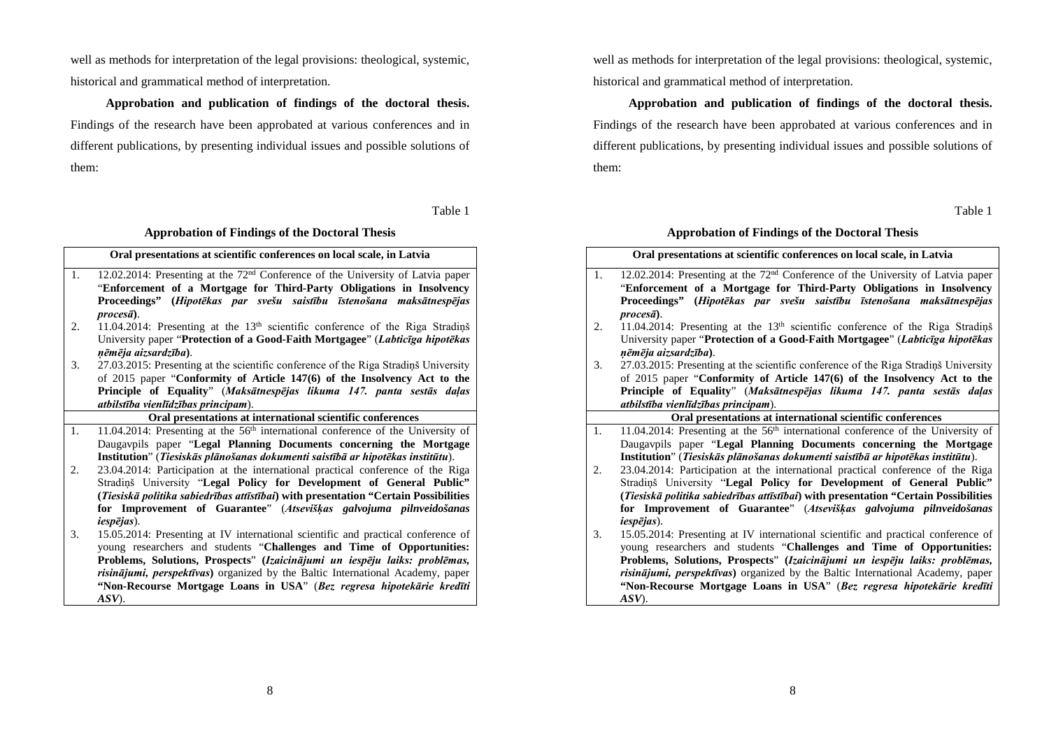well as methods for interpretation of the legal provisions: theological, systemic, historical and grammatical method of interpretation.

**Approbation and publication of findings of the doctoral thesis.** Findings of the research have been approbated at various conferences and in different publications, by presenting individual issues and possible solutions of them:

Table 1

**Approbation of Findings of the Doctoral Thesis**

| | |
|---|---|
| **Oral presentations at scientific conferences on local scale, in Latvia** | |
| 1. | 12.02.2014: Presenting at the 72nd Conference of the University of Latvia paper "**Enforcement of a Mortgage for Third-Party Obligations in Insolvency Proceedings" (*Hipotēkas par svešu saistību īstenošana maksātnespējas procesā*)**. |
| 2. | 11.04.2014: Presenting at the 13th scientific conference of the Riga Stradiņš University paper "**Protection of a Good-Faith Mortgagee**" (***Labticīga hipotēkas ņēmēja aizsardzība***). |
| 3. | 27.03.2015: Presenting at the scientific conference of the Riga Stradiņš University of 2015 paper "**Conformity of Article 147(6) of the Insolvency Act to the Principle of Equality**" (***Maksātnespējas likuma 147. panta sestās daļas atbilstība vienlīdzības principam***). |
| **Oral presentations at international scientific conferences** | |
| 1. | 11.04.2014: Presenting at the 56th international conference of the University of Daugavpils paper "**Legal Planning Documents concerning the Mortgage Institution**" (***Tiesiskās plānošanas dokumenti saistībā ar hipotēkas institūtu***). |
| 2. | 23.04.2014: Participation at the international practical conference of the Riga Stradiņš University "**Legal Policy for Development of General Public" (*Tiesiskā politika sabiedrības attīstībai*) with presentation "Certain Possibilities for Improvement of Guarantee**" (***Atsevišķas galvojuma pilnveidošanas iespējas***). |
| 3. | 15.05.2014: Presenting at IV international scientific and practical conference of young researchers and students "**Challenges and Time of Opportunities: Problems, Solutions, Prospects**" **(*Izaicinājumi un iespēju laiks: problēmas, risinājumi, perspektīvas*)** organized by the Baltic International Academy, paper **"Non-Recourse Mortgage Loans in USA**" (***Bez regresa hipotekārie kredīti ASV***). |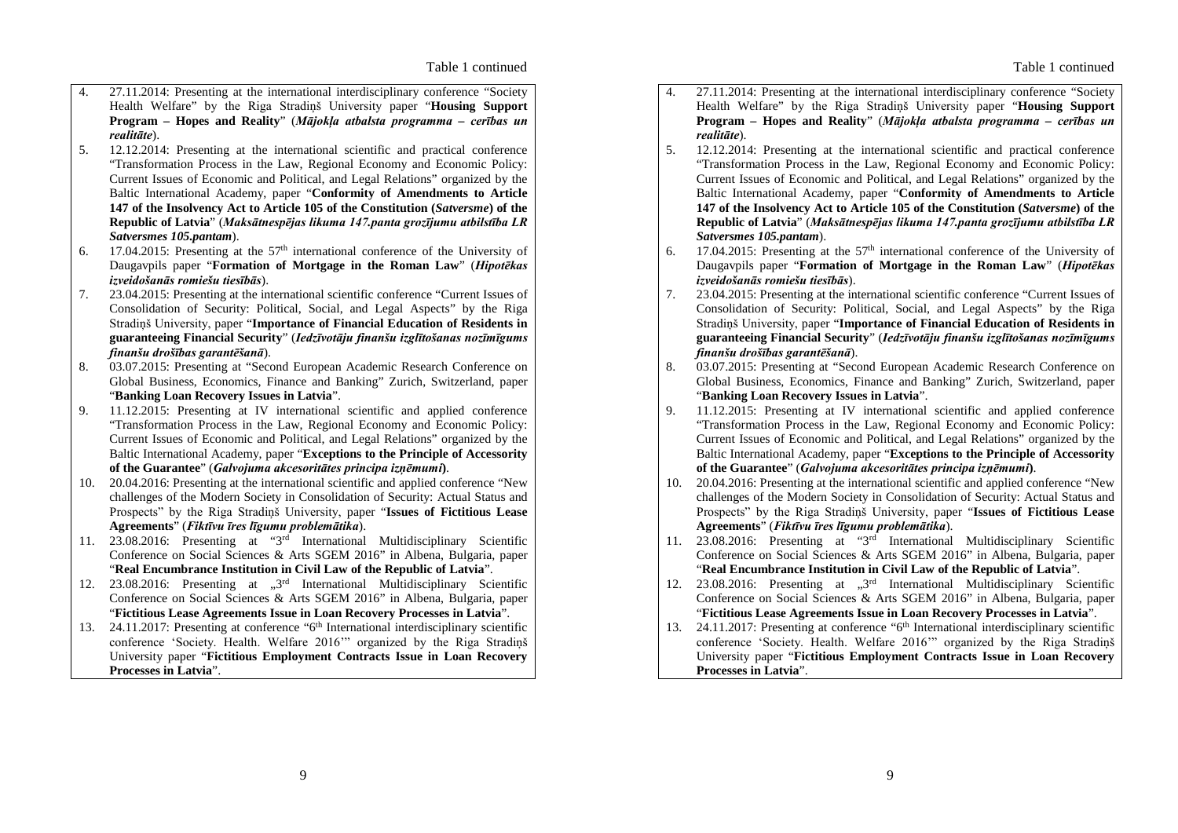Table 1 continued

4. 27.11.2014: Presenting at the international interdisciplinary conference "Society Health Welfare" by the Riga Stradiņš University paper "**Housing Support Program – Hopes and Reality**" (***Mājokļa atbalsta programma – cerības un realitāte***).
5. 12.12.2014: Presenting at the international scientific and practical conference "Transformation Process in the Law, Regional Economy and Economic Policy: Current Issues of Economic and Political, and Legal Relations" organized by the Baltic International Academy, paper "**Conformity of Amendments to Article 147 of the Insolvency Act to Article 105 of the Constitution (*Satversme*) of the Republic of Latvia**" (***Maksātnespējas likuma 147.panta grozījumu atbilstība LR Satversmes 105.pantam***).
6. 17.04.2015: Presenting at the 57th international conference of the University of Daugavpils paper "**Formation of Mortgage in the Roman Law**" (***Hipotēkas izveidošanās romiešu tiesībās***).
7. 23.04.2015: Presenting at the international scientific conference "Current Issues of Consolidation of Security: Political, Social, and Legal Aspects" by the Riga Stradiņš University, paper "**Importance of Financial Education of Residents in guaranteeing Financial Security**" (***Iedzīvotāju finanšu izglītošanas nozīmīgums finanšu drošības garantēšanā***).
8. 03.07.2015: Presenting at "Second European Academic Research Conference on Global Business, Economics, Finance and Banking" Zurich, Switzerland, paper "**Banking Loan Recovery Issues in Latvia**".
9. 11.12.2015: Presenting at IV international scientific and applied conference "Transformation Process in the Law, Regional Economy and Economic Policy: Current Issues of Economic and Political, and Legal Relations" organized by the Baltic International Academy, paper "**Exceptions to the Principle of Accessority of the Guarantee**" (***Galvojuma akcesoritātes principa izņēmumi***).
10. 20.04.2016: Presenting at the international scientific and applied conference "New challenges of the Modern Society in Consolidation of Security: Actual Status and Prospects" by the Riga Stradiņš University, paper "**Issues of Fictitious Lease Agreements**" (***Fiktīvu īres līgumu problemātika***).
11. 23.08.2016: Presenting at "3rd International Multidisciplinary Scientific Conference on Social Sciences & Arts SGEM 2016" in Albena, Bulgaria, paper "**Real Encumbrance Institution in Civil Law of the Republic of Latvia**".
12. 23.08.2016: Presenting at „3rd International Multidisciplinary Scientific Conference on Social Sciences & Arts SGEM 2016" in Albena, Bulgaria, paper "**Fictitious Lease Agreements Issue in Loan Recovery Processes in Latvia**".
13. 24.11.2017: Presenting at conference "6th International interdisciplinary scientific conference 'Society. Health. Welfare 2016'" organized by the Riga Stradiņš University paper "**Fictitious Employment Contracts Issue in Loan Recovery Processes in Latvia**".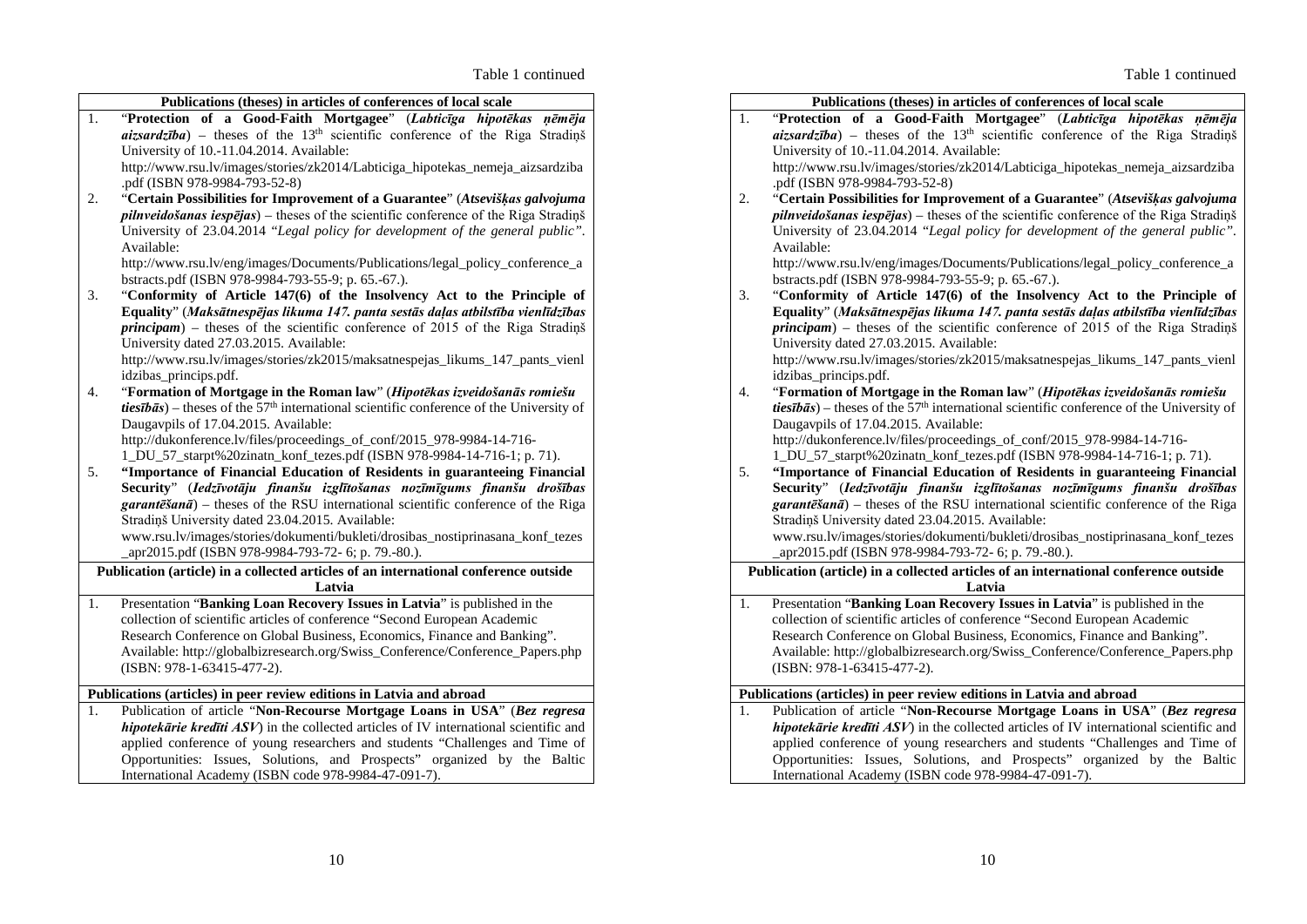Table 1 continued

| Publications (theses) in articles of conferences of local scale | |
|---|---|
| 1. | "**Protection of a Good-Faith Mortgagee**" (***Labticīga hipotēkas ņēmēja aizsardzība***) – theses of the 13th scientific conference of the Riga Stradiņš University of 10.-11.04.2014. Available: http://www.rsu.lv/images/stories/zk2014/Labticiga_hipotekas_nemeja_aizsardziba.pdf (ISBN 978-9984-793-52-8) |
| 2. | "**Certain Possibilities for Improvement of a Guarantee**" (***Atsevišķas galvojuma pilnveidošanas iespējas***) – theses of the scientific conference of the Riga Stradiņš University of 23.04.2014 "*Legal policy for development of the general public*". Available: http://www.rsu.lv/eng/images/Documents/Publications/legal_policy_conference_abstracts.pdf (ISBN 978-9984-793-55-9; p. 65.-67.). |
| 3. | "**Conformity of Article 147(6) of the Insolvency Act to the Principle of Equality**" (***Maksātnespējas likuma 147. panta sestās daļas atbilstība vienlīdzības principam***) – theses of the scientific conference of 2015 of the Riga Stradiņš University dated 27.03.2015. Available: http://www.rsu.lv/images/stories/zk2015/maksatnespejas_likums_147_pants_vienlidzibas_princips.pdf. |
| 4. | "**Formation of Mortgage in the Roman law**" (***Hipotēkas izveidošanās romiešu tiesībās***) – theses of the 57th international scientific conference of the University of Daugavpils of 17.04.2015. Available: http://dukonference.lv/files/proceedings_of_conf/2015_978-9984-14-716-1_DU_57_starpt%20zinatn_konf_tezes.pdf (ISBN 978-9984-14-716-1; p. 71). |
| 5. | **"Importance of Financial Education of Residents in guaranteeing Financial Security**" (***Iedzīvotāju finanšu izglītošanas nozīmīgums finanšu drošības garantēšanā***) – theses of the RSU international scientific conference of the Riga Stradiņš University dated 23.04.2015. Available: www.rsu.lv/images/stories/dokumenti/bukleti/drosibas_nostiprinasana_konf_tezes_apr2015.pdf (ISBN 978-9984-793-72- 6; p. 79.-80.). |
| **Publication (article) in a collected articles of an international conference outside Latvia** | |
| 1. | Presentation "**Banking Loan Recovery Issues in Latvia**" is published in the collection of scientific articles of conference "Second European Academic Research Conference on Global Business, Economics, Finance and Banking". Available: http://globalbizresearch.org/Swiss_Conference/Conference_Papers.php (ISBN: 978-1-63415-477-2). |
| **Publications (articles) in peer review editions in Latvia and abroad** | |
| 1. | Publication of article "**Non-Recourse Mortgage Loans in USA**" (***Bez regresa hipotekārie kredīti ASV***) in the collected articles of IV international scientific and applied conference of young researchers and students "Challenges and Time of Opportunities: Issues, Solutions, and Prospects" organized by the Baltic International Academy (ISBN code 978-9984-47-091-7). |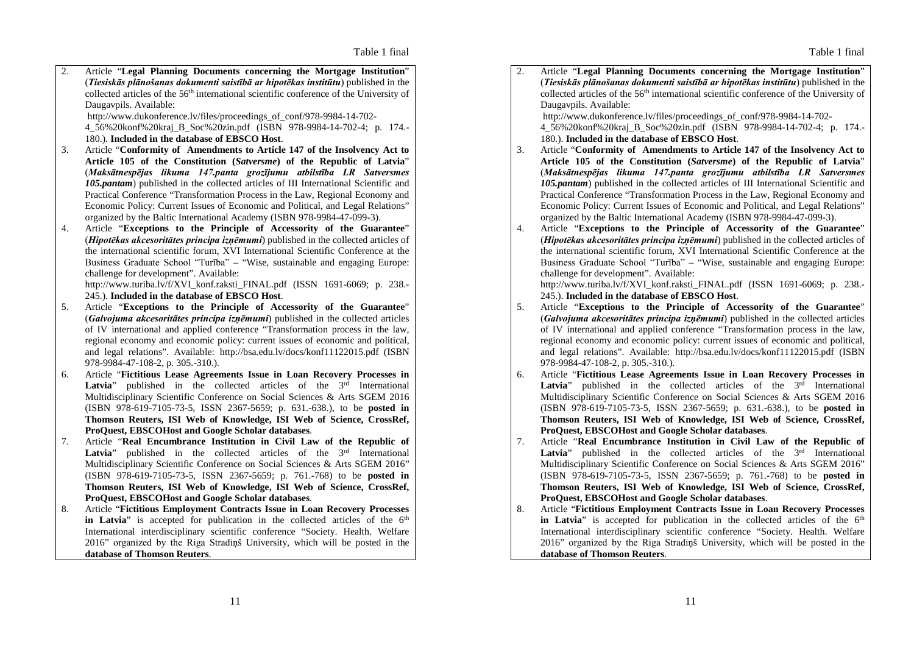2. Article "**Legal Planning Documents concerning the Mortgage Institution**" (***Tiesiskās plānošanas dokumenti saistībā ar hipotēkas institūtu***) published in the collected articles of the 56th international scientific conference of the University of Daugavpils. Available: http://www.dukonference.lv/files/proceedings_of_conf/978-9984-14-702-4_56%20konf%20kraj_B_Soc%20zin.pdf (ISBN 978-9984-14-702-4; p. 174.-180.). **Included in the database of EBSCO Host**.
3. Article "**Conformity of Amendments to Article 147 of the Insolvency Act to Article 105 of the Constitution (*Satversme*) of the Republic of Latvia**" (***Maksātnespējas likuma 147.panta grozījumu atbilstība LR Satversmes 105.pantam***) published in the collected articles of III International Scientific and Practical Conference "Transformation Process in the Law, Regional Economy and Economic Policy: Current Issues of Economic and Political, and Legal Relations" organized by the Baltic International Academy (ISBN 978-9984-47-099-3).
4. Article "**Exceptions to the Principle of Accessority of the Guarantee**" (***Hipotēkas akcesoritātes principa izņēmumi***) published in the collected articles of the international scientific forum, XVI International Scientific Conference at the Business Graduate School "Turība" – "Wise, sustainable and engaging Europe: challenge for development". Available: http://www.turiba.lv/f/XVI_konf.raksti_FINAL.pdf (ISSN 1691-6069; p. 238.-245.). **Included in the database of EBSCO Host**.
5. Article "**Exceptions to the Principle of Accessority of the Guarantee**" (***Galvojuma akcesoritātes principa izņēmumi***) published in the collected articles of IV international and applied conference "Transformation process in the law, regional economy and economic policy: current issues of economic and political, and legal relations". Available: http://bsa.edu.lv/docs/konf11122015.pdf (ISBN 978-9984-47-108-2, p. 305.-310.).
6. Article "**Fictitious Lease Agreements Issue in Loan Recovery Processes in Latvia**" published in the collected articles of the 3rd International Multidisciplinary Scientific Conference on Social Sciences & Arts SGEM 2016 (ISBN 978-619-7105-73-5, ISSN 2367-5659; p. 631.-638.), to be **posted in Thomson Reuters, ISI Web of Knowledge, ISI Web of Science, CrossRef, ProQuest, EBSCOHost and Google Scholar databases**.
7. Article "**Real Encumbrance Institution in Civil Law of the Republic of Latvia**" published in the collected articles of the 3rd International Multidisciplinary Scientific Conference on Social Sciences & Arts SGEM 2016" (ISBN 978-619-7105-73-5, ISSN 2367-5659; p. 761.-768) to be **posted in Thomson Reuters, ISI Web of Knowledge, ISI Web of Science, CrossRef, ProQuest, EBSCOHost and Google Scholar databases**.
8. Article "**Fictitious Employment Contracts Issue in Loan Recovery Processes in Latvia**" is accepted for publication in the collected articles of the 6th International interdisciplinary scientific conference "Society. Health. Welfare 2016" organized by the Riga Stradiņš University, which will be posted in the **database of Thomson Reuters**.

2. Article "**Legal Planning Documents concerning the Mortgage Institution**" (***Tiesiskās plānošanas dokumenti saistībā ar hipotēkas institūtu***) published in the collected articles of the 56th international scientific conference of the University of Daugavpils. Available: http://www.dukonference.lv/files/proceedings_of_conf/978-9984-14-702-4_56%20konf%20kraj_B_Soc%20zin.pdf (ISBN 978-9984-14-702-4; p. 174.-180.). **Included in the database of EBSCO Host**.
3. Article "**Conformity of Amendments to Article 147 of the Insolvency Act to Article 105 of the Constitution (*Satversme*) of the Republic of Latvia**" (***Maksātnespējas likuma 147.panta grozījumu atbilstība LR Satversmes 105.pantam***) published in the collected articles of III International Scientific and Practical Conference "Transformation Process in the Law, Regional Economy and Economic Policy: Current Issues of Economic and Political, and Legal Relations" organized by the Baltic International Academy (ISBN 978-9984-47-099-3).
4. Article "**Exceptions to the Principle of Accessority of the Guarantee**" (***Hipotēkas akcesoritātes principa izņēmumi***) published in the collected articles of the international scientific forum, XVI International Scientific Conference at the Business Graduate School "Turība" – "Wise, sustainable and engaging Europe: challenge for development". Available: http://www.turiba.lv/f/XVI_konf.raksti_FINAL.pdf (ISSN 1691-6069; p. 238.-245.). **Included in the database of EBSCO Host**.
5. Article "**Exceptions to the Principle of Accessority of the Guarantee**" (***Galvojuma akcesoritātes principa izņēmumi***) published in the collected articles of IV international and applied conference "Transformation process in the law, regional economy and economic policy: current issues of economic and political, and legal relations". Available: http://bsa.edu.lv/docs/konf11122015.pdf (ISBN 978-9984-47-108-2, p. 305.-310.).
6. Article "**Fictitious Lease Agreements Issue in Loan Recovery Processes in Latvia**" published in the collected articles of the 3rd International Multidisciplinary Scientific Conference on Social Sciences & Arts SGEM 2016 (ISBN 978-619-7105-73-5, ISSN 2367-5659; p. 631.-638.), to be **posted in Thomson Reuters, ISI Web of Knowledge, ISI Web of Science, CrossRef, ProQuest, EBSCOHost and Google Scholar databases**.
7. Article "**Real Encumbrance Institution in Civil Law of the Republic of Latvia**" published in the collected articles of the 3rd International Multidisciplinary Scientific Conference on Social Sciences & Arts SGEM 2016" (ISBN 978-619-7105-73-5, ISSN 2367-5659; p. 761.-768) to be **posted in Thomson Reuters, ISI Web of Knowledge, ISI Web of Science, CrossRef, ProQuest, EBSCOHost and Google Scholar databases**.
8. Article "**Fictitious Employment Contracts Issue in Loan Recovery Processes in Latvia**" is accepted for publication in the collected articles of the 6th International interdisciplinary scientific conference "Society. Health. Welfare 2016" organized by the Riga Stradiņš University, which will be posted in the **database of Thomson Reuters**.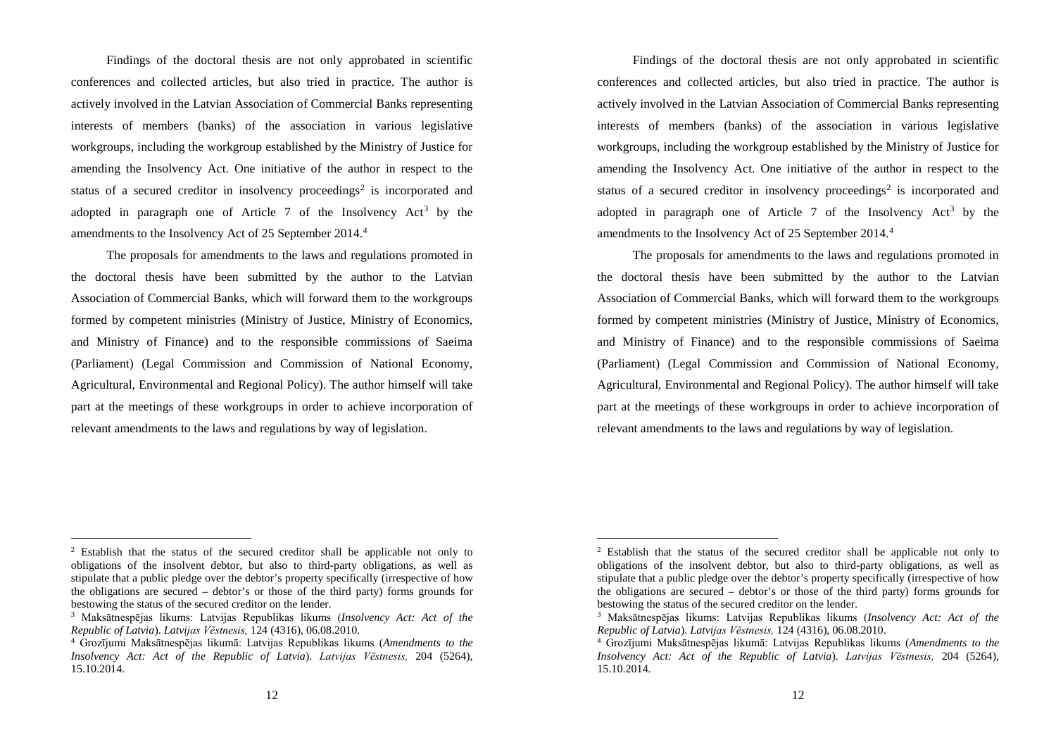Findings of the doctoral thesis are not only approbated in scientific conferences and collected articles, but also tried in practice. The author is actively involved in the Latvian Association of Commercial Banks representing interests of members (banks) of the association in various legislative workgroups, including the workgroup established by the Ministry of Justice for amending the Insolvency Act. One initiative of the author in respect to the status of a secured creditor in insolvency proceedings[2] is incorporated and adopted in paragraph one of Article 7 of the Insolvency Act[3] by the amendments to the Insolvency Act of 25 September 2014.[4]

The proposals for amendments to the laws and regulations promoted in the doctoral thesis have been submitted by the author to the Latvian Association of Commercial Banks, which will forward them to the workgroups formed by competent ministries (Ministry of Justice, Ministry of Economics, and Ministry of Finance) and to the responsible commissions of Saeima (Parliament) (Legal Commission and Commission of National Economy, Agricultural, Environmental and Regional Policy). The author himself will take part at the meetings of these workgroups in order to achieve incorporation of relevant amendments to the laws and regulations by way of legislation.

---

[2] Establish that the status of the secured creditor shall be applicable not only to obligations of the insolvent debtor, but also to third-party obligations, as well as stipulate that a public pledge over the debtor's property specifically (irrespective of how the obligations are secured – debtor's or those of the third party) forms grounds for bestowing the status of the secured creditor on the lender.

[3] Maksātnespējas likums: Latvijas Republikas likums (*Insolvency Act: Act of the Republic of Latvia*). *Latvijas Vēstnesis,* 124 (4316), 06.08.2010.

[4] Grozījumi Maksātnespējas likumā: Latvijas Republikas likums (*Amendments to the Insolvency Act: Act of the Republic of Latvia*). *Latvijas Vēstnesis,* 204 (5264), 15.10.2014.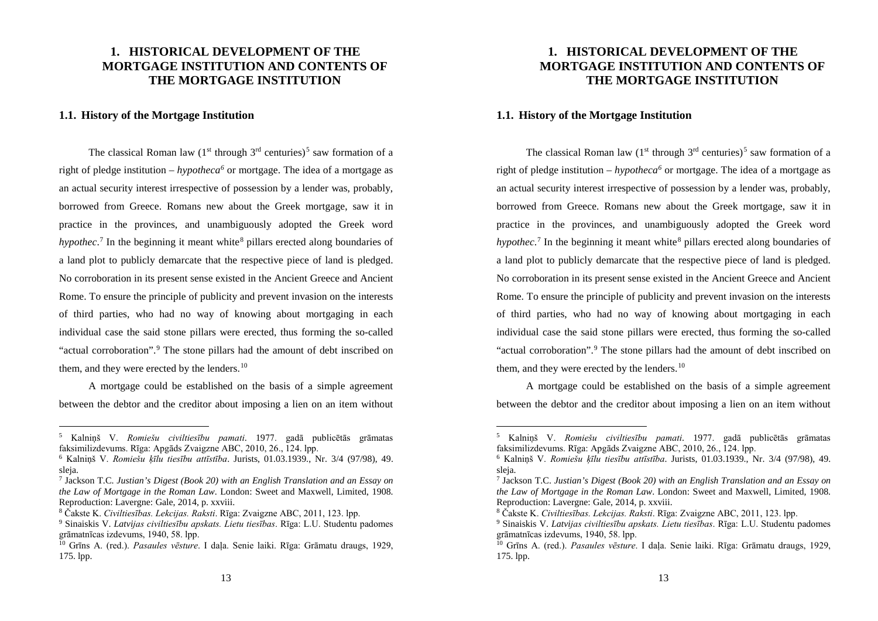# 1. HISTORICAL DEVELOPMENT OF THE MORTGAGE INSTITUTION AND CONTENTS OF THE MORTGAGE INSTITUTION

## 1.1. History of the Mortgage Institution

The classical Roman law (1st through 3rd centuries)[5] saw formation of a right of pledge institution – *hypotheca*[6] or mortgage. The idea of a mortgage as an actual security interest irrespective of possession by a lender was, probably, borrowed from Greece. Romans new about the Greek mortgage, saw it in practice in the provinces, and unambiguously adopted the Greek word *hypothec*.[7] In the beginning it meant white[8] pillars erected along boundaries of a land plot to publicly demarcate that the respective piece of land is pledged. No corroboration in its present sense existed in the Ancient Greece and Ancient Rome. To ensure the principle of publicity and prevent invasion on the interests of third parties, who had no way of knowing about mortgaging in each individual case the said stone pillars were erected, thus forming the so-called "actual corroboration".[9] The stone pillars had the amount of debt inscribed on them, and they were erected by the lenders.[10]

A mortgage could be established on the basis of a simple agreement between the debtor and the creditor about imposing a lien on an item without

---

[5] Kalniņš V. *Romiešu civiltiesību pamati*. 1977. gadā publicētās grāmatas faksimilizdevums. Rīga: Apgāds Zvaigzne ABC, 2010, 26., 124. lpp.

[6] Kalniņš V. *Romiešu ķīlu tiesību attīstība*. Jurists, 01.03.1939., Nr. 3/4 (97/98), 49. sleja.

[7] Jackson T.C. *Justian's Digest (Book 20) with an English Translation and an Essay on the Law of Mortgage in the Roman Law*. London: Sweet and Maxwell, Limited, 1908. Reproduction: Lavergne: Gale, 2014, p. xxviii.

[8] Čakste K. *Civiltiesības. Lekcijas. Raksti*. Rīga: Zvaigzne ABC, 2011, 123. lpp.

[9] Sinaiskis V. *Latvijas civiltiesību apskats. Lietu tiesības*. Rīga: L.U. Studentu padomes grāmatnīcas izdevums, 1940, 58. lpp.

[10] Grīns A. (red.). *Pasaules vēsture*. I daļa. Senie laiki. Rīga: Grāmatu draugs, 1929, 175. lpp.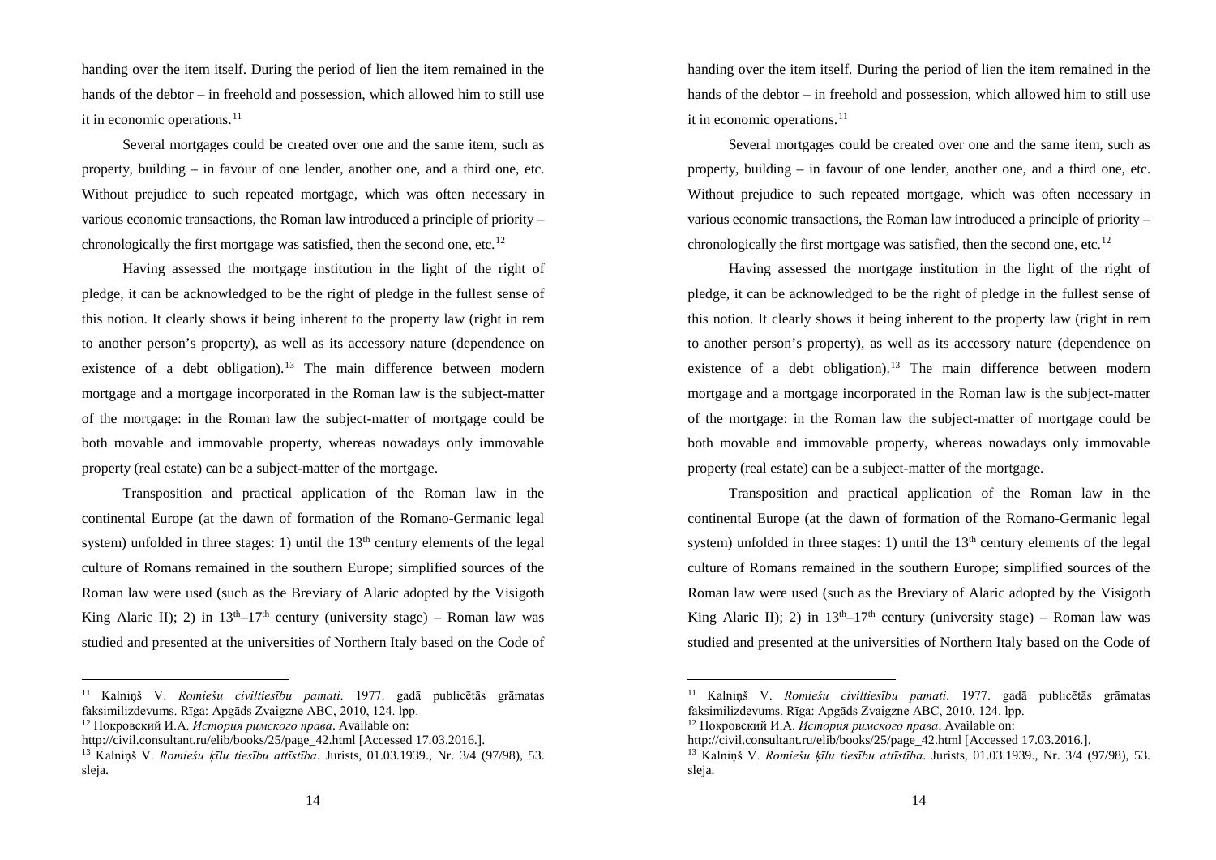handing over the item itself. During the period of lien the item remained in the hands of the debtor – in freehold and possession, which allowed him to still use it in economic operations.[11]

Several mortgages could be created over one and the same item, such as property, building – in favour of one lender, another one, and a third one, etc. Without prejudice to such repeated mortgage, which was often necessary in various economic transactions, the Roman law introduced a principle of priority – chronologically the first mortgage was satisfied, then the second one, etc.[12]

Having assessed the mortgage institution in the light of the right of pledge, it can be acknowledged to be the right of pledge in the fullest sense of this notion. It clearly shows it being inherent to the property law (right in rem to another person's property), as well as its accessory nature (dependence on existence of a debt obligation).[13] The main difference between modern mortgage and a mortgage incorporated in the Roman law is the subject-matter of the mortgage: in the Roman law the subject-matter of mortgage could be both movable and immovable property, whereas nowadays only immovable property (real estate) can be a subject-matter of the mortgage.

Transposition and practical application of the Roman law in the continental Europe (at the dawn of formation of the Romano-Germanic legal system) unfolded in three stages: 1) until the $13^{th}$ century elements of the legal culture of Romans remained in the southern Europe; simplified sources of the Roman law were used (such as the Breviary of Alaric adopted by the Visigoth King Alaric II); 2) in $13^{th}$–$17^{th}$ century (university stage) – Roman law was studied and presented at the universities of Northern Italy based on the Code of

---

[11] Kalniņš V. *Romiešu civiltiesību pamati*. 1977. gadā publicētās grāmatas faksimilizdevums. Rīga: Apgāds Zvaigzne ABC, 2010, 124. lpp.

[12] Покровский И.А. *История римского права*. Available on: http://civil.consultant.ru/elib/books/25/page_42.html [Accessed 17.03.2016.].

[13] Kalniņš V. *Romiešu ķīlu tiesību attīstība*. Jurists, 01.03.1939., Nr. 3/4 (97/98), 53. sleja.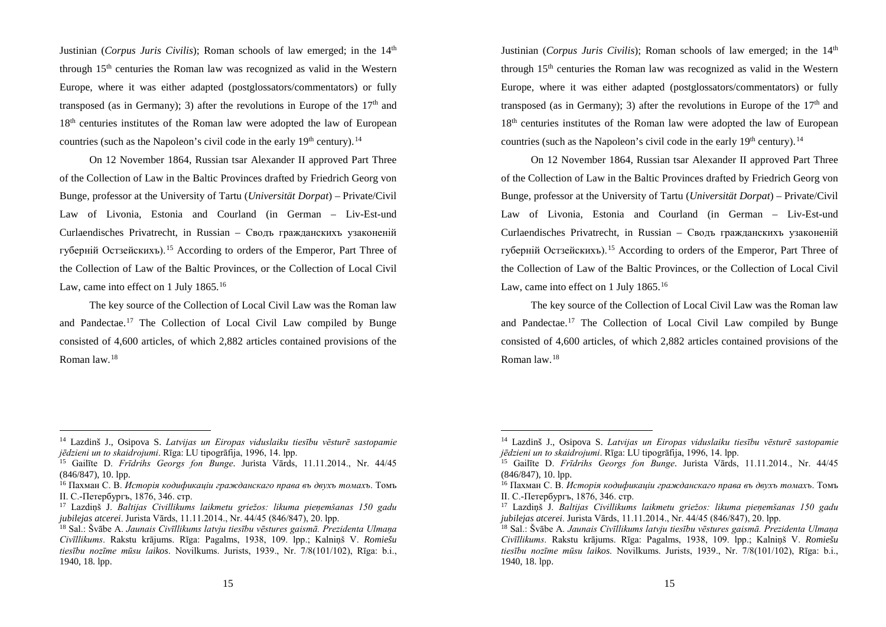Justinian (*Corpus Juris Civilis*); Roman schools of law emerged; in the 14th through 15th centuries the Roman law was recognized as valid in the Western Europe, where it was either adapted (postglossators/commentators) or fully transposed (as in Germany); 3) after the revolutions in Europe of the 17th and 18th centuries institutes of the Roman law were adopted the law of European countries (such as the Napoleon's civil code in the early 19th century).[14]

On 12 November 1864, Russian tsar Alexander II approved Part Three of the Collection of Law in the Baltic Provinces drafted by Friedrich Georg von Bunge, professor at the University of Tartu (*Universität Dorpat*) – Private/Civil Law of Livonia, Estonia and Courland (in German – Liv-Est-und Curlaendisches Privatrecht, in Russian – Сводъ гражданскихъ узаконеній губерній Остзейскихъ).[15] According to orders of the Emperor, Part Three of the Collection of Law of the Baltic Provinces, or the Collection of Local Civil Law, came into effect on 1 July 1865.[16]

The key source of the Collection of Local Civil Law was the Roman law and Pandectae.[17] The Collection of Local Civil Law compiled by Bunge consisted of 4,600 articles, of which 2,882 articles contained provisions of the Roman law.[18]

---

[14] Lazdinš J., Osipova S. *Latvijas un Eiropas viduslaiku tiesību vēsturē sastopamie jēdzieni un to skaidrojumi*. Rīga: LU tipogrāfija, 1996, 14. lpp.

[15] Gailīte D. *Frīdrihs Georgs fon Bunge*. Jurista Vārds, 11.11.2014., Nr. 44/45 (846/847), 10. lpp.

[16] Пахман С. В. *Исторія кодификаціи гражданскаго права въ двухъ томахъ*. Томъ II. С.-Петербургъ, 1876, 346. стр.

[17] Lazdiņš J. *Baltijas Civillikums laikmetu griežos: likuma pieņemšanas 150 gadu jubilejas atcerei*. Jurista Vārds, 11.11.2014., Nr. 44/45 (846/847), 20. lpp.

[18] Sal.: Švābe A. *Jaunais Civīllikums latvju tiesību vēstures gaismā. Prezidenta Ulmaņa Civīllikums*. Rakstu krājums. Rīga: Pagalms, 1938, 109. lpp.; Kalniņš V. *Romiešu tiesību nozīme mūsu laikos*. Novilkums. Jurists, 1939., Nr. 7/8(101/102), Rīga: b.i., 1940, 18. lpp.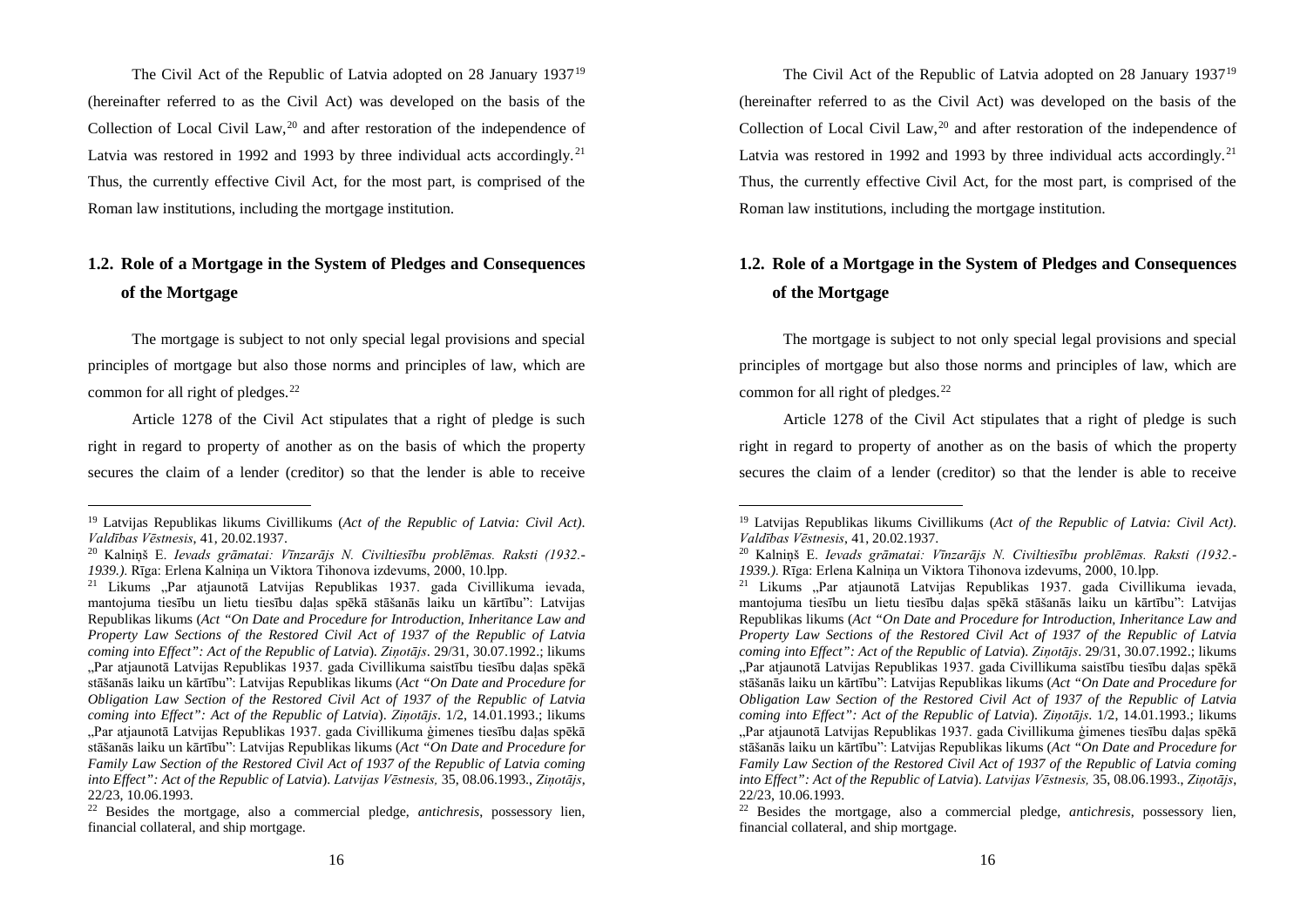The Civil Act of the Republic of Latvia adopted on 28 January 1937[19] (hereinafter referred to as the Civil Act) was developed on the basis of the Collection of Local Civil Law,[20] and after restoration of the independence of Latvia was restored in 1992 and 1993 by three individual acts accordingly.[21] Thus, the currently effective Civil Act, for the most part, is comprised of the Roman law institutions, including the mortgage institution.

## 1.2. Role of a Mortgage in the System of Pledges and Consequences of the Mortgage

The mortgage is subject to not only special legal provisions and special principles of mortgage but also those norms and principles of law, which are common for all right of pledges.[22]

Article 1278 of the Civil Act stipulates that a right of pledge is such right in regard to property of another as on the basis of which the property secures the claim of a lender (creditor) so that the lender is able to receive

---

[19] Latvijas Republikas likums Civillikums (*Act of the Republic of Latvia: Civil Act)*. *Valdības Vēstnesis*, 41, 20.02.1937.

[20] Kalniņš E. *Ievads grāmatai: Vīnzarājs N. Civiltiesību problēmas. Raksti (1932.-1939.).* Rīga: Erlena Kalniņa un Viktora Tihonova izdevums, 2000, 10.lpp.

[21] Likums „Par atjaunotā Latvijas Republikas 1937. gada Civillikuma ievada, mantojuma tiesību un lietu tiesību daļas spēkā stāšanās laiku un kārtību": Latvijas Republikas likums (*Act "On Date and Procedure for Introduction, Inheritance Law and Property Law Sections of the Restored Civil Act of 1937 of the Republic of Latvia coming into Effect": Act of the Republic of Latvia*). *Ziņotājs*. 29/31, 30.07.1992.; likums „Par atjaunotā Latvijas Republikas 1937. gada Civillikuma saistību tiesību daļas spēkā stāšanās laiku un kārtību": Latvijas Republikas likums (*Act "On Date and Procedure for Obligation Law Section of the Restored Civil Act of 1937 of the Republic of Latvia coming into Effect": Act of the Republic of Latvia*). *Ziņotājs*. 1/2, 14.01.1993.; likums „Par atjaunotā Latvijas Republikas 1937. gada Civillikuma ģimenes tiesību daļas spēkā stāšanās laiku un kārtību": Latvijas Republikas likums (*Act "On Date and Procedure for Family Law Section of the Restored Civil Act of 1937 of the Republic of Latvia coming into Effect": Act of the Republic of Latvia*). *Latvijas Vēstnesis,* 35, 08.06.1993., *Ziņotājs*, 22/23, 10.06.1993.

[22] Besides the mortgage, also a commercial pledge, *antichresis*, possessory lien, financial collateral, and ship mortgage.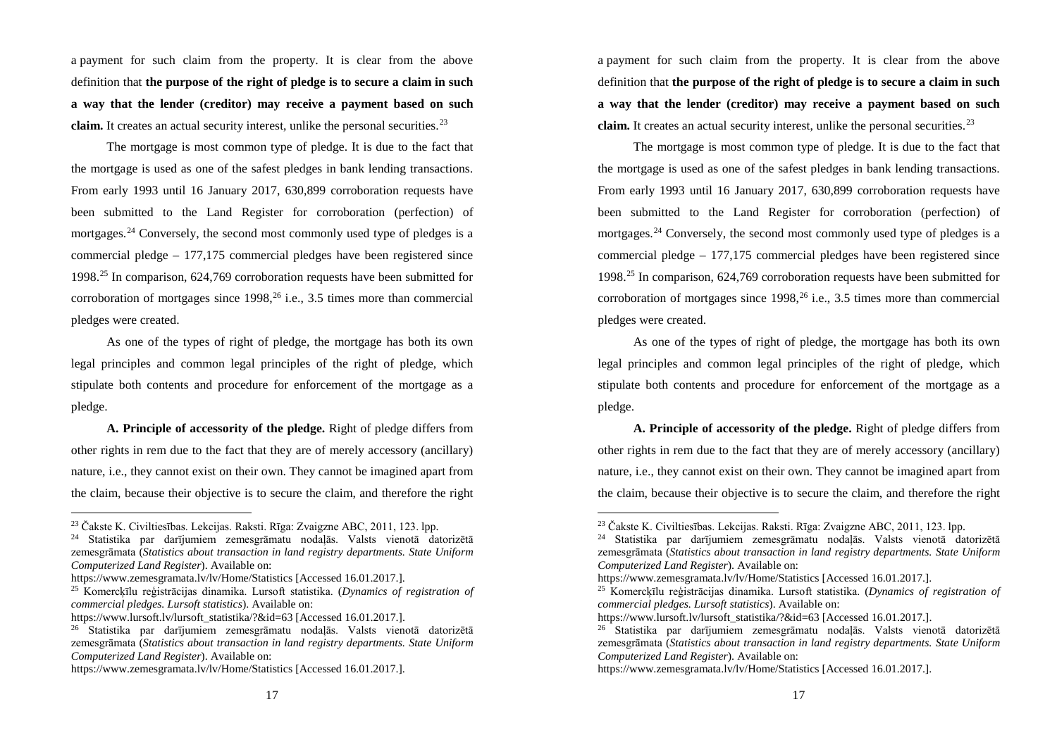a payment for such claim from the property. It is clear from the above definition that **the purpose of the right of pledge is to secure a claim in such a way that the lender (creditor) may receive a payment based on such claim.** It creates an actual security interest, unlike the personal securities.[23]

The mortgage is most common type of pledge. It is due to the fact that the mortgage is used as one of the safest pledges in bank lending transactions. From early 1993 until 16 January 2017, 630,899 corroboration requests have been submitted to the Land Register for corroboration (perfection) of mortgages.[24] Conversely, the second most commonly used type of pledges is a commercial pledge – 177,175 commercial pledges have been registered since 1998.[25] In comparison, 624,769 corroboration requests have been submitted for corroboration of mortgages since 1998,[26] i.e., 3.5 times more than commercial pledges were created.

As one of the types of right of pledge, the mortgage has both its own legal principles and common legal principles of the right of pledge, which stipulate both contents and procedure for enforcement of the mortgage as a pledge.

**A. Principle of accessority of the pledge.** Right of pledge differs from other rights in rem due to the fact that they are of merely accessory (ancillary) nature, i.e., they cannot exist on their own. They cannot be imagined apart from the claim, because their objective is to secure the claim, and therefore the right

---

[23] Čakste K. Civiltiesības. Lekcijas. Raksti. Rīga: Zvaigzne ABC, 2011, 123. lpp.

[24] Statistika par darījumiem zemesgrāmatu nodaļās. Valsts vienotā datorizētā zemesgrāmata (*Statistics about transaction in land registry departments. State Uniform Computerized Land Register*). Available on: https://www.zemesgramata.lv/lv/Home/Statistics [Accessed 16.01.2017.].

[25] Komercķīlu reģistrācijas dinamika. Lursoft statistika. (*Dynamics of registration of commercial pledges. Lursoft statistics*). Available on: https://www.lursoft.lv/lursoft_statistika/?&id=63 [Accessed 16.01.2017.].

[26] Statistika par darījumiem zemesgrāmatu nodaļās. Valsts vienotā datorizētā zemesgrāmata (*Statistics about transaction in land registry departments. State Uniform Computerized Land Register*). Available on: https://www.zemesgramata.lv/lv/Home/Statistics [Accessed 16.01.2017.].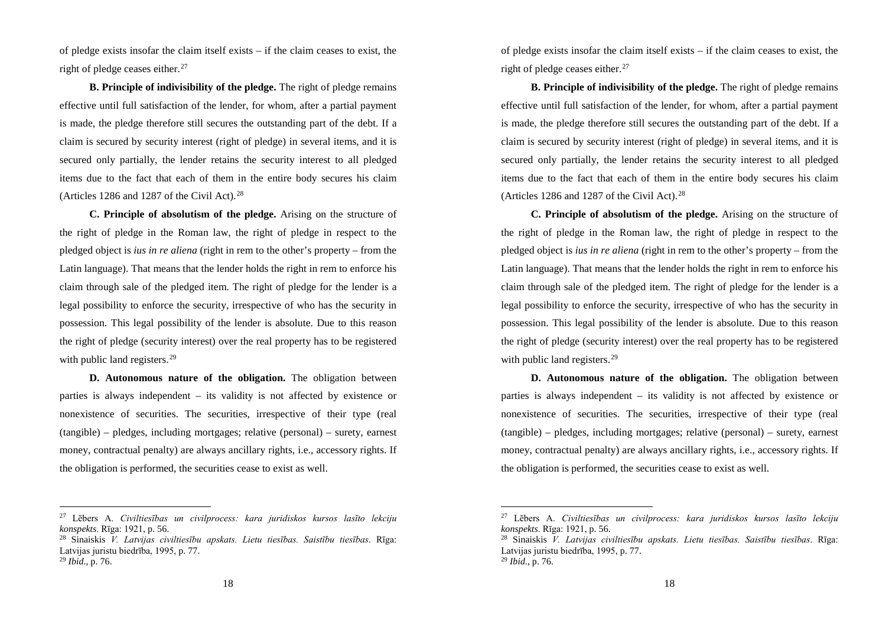of pledge exists insofar the claim itself exists – if the claim ceases to exist, the right of pledge ceases either.[27]

**B. Principle of indivisibility of the pledge.** The right of pledge remains effective until full satisfaction of the lender, for whom, after a partial payment is made, the pledge therefore still secures the outstanding part of the debt. If a claim is secured by security interest (right of pledge) in several items, and it is secured only partially, the lender retains the security interest to all pledged items due to the fact that each of them in the entire body secures his claim (Articles 1286 and 1287 of the Civil Act).[28]

**C. Principle of absolutism of the pledge.** Arising on the structure of the right of pledge in the Roman law, the right of pledge in respect to the pledged object is *ius in re aliena* (right in rem to the other's property – from the Latin language). That means that the lender holds the right in rem to enforce his claim through sale of the pledged item. The right of pledge for the lender is a legal possibility to enforce the security, irrespective of who has the security in possession. This legal possibility of the lender is absolute. Due to this reason the right of pledge (security interest) over the real property has to be registered with public land registers.[29]

**D. Autonomous nature of the obligation.** The obligation between parties is always independent – its validity is not affected by existence or nonexistence of securities. The securities, irrespective of their type (real (tangible) – pledges, including mortgages; relative (personal) – surety, earnest money, contractual penalty) are always ancillary rights, i.e., accessory rights. If the obligation is performed, the securities cease to exist as well.

---

[27] Lēbers A. *Civiltiesības un civilprocess: kara juridiskos kursos lasīto lekciju konspekts*. Rīga: 1921, p. 56.

[28] Sinaiskis *V. Latvijas civiltiesību apskats. Lietu tiesības. Saistību tiesības*. Rīga: Latvijas juristu biedrība, 1995, p. 77.

[29] *Ibid*., p. 76.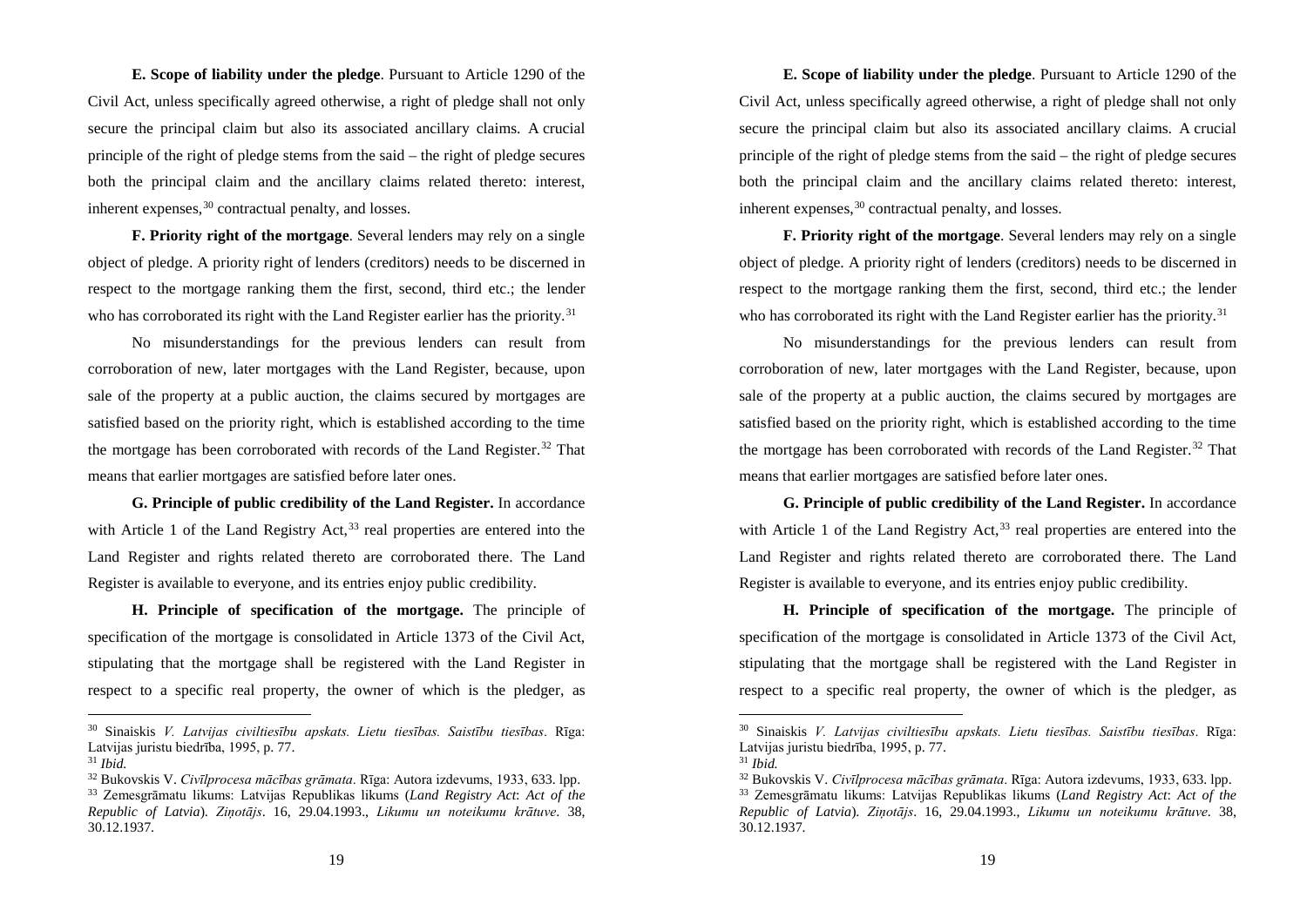**E. Scope of liability under the pledge**. Pursuant to Article 1290 of the Civil Act, unless specifically agreed otherwise, a right of pledge shall not only secure the principal claim but also its associated ancillary claims. A crucial principle of the right of pledge stems from the said – the right of pledge secures both the principal claim and the ancillary claims related thereto: interest, inherent expenses,[30] contractual penalty, and losses.

**F. Priority right of the mortgage**. Several lenders may rely on a single object of pledge. A priority right of lenders (creditors) needs to be discerned in respect to the mortgage ranking them the first, second, third etc.; the lender who has corroborated its right with the Land Register earlier has the priority.[31]

No misunderstandings for the previous lenders can result from corroboration of new, later mortgages with the Land Register, because, upon sale of the property at a public auction, the claims secured by mortgages are satisfied based on the priority right, which is established according to the time the mortgage has been corroborated with records of the Land Register.[32] That means that earlier mortgages are satisfied before later ones.

**G. Principle of public credibility of the Land Register.** In accordance with Article 1 of the Land Registry Act,[33] real properties are entered into the Land Register and rights related thereto are corroborated there. The Land Register is available to everyone, and its entries enjoy public credibility.

**H. Principle of specification of the mortgage.** The principle of specification of the mortgage is consolidated in Article 1373 of the Civil Act, stipulating that the mortgage shall be registered with the Land Register in respect to a specific real property, the owner of which is the pledger, as

---

[30] Sinaiskis *V. Latvijas civiltiesību apskats. Lietu tiesības. Saistību tiesības*. Rīga: Latvijas juristu biedrība, 1995, p. 77.

[31] *Ibid.*

[32] Bukovskis V. *Civīlprocesa mācības grāmata*. Rīga: Autora izdevums, 1933, 633. lpp.

[33] Zemesgrāmatu likums: Latvijas Republikas likums (*Land Registry Act*: *Act of the Republic of Latvia*). *Ziņotājs*. 16, 29.04.1993., *Likumu un noteikumu krātuve*. 38, 30.12.1937.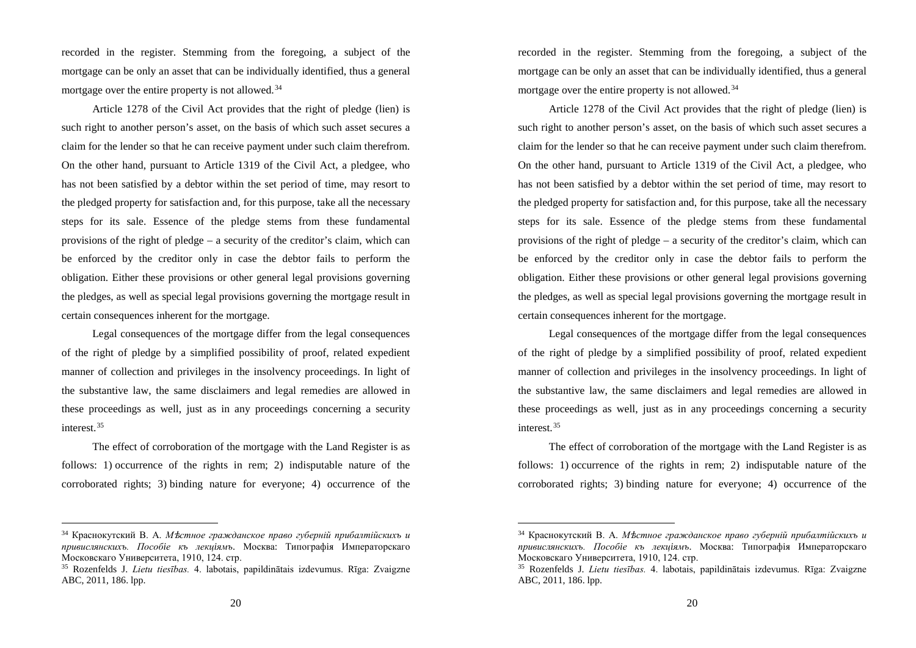recorded in the register. Stemming from the foregoing, a subject of the mortgage can be only an asset that can be individually identified, thus a general mortgage over the entire property is not allowed.[34]

Article 1278 of the Civil Act provides that the right of pledge (lien) is such right to another person's asset, on the basis of which such asset secures a claim for the lender so that he can receive payment under such claim therefrom. On the other hand, pursuant to Article 1319 of the Civil Act, a pledgee, who has not been satisfied by a debtor within the set period of time, may resort to the pledged property for satisfaction and, for this purpose, take all the necessary steps for its sale. Essence of the pledge stems from these fundamental provisions of the right of pledge – a security of the creditor's claim, which can be enforced by the creditor only in case the debtor fails to perform the obligation. Either these provisions or other general legal provisions governing the pledges, as well as special legal provisions governing the mortgage result in certain consequences inherent for the mortgage.

Legal consequences of the mortgage differ from the legal consequences of the right of pledge by a simplified possibility of proof, related expedient manner of collection and privileges in the insolvency proceedings. In light of the substantive law, the same disclaimers and legal remedies are allowed in these proceedings as well, just as in any proceedings concerning a security interest.[35]

The effect of corroboration of the mortgage with the Land Register is as follows: 1) occurrence of the rights in rem; 2) indisputable nature of the corroborated rights; 3) binding nature for everyone; 4) occurrence of the

[34] Краснокутский В. А. *Мѣстное гражданское право губерній прибалтійскихъ и привислянскихъ. Пособіе къ лекціямъ*. Москва: Типографія Императорскаго Московскаго Университета, 1910, 124. стр.

[35] Rozenfelds J. *Lietu tiesības.* 4. labotais, papildinātais izdevumus. Rīga: Zvaigzne ABC, 2011, 186. lpp.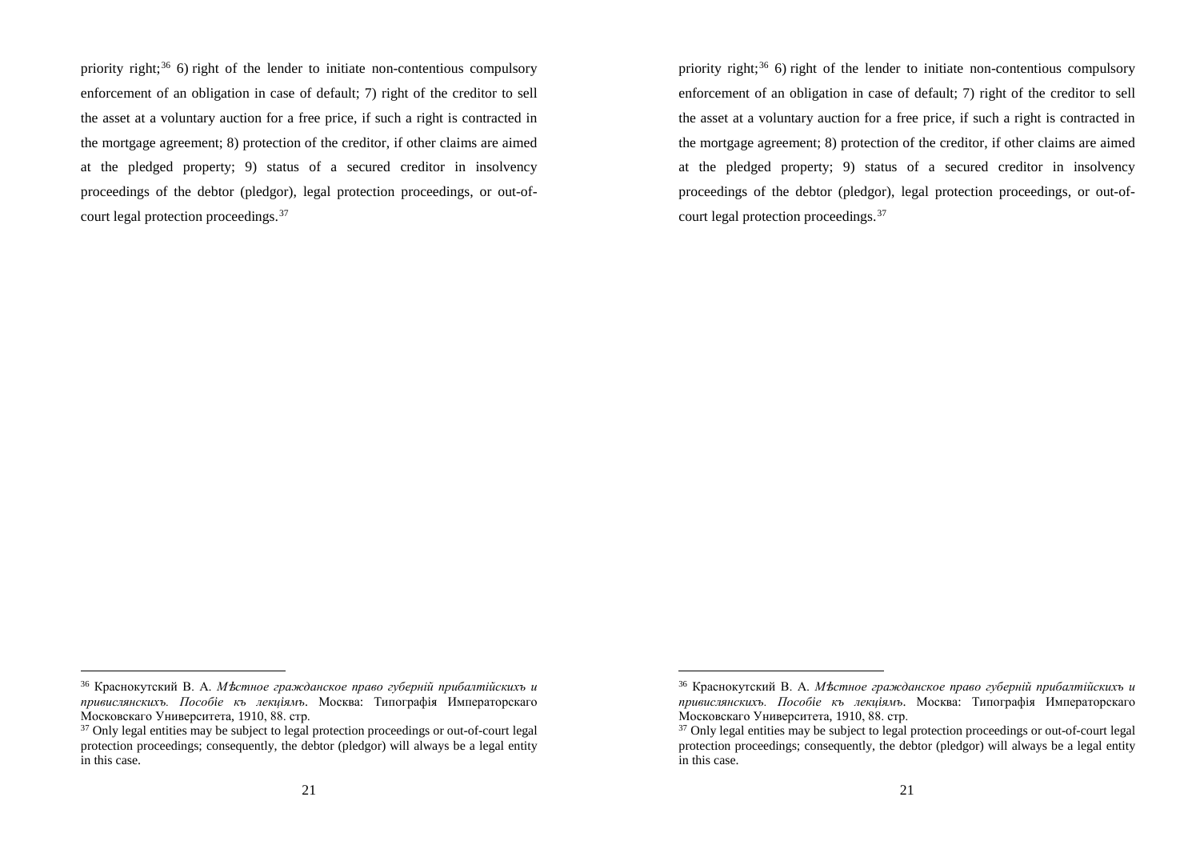priority right;[36] 6) right of the lender to initiate non-contentious compulsory enforcement of an obligation in case of default; 7) right of the creditor to sell the asset at a voluntary auction for a free price, if such a right is contracted in the mortgage agreement; 8) protection of the creditor, if other claims are aimed at the pledged property; 9) status of a secured creditor in insolvency proceedings of the debtor (pledgor), legal protection proceedings, or out-of-court legal protection proceedings.[37]

---

[36] Краснокутский В. А. *Мѣстное гражданское право губерній прибалтійскихъ и привислянскихъ. Пособіе къ лекціямъ*. Москва: Типографія Императорскаго Московскаго Университета, 1910, 88. стр.

[37] Only legal entities may be subject to legal protection proceedings or out-of-court legal protection proceedings; consequently, the debtor (pledgor) will always be a legal entity in this case.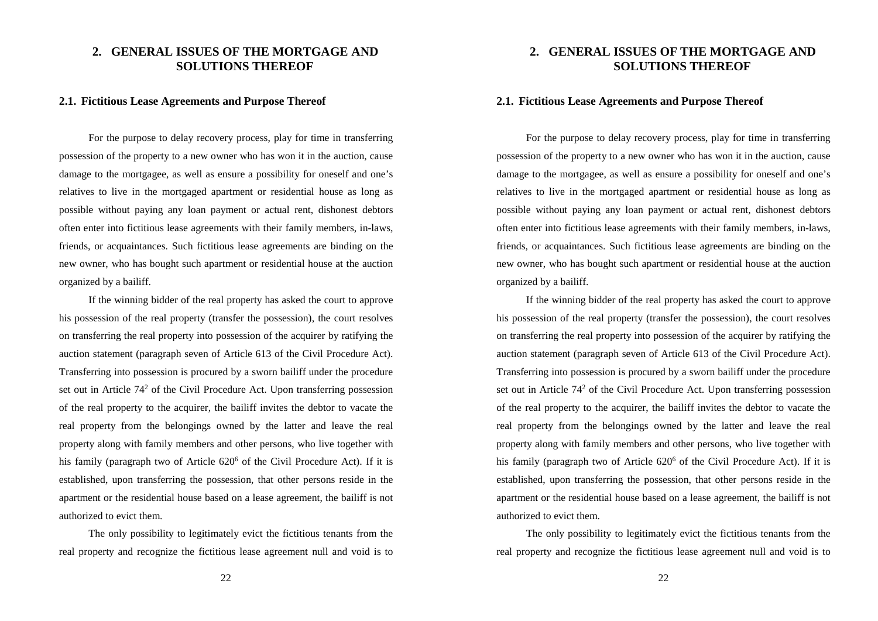## 2. GENERAL ISSUES OF THE MORTGAGE AND SOLUTIONS THEREOF

### 2.1. Fictitious Lease Agreements and Purpose Thereof

For the purpose to delay recovery process, play for time in transferring possession of the property to a new owner who has won it in the auction, cause damage to the mortgagee, as well as ensure a possibility for oneself and one's relatives to live in the mortgaged apartment or residential house as long as possible without paying any loan payment or actual rent, dishonest debtors often enter into fictitious lease agreements with their family members, in-laws, friends, or acquaintances. Such fictitious lease agreements are binding on the new owner, who has bought such apartment or residential house at the auction organized by a bailiff.

If the winning bidder of the real property has asked the court to approve his possession of the real property (transfer the possession), the court resolves on transferring the real property into possession of the acquirer by ratifying the auction statement (paragraph seven of Article 613 of the Civil Procedure Act). Transferring into possession is procured by a sworn bailiff under the procedure set out in Article $74^{2}$ of the Civil Procedure Act. Upon transferring possession of the real property to the acquirer, the bailiff invites the debtor to vacate the real property from the belongings owned by the latter and leave the real property along with family members and other persons, who live together with his family (paragraph two of Article $620^{6}$ of the Civil Procedure Act). If it is established, upon transferring the possession, that other persons reside in the apartment or the residential house based on a lease agreement, the bailiff is not authorized to evict them.

The only possibility to legitimately evict the fictitious tenants from the real property and recognize the fictitious lease agreement null and void is to

## 2. GENERAL ISSUES OF THE MORTGAGE AND SOLUTIONS THEREOF

### 2.1. Fictitious Lease Agreements and Purpose Thereof

For the purpose to delay recovery process, play for time in transferring possession of the property to a new owner who has won it in the auction, cause damage to the mortgagee, as well as ensure a possibility for oneself and one's relatives to live in the mortgaged apartment or residential house as long as possible without paying any loan payment or actual rent, dishonest debtors often enter into fictitious lease agreements with their family members, in-laws, friends, or acquaintances. Such fictitious lease agreements are binding on the new owner, who has bought such apartment or residential house at the auction organized by a bailiff.

If the winning bidder of the real property has asked the court to approve his possession of the real property (transfer the possession), the court resolves on transferring the real property into possession of the acquirer by ratifying the auction statement (paragraph seven of Article 613 of the Civil Procedure Act). Transferring into possession is procured by a sworn bailiff under the procedure set out in Article $74^{2}$ of the Civil Procedure Act. Upon transferring possession of the real property to the acquirer, the bailiff invites the debtor to vacate the real property from the belongings owned by the latter and leave the real property along with family members and other persons, who live together with his family (paragraph two of Article $620^{6}$ of the Civil Procedure Act). If it is established, upon transferring the possession, that other persons reside in the apartment or the residential house based on a lease agreement, the bailiff is not authorized to evict them.

The only possibility to legitimately evict the fictitious tenants from the real property and recognize the fictitious lease agreement null and void is to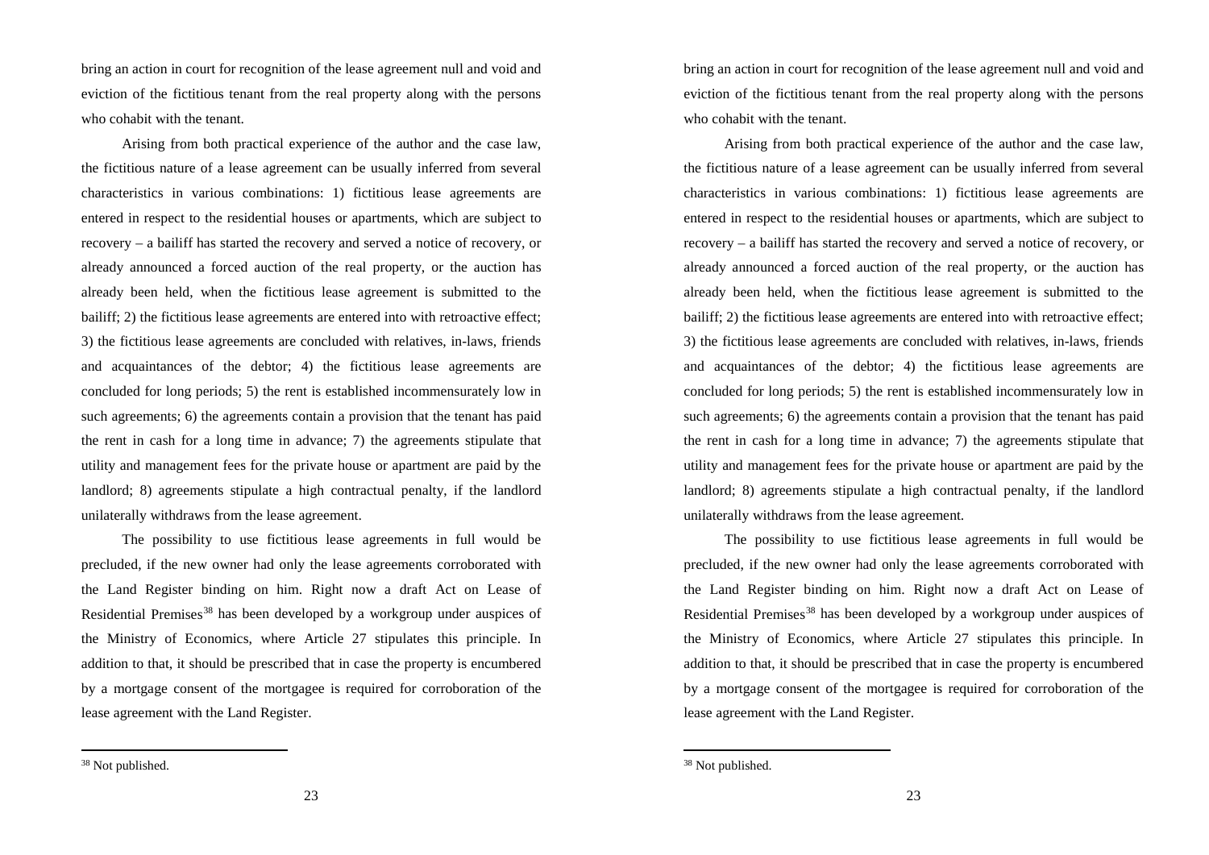bring an action in court for recognition of the lease agreement null and void and eviction of the fictitious tenant from the real property along with the persons who cohabit with the tenant.

Arising from both practical experience of the author and the case law, the fictitious nature of a lease agreement can be usually inferred from several characteristics in various combinations: 1) fictitious lease agreements are entered in respect to the residential houses or apartments, which are subject to recovery – a bailiff has started the recovery and served a notice of recovery, or already announced a forced auction of the real property, or the auction has already been held, when the fictitious lease agreement is submitted to the bailiff; 2) the fictitious lease agreements are entered into with retroactive effect; 3) the fictitious lease agreements are concluded with relatives, in-laws, friends and acquaintances of the debtor; 4) the fictitious lease agreements are concluded for long periods; 5) the rent is established incommensurately low in such agreements; 6) the agreements contain a provision that the tenant has paid the rent in cash for a long time in advance; 7) the agreements stipulate that utility and management fees for the private house or apartment are paid by the landlord; 8) agreements stipulate a high contractual penalty, if the landlord unilaterally withdraws from the lease agreement.

The possibility to use fictitious lease agreements in full would be precluded, if the new owner had only the lease agreements corroborated with the Land Register binding on him. Right now a draft Act on Lease of Residential Premises[38] has been developed by a workgroup under auspices of the Ministry of Economics, where Article 27 stipulates this principle. In addition to that, it should be prescribed that in case the property is encumbered by a mortgage consent of the mortgagee is required for corroboration of the lease agreement with the Land Register.

[38] Not published.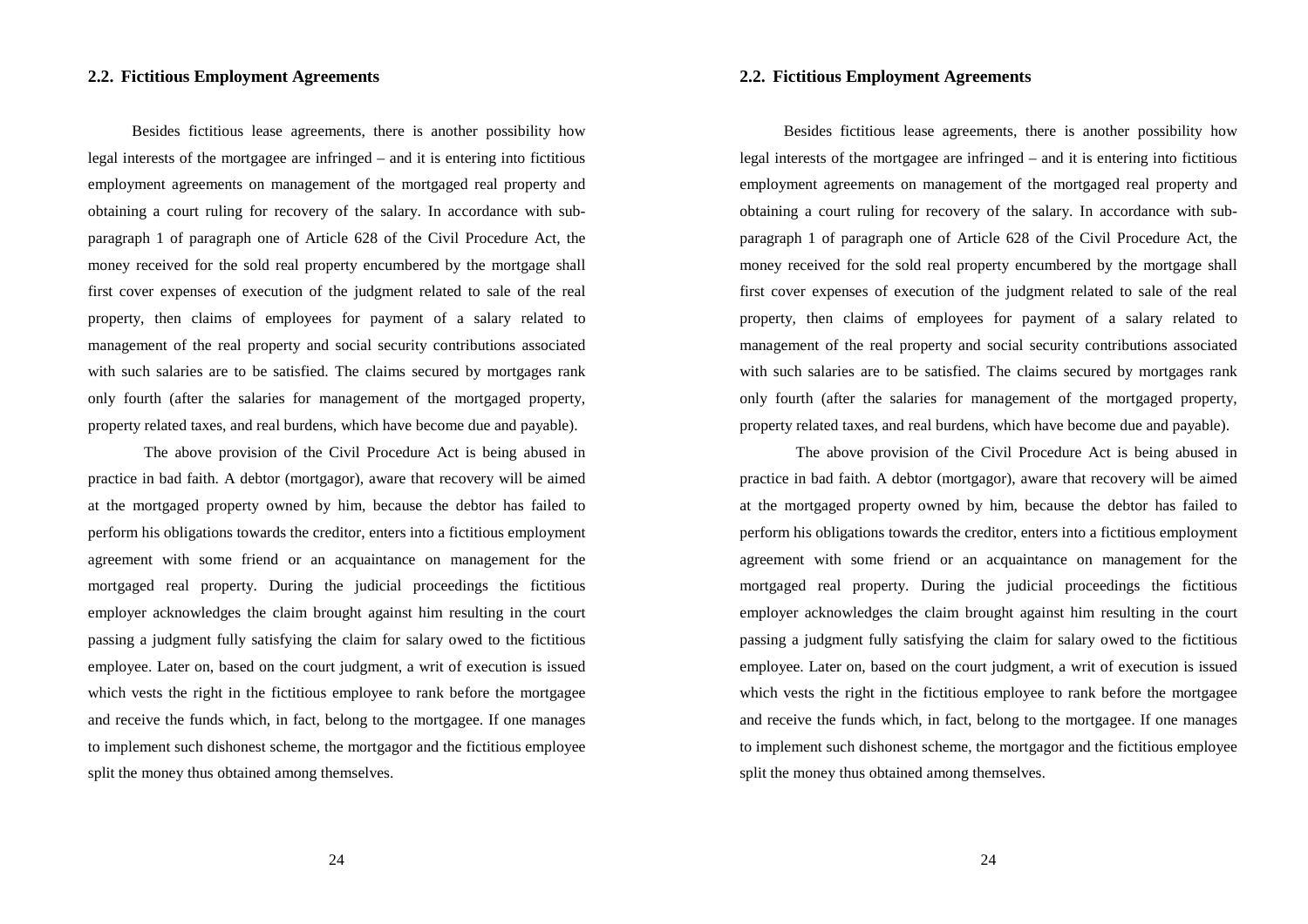## 2.2. Fictitious Employment Agreements

Besides fictitious lease agreements, there is another possibility how legal interests of the mortgagee are infringed – and it is entering into fictitious employment agreements on management of the mortgaged real property and obtaining a court ruling for recovery of the salary. In accordance with sub-paragraph 1 of paragraph one of Article 628 of the Civil Procedure Act, the money received for the sold real property encumbered by the mortgage shall first cover expenses of execution of the judgment related to sale of the real property, then claims of employees for payment of a salary related to management of the real property and social security contributions associated with such salaries are to be satisfied. The claims secured by mortgages rank only fourth (after the salaries for management of the mortgaged property, property related taxes, and real burdens, which have become due and payable).

The above provision of the Civil Procedure Act is being abused in practice in bad faith. A debtor (mortgagor), aware that recovery will be aimed at the mortgaged property owned by him, because the debtor has failed to perform his obligations towards the creditor, enters into a fictitious employment agreement with some friend or an acquaintance on management for the mortgaged real property. During the judicial proceedings the fictitious employer acknowledges the claim brought against him resulting in the court passing a judgment fully satisfying the claim for salary owed to the fictitious employee. Later on, based on the court judgment, a writ of execution is issued which vests the right in the fictitious employee to rank before the mortgagee and receive the funds which, in fact, belong to the mortgagee. If one manages to implement such dishonest scheme, the mortgagor and the fictitious employee split the money thus obtained among themselves.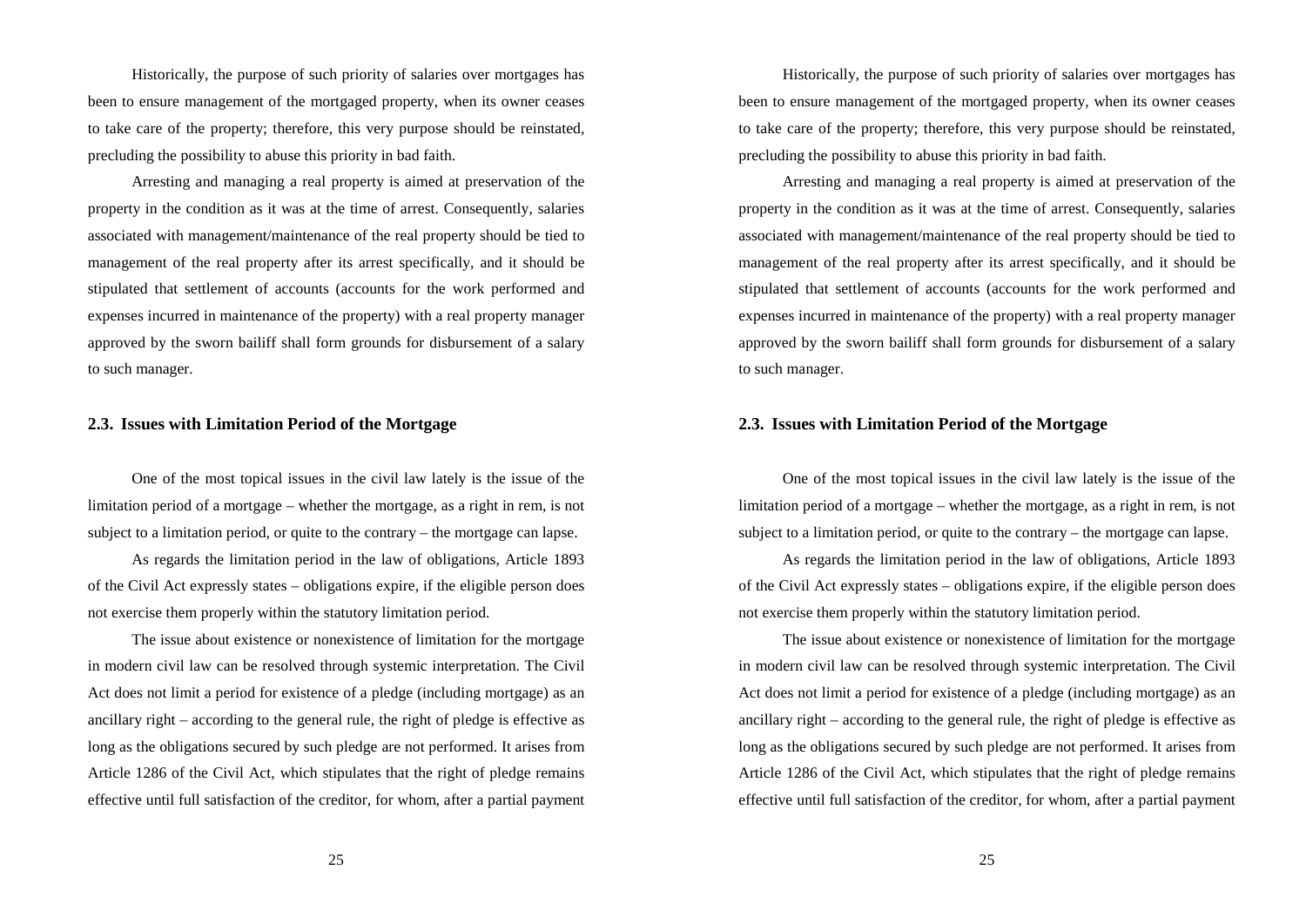Historically, the purpose of such priority of salaries over mortgages has been to ensure management of the mortgaged property, when its owner ceases to take care of the property; therefore, this very purpose should be reinstated, precluding the possibility to abuse this priority in bad faith.

Arresting and managing a real property is aimed at preservation of the property in the condition as it was at the time of arrest. Consequently, salaries associated with management/maintenance of the real property should be tied to management of the real property after its arrest specifically, and it should be stipulated that settlement of accounts (accounts for the work performed and expenses incurred in maintenance of the property) with a real property manager approved by the sworn bailiff shall form grounds for disbursement of a salary to such manager.

### 2.3. Issues with Limitation Period of the Mortgage

One of the most topical issues in the civil law lately is the issue of the limitation period of a mortgage – whether the mortgage, as a right in rem, is not subject to a limitation period, or quite to the contrary – the mortgage can lapse.

As regards the limitation period in the law of obligations, Article 1893 of the Civil Act expressly states – obligations expire, if the eligible person does not exercise them properly within the statutory limitation period.

The issue about existence or nonexistence of limitation for the mortgage in modern civil law can be resolved through systemic interpretation. The Civil Act does not limit a period for existence of a pledge (including mortgage) as an ancillary right – according to the general rule, the right of pledge is effective as long as the obligations secured by such pledge are not performed. It arises from Article 1286 of the Civil Act, which stipulates that the right of pledge remains effective until full satisfaction of the creditor, for whom, after a partial payment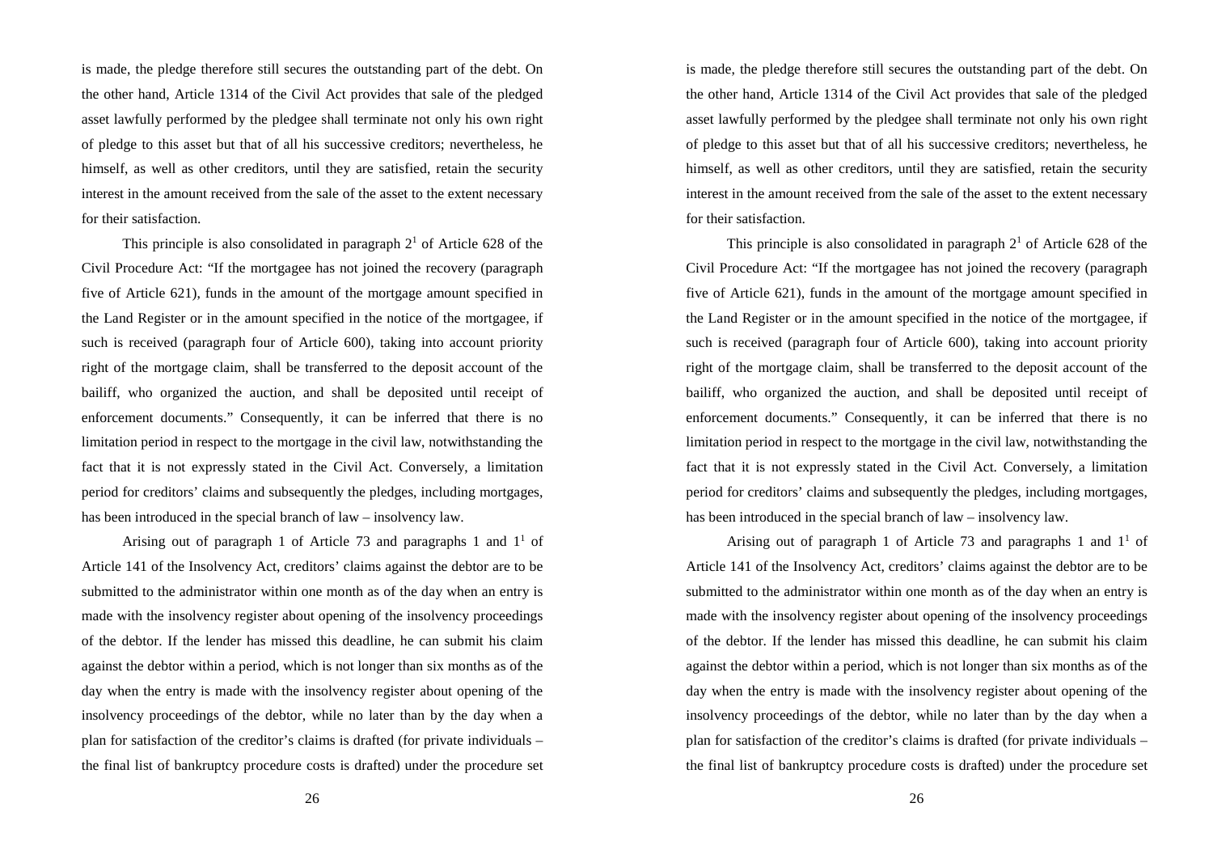is made, the pledge therefore still secures the outstanding part of the debt. On the other hand, Article 1314 of the Civil Act provides that sale of the pledged asset lawfully performed by the pledgee shall terminate not only his own right of pledge to this asset but that of all his successive creditors; nevertheless, he himself, as well as other creditors, until they are satisfied, retain the security interest in the amount received from the sale of the asset to the extent necessary for their satisfaction.

This principle is also consolidated in paragraph 2[1] of Article 628 of the Civil Procedure Act: "If the mortgagee has not joined the recovery (paragraph five of Article 621), funds in the amount of the mortgage amount specified in the Land Register or in the amount specified in the notice of the mortgagee, if such is received (paragraph four of Article 600), taking into account priority right of the mortgage claim, shall be transferred to the deposit account of the bailiff, who organized the auction, and shall be deposited until receipt of enforcement documents." Consequently, it can be inferred that there is no limitation period in respect to the mortgage in the civil law, notwithstanding the fact that it is not expressly stated in the Civil Act. Conversely, a limitation period for creditors' claims and subsequently the pledges, including mortgages, has been introduced in the special branch of law – insolvency law.

Arising out of paragraph 1 of Article 73 and paragraphs 1 and 1[1] of Article 141 of the Insolvency Act, creditors' claims against the debtor are to be submitted to the administrator within one month as of the day when an entry is made with the insolvency register about opening of the insolvency proceedings of the debtor. If the lender has missed this deadline, he can submit his claim against the debtor within a period, which is not longer than six months as of the day when the entry is made with the insolvency register about opening of the insolvency proceedings of the debtor, while no later than by the day when a plan for satisfaction of the creditor's claims is drafted (for private individuals – the final list of bankruptcy procedure costs is drafted) under the procedure set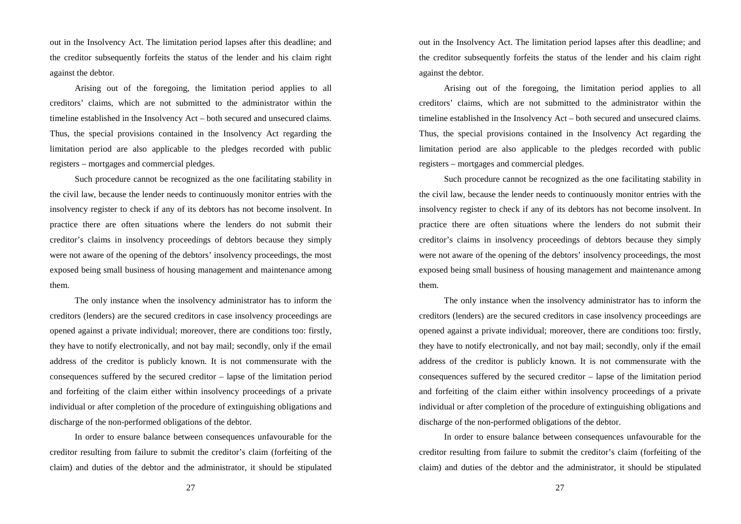out in the Insolvency Act. The limitation period lapses after this deadline; and the creditor subsequently forfeits the status of the lender and his claim right against the debtor.

Arising out of the foregoing, the limitation period applies to all creditors' claims, which are not submitted to the administrator within the timeline established in the Insolvency Act – both secured and unsecured claims. Thus, the special provisions contained in the Insolvency Act regarding the limitation period are also applicable to the pledges recorded with public registers – mortgages and commercial pledges.

Such procedure cannot be recognized as the one facilitating stability in the civil law, because the lender needs to continuously monitor entries with the insolvency register to check if any of its debtors has not become insolvent. In practice there are often situations where the lenders do not submit their creditor's claims in insolvency proceedings of debtors because they simply were not aware of the opening of the debtors' insolvency proceedings, the most exposed being small business of housing management and maintenance among them.

The only instance when the insolvency administrator has to inform the creditors (lenders) are the secured creditors in case insolvency proceedings are opened against a private individual; moreover, there are conditions too: firstly, they have to notify electronically, and not bay mail; secondly, only if the email address of the creditor is publicly known. It is not commensurate with the consequences suffered by the secured creditor – lapse of the limitation period and forfeiting of the claim either within insolvency proceedings of a private individual or after completion of the procedure of extinguishing obligations and discharge of the non-performed obligations of the debtor.

In order to ensure balance between consequences unfavourable for the creditor resulting from failure to submit the creditor's claim (forfeiting of the claim) and duties of the debtor and the administrator, it should be stipulated

out in the Insolvency Act. The limitation period lapses after this deadline; and the creditor subsequently forfeits the status of the lender and his claim right against the debtor.

Arising out of the foregoing, the limitation period applies to all creditors' claims, which are not submitted to the administrator within the timeline established in the Insolvency Act – both secured and unsecured claims. Thus, the special provisions contained in the Insolvency Act regarding the limitation period are also applicable to the pledges recorded with public registers – mortgages and commercial pledges.

Such procedure cannot be recognized as the one facilitating stability in the civil law, because the lender needs to continuously monitor entries with the insolvency register to check if any of its debtors has not become insolvent. In practice there are often situations where the lenders do not submit their creditor's claims in insolvency proceedings of debtors because they simply were not aware of the opening of the debtors' insolvency proceedings, the most exposed being small business of housing management and maintenance among them.

The only instance when the insolvency administrator has to inform the creditors (lenders) are the secured creditors in case insolvency proceedings are opened against a private individual; moreover, there are conditions too: firstly, they have to notify electronically, and not bay mail; secondly, only if the email address of the creditor is publicly known. It is not commensurate with the consequences suffered by the secured creditor – lapse of the limitation period and forfeiting of the claim either within insolvency proceedings of a private individual or after completion of the procedure of extinguishing obligations and discharge of the non-performed obligations of the debtor.

In order to ensure balance between consequences unfavourable for the creditor resulting from failure to submit the creditor's claim (forfeiting of the claim) and duties of the debtor and the administrator, it should be stipulated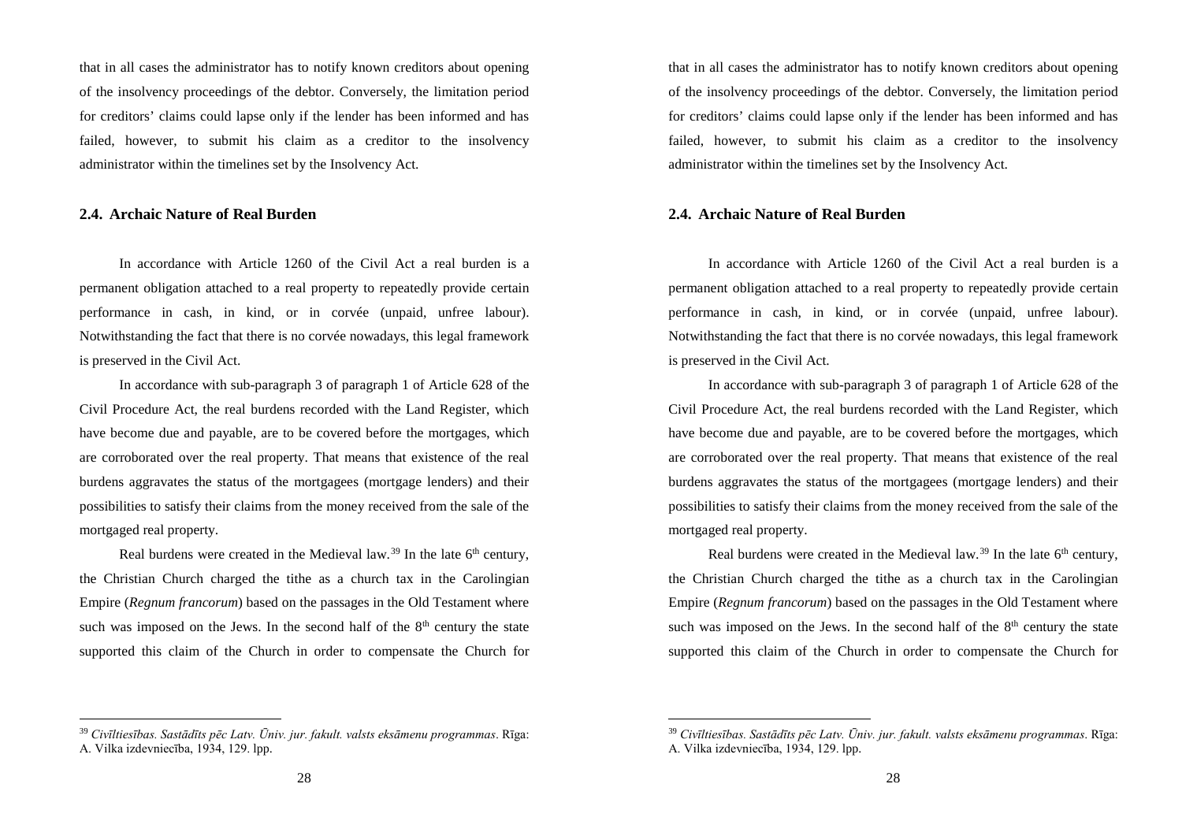that in all cases the administrator has to notify known creditors about opening of the insolvency proceedings of the debtor. Conversely, the limitation period for creditors' claims could lapse only if the lender has been informed and has failed, however, to submit his claim as a creditor to the insolvency administrator within the timelines set by the Insolvency Act.

### 2.4. Archaic Nature of Real Burden

In accordance with Article 1260 of the Civil Act a real burden is a permanent obligation attached to a real property to repeatedly provide certain performance in cash, in kind, or in corvée (unpaid, unfree labour). Notwithstanding the fact that there is no corvée nowadays, this legal framework is preserved in the Civil Act.

In accordance with sub-paragraph 3 of paragraph 1 of Article 628 of the Civil Procedure Act, the real burdens recorded with the Land Register, which have become due and payable, are to be covered before the mortgages, which are corroborated over the real property. That means that existence of the real burdens aggravates the status of the mortgagees (mortgage lenders) and their possibilities to satisfy their claims from the money received from the sale of the mortgaged real property.

Real burdens were created in the Medieval law.[39] In the late 6th century, the Christian Church charged the tithe as a church tax in the Carolingian Empire (*Regnum francorum*) based on the passages in the Old Testament where such was imposed on the Jews. In the second half of the 8th century the state supported this claim of the Church in order to compensate the Church for

[39] *Civīltiesības. Sastādīts pēc Latv. Ūniv. jur. fakult. valsts eksāmenu programmas*. Rīga: A. Vilka izdevniecība, 1934, 129. lpp.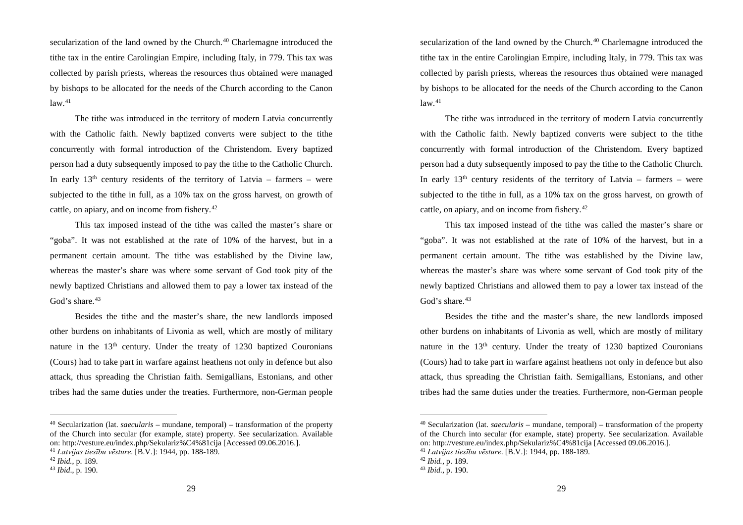secularization of the land owned by the Church.[40] Charlemagne introduced the tithe tax in the entire Carolingian Empire, including Italy, in 779. This tax was collected by parish priests, whereas the resources thus obtained were managed by bishops to be allocated for the needs of the Church according to the Canon law.[41]

The tithe was introduced in the territory of modern Latvia concurrently with the Catholic faith. Newly baptized converts were subject to the tithe concurrently with formal introduction of the Christendom. Every baptized person had a duty subsequently imposed to pay the tithe to the Catholic Church. In early 13th century residents of the territory of Latvia – farmers – were subjected to the tithe in full, as a 10% tax on the gross harvest, on growth of cattle, on apiary, and on income from fishery.[42]

This tax imposed instead of the tithe was called the master's share or "goba". It was not established at the rate of 10% of the harvest, but in a permanent certain amount. The tithe was established by the Divine law, whereas the master's share was where some servant of God took pity of the newly baptized Christians and allowed them to pay a lower tax instead of the God's share.[43]

Besides the tithe and the master's share, the new landlords imposed other burdens on inhabitants of Livonia as well, which are mostly of military nature in the 13th century. Under the treaty of 1230 baptized Couronians (Cours) had to take part in warfare against heathens not only in defence but also attack, thus spreading the Christian faith. Semigallians, Estonians, and other tribes had the same duties under the treaties. Furthermore, non-German people

---

[40] Secularization (lat. *saecularis* – mundane, temporal) – transformation of the property of the Church into secular (for example, state) property. See secularization. Available on: http://vesture.eu/index.php/Sekulariz%C4%81cija [Accessed 09.06.2016.].

[41] *Latvijas tiesību vēsture*. [B.V.]: 1944, pp. 188-189.

[42] *Ibid.*, p. 189.

[43] *Ibid.*, p. 190.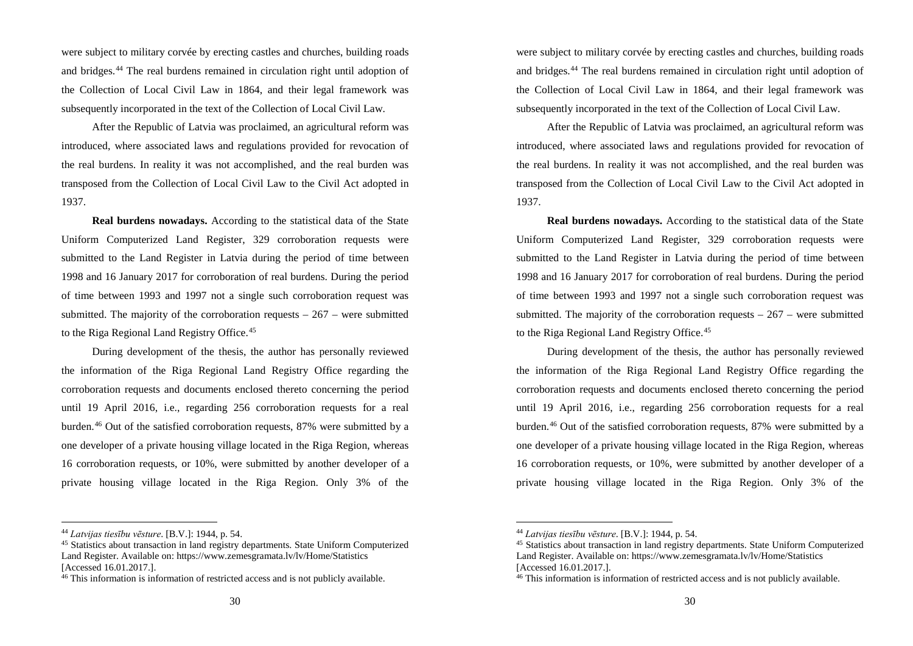were subject to military corvée by erecting castles and churches, building roads and bridges.[44] The real burdens remained in circulation right until adoption of the Collection of Local Civil Law in 1864, and their legal framework was subsequently incorporated in the text of the Collection of Local Civil Law.

After the Republic of Latvia was proclaimed, an agricultural reform was introduced, where associated laws and regulations provided for revocation of the real burdens. In reality it was not accomplished, and the real burden was transposed from the Collection of Local Civil Law to the Civil Act adopted in 1937.

**Real burdens nowadays.** According to the statistical data of the State Uniform Computerized Land Register, 329 corroboration requests were submitted to the Land Register in Latvia during the period of time between 1998 and 16 January 2017 for corroboration of real burdens. During the period of time between 1993 and 1997 not a single such corroboration request was submitted. The majority of the corroboration requests – 267 – were submitted to the Riga Regional Land Registry Office.[45]

During development of the thesis, the author has personally reviewed the information of the Riga Regional Land Registry Office regarding the corroboration requests and documents enclosed thereto concerning the period until 19 April 2016, i.e., regarding 256 corroboration requests for a real burden.[46] Out of the satisfied corroboration requests, 87% were submitted by a one developer of a private housing village located in the Riga Region, whereas 16 corroboration requests, or 10%, were submitted by another developer of a private housing village located in the Riga Region. Only 3% of the

---

[44] *Latvijas tiesību vēsture*. [B.V.]: 1944, p. 54.

[45] Statistics about transaction in land registry departments. State Uniform Computerized Land Register. Available on: https://www.zemesgramata.lv/lv/Home/Statistics [Accessed 16.01.2017.].

[46] This information is information of restricted access and is not publicly available.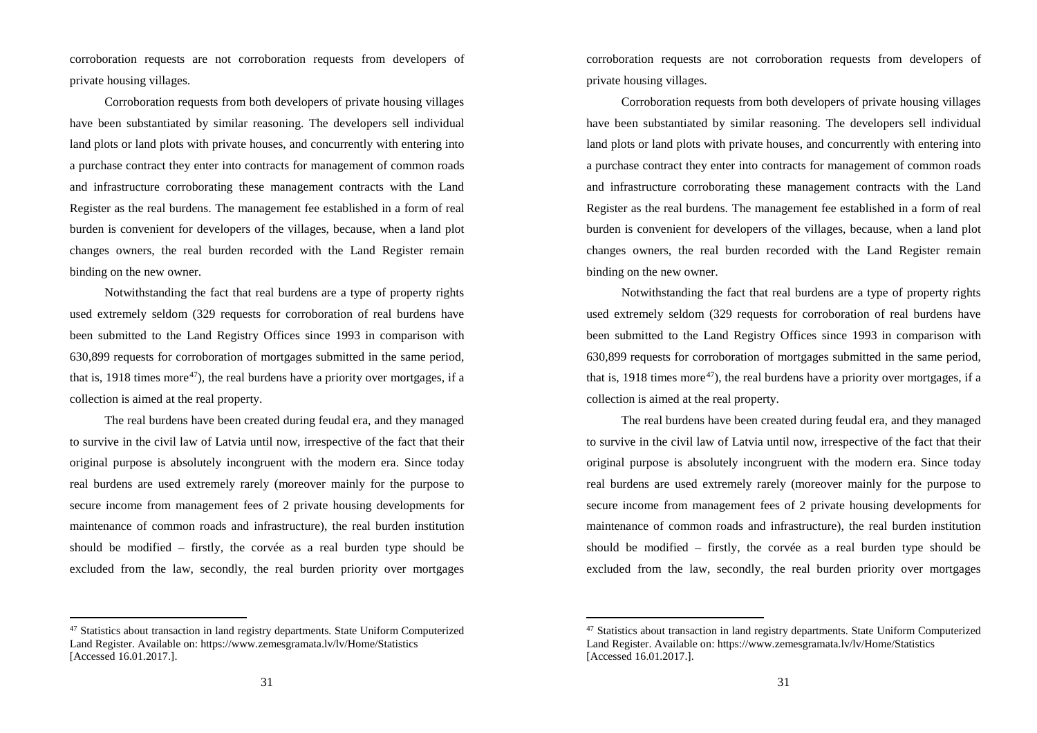corroboration requests are not corroboration requests from developers of private housing villages.

Corroboration requests from both developers of private housing villages have been substantiated by similar reasoning. The developers sell individual land plots or land plots with private houses, and concurrently with entering into a purchase contract they enter into contracts for management of common roads and infrastructure corroborating these management contracts with the Land Register as the real burdens. The management fee established in a form of real burden is convenient for developers of the villages, because, when a land plot changes owners, the real burden recorded with the Land Register remain binding on the new owner.

Notwithstanding the fact that real burdens are a type of property rights used extremely seldom (329 requests for corroboration of real burdens have been submitted to the Land Registry Offices since 1993 in comparison with 630,899 requests for corroboration of mortgages submitted in the same period, that is, 1918 times more[47]), the real burdens have a priority over mortgages, if a collection is aimed at the real property.

The real burdens have been created during feudal era, and they managed to survive in the civil law of Latvia until now, irrespective of the fact that their original purpose is absolutely incongruent with the modern era. Since today real burdens are used extremely rarely (moreover mainly for the purpose to secure income from management fees of 2 private housing developments for maintenance of common roads and infrastructure), the real burden institution should be modified – firstly, the corvée as a real burden type should be excluded from the law, secondly, the real burden priority over mortgages

[47] Statistics about transaction in land registry departments. State Uniform Computerized Land Register. Available on: https://www.zemesgramata.lv/lv/Home/Statistics [Accessed 16.01.2017.].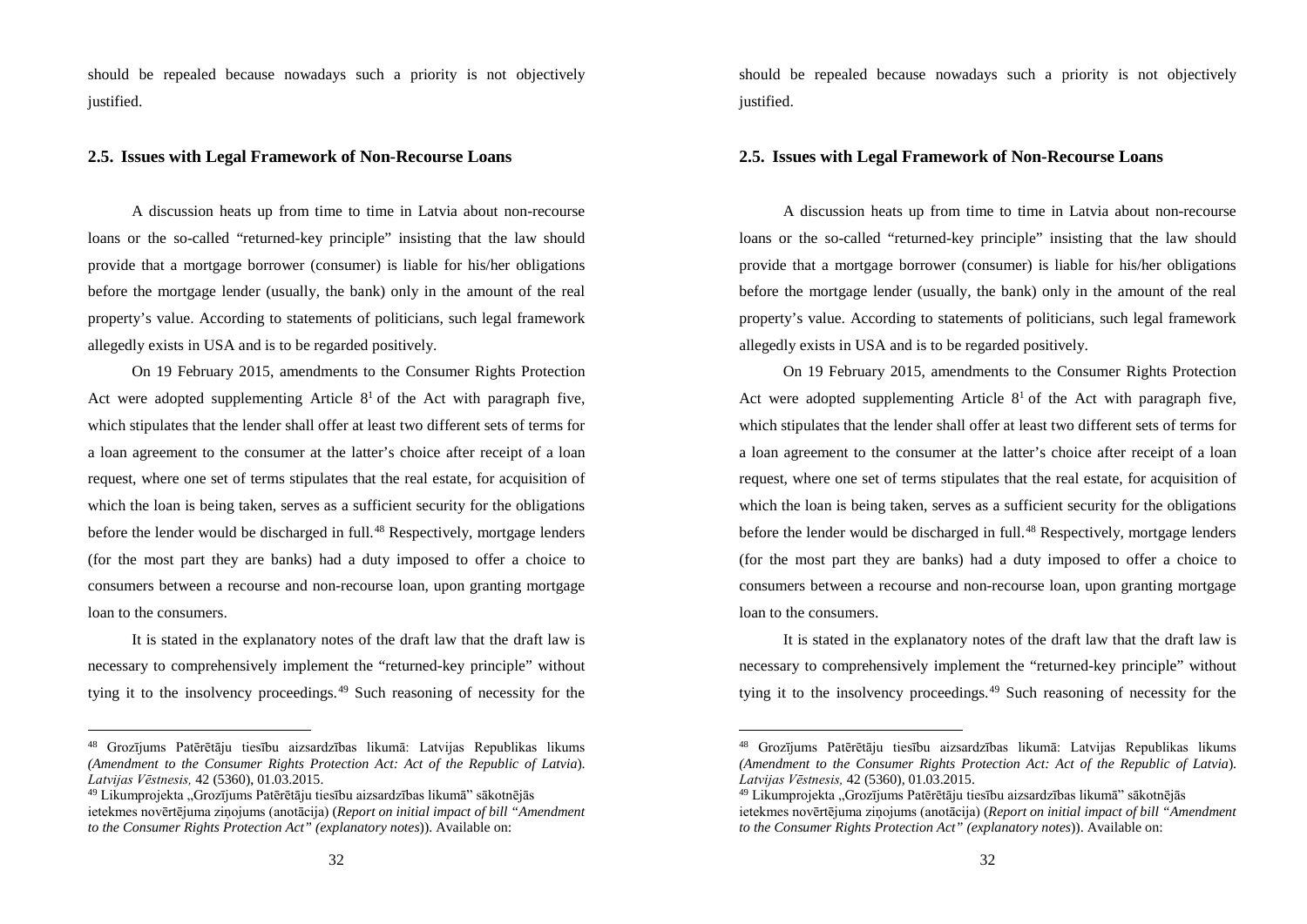should be repealed because nowadays such a priority is not objectively justified.

## 2.5. Issues with Legal Framework of Non-Recourse Loans

A discussion heats up from time to time in Latvia about non-recourse loans or the so-called "returned-key principle" insisting that the law should provide that a mortgage borrower (consumer) is liable for his/her obligations before the mortgage lender (usually, the bank) only in the amount of the real property's value. According to statements of politicians, such legal framework allegedly exists in USA and is to be regarded positively.

On 19 February 2015, amendments to the Consumer Rights Protection Act were adopted supplementing Article $8^1$ of the Act with paragraph five, which stipulates that the lender shall offer at least two different sets of terms for a loan agreement to the consumer at the latter's choice after receipt of a loan request, where one set of terms stipulates that the real estate, for acquisition of which the loan is being taken, serves as a sufficient security for the obligations before the lender would be discharged in full.[48] Respectively, mortgage lenders (for the most part they are banks) had a duty imposed to offer a choice to consumers between a recourse and non-recourse loan, upon granting mortgage loan to the consumers.

It is stated in the explanatory notes of the draft law that the draft law is necessary to comprehensively implement the "returned-key principle" without tying it to the insolvency proceedings.[49] Such reasoning of necessity for the

---

[48] Grozījums Patērētāju tiesību aizsardzības likumā: Latvijas Republikas likums *(Amendment to the Consumer Rights Protection Act: Act of the Republic of Latvia*). *Latvijas Vēstnesis,* 42 (5360), 01.03.2015.

[49] Likumprojekta „Grozījums Patērētāju tiesību aizsardzības likumā" sākotnējās ietekmes novērtējuma ziņojums (anotācija) (*Report on initial impact of bill "Amendment to the Consumer Rights Protection Act" (explanatory notes*)). Available on: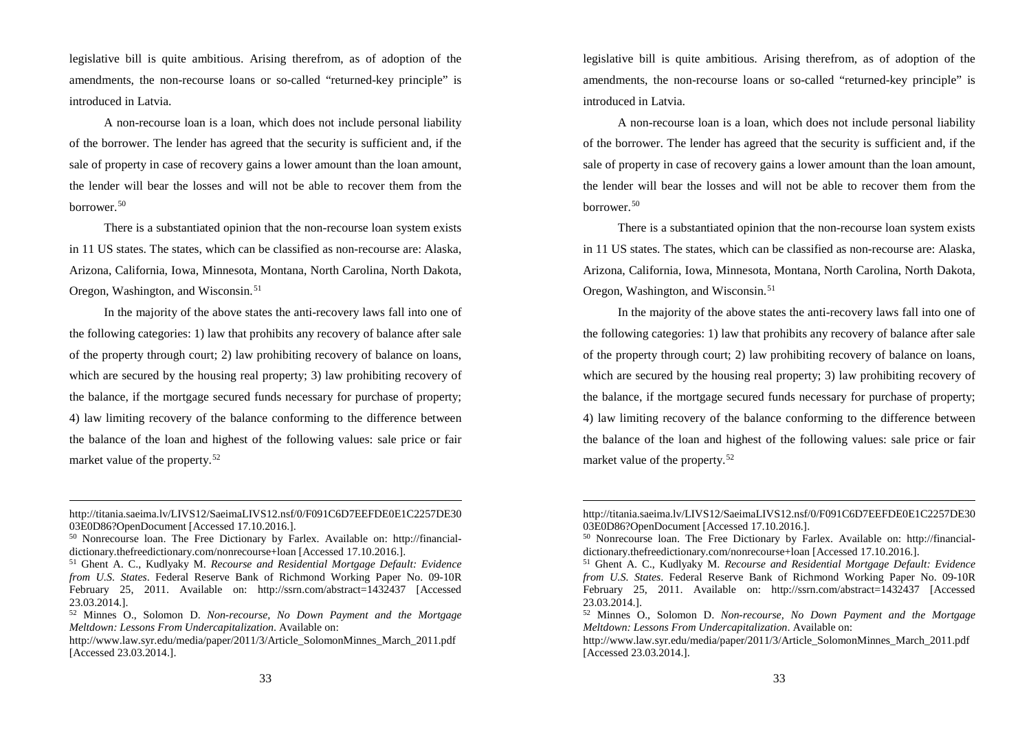legislative bill is quite ambitious. Arising therefrom, as of adoption of the amendments, the non-recourse loans or so-called "returned-key principle" is introduced in Latvia.

A non-recourse loan is a loan, which does not include personal liability of the borrower. The lender has agreed that the security is sufficient and, if the sale of property in case of recovery gains a lower amount than the loan amount, the lender will bear the losses and will not be able to recover them from the borrower.[50]

There is a substantiated opinion that the non-recourse loan system exists in 11 US states. The states, which can be classified as non-recourse are: Alaska, Arizona, California, Iowa, Minnesota, Montana, North Carolina, North Dakota, Oregon, Washington, and Wisconsin.[51]

In the majority of the above states the anti-recovery laws fall into one of the following categories: 1) law that prohibits any recovery of balance after sale of the property through court; 2) law prohibiting recovery of balance on loans, which are secured by the housing real property; 3) law prohibiting recovery of the balance, if the mortgage secured funds necessary for purchase of property; 4) law limiting recovery of the balance conforming to the difference between the balance of the loan and highest of the following values: sale price or fair market value of the property.[52]

---

http://titania.saeima.lv/LIVS12/SaeimaLIVS12.nsf/0/F091C6D7EEFDE0E1C2257DE3003E0D86?OpenDocument [Accessed 17.10.2016.].

[50] Nonrecourse loan. The Free Dictionary by Farlex. Available on: http://financial-dictionary.thefreedictionary.com/nonrecourse+loan [Accessed 17.10.2016.].

[51] Ghent A. C., Kudlyaky M. *Recourse and Residential Mortgage Default: Evidence from U.S. States*. Federal Reserve Bank of Richmond Working Paper No. 09-10R February 25, 2011. Available on: http://ssrn.com/abstract=1432437 [Accessed 23.03.2014.].

[52] Minnes O., Solomon D. *Non-recourse, No Down Payment and the Mortgage Meltdown: Lessons From Undercapitalization*. Available on: http://www.law.syr.edu/media/paper/2011/3/Article_SolomonMinnes_March_2011.pdf [Accessed 23.03.2014.].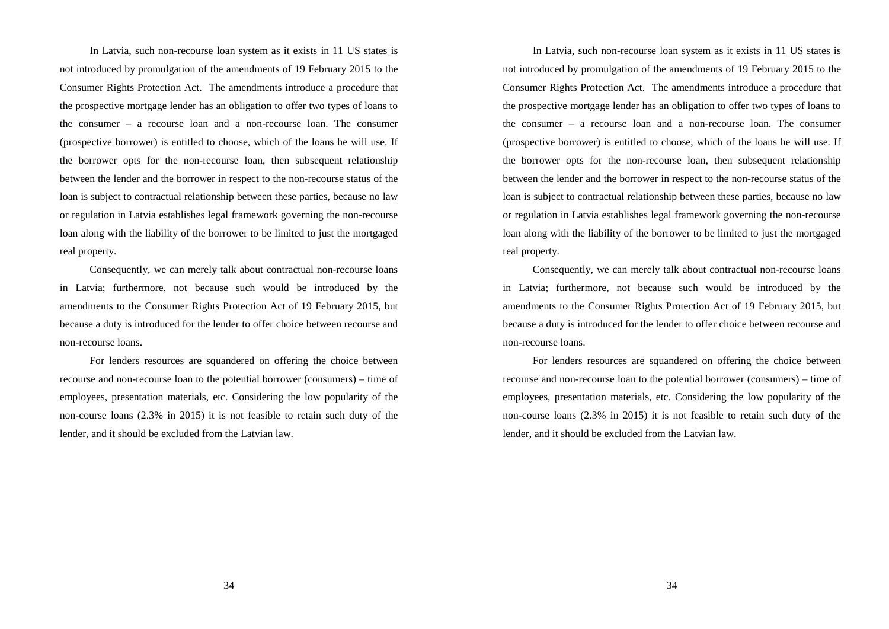In Latvia, such non-recourse loan system as it exists in 11 US states is not introduced by promulgation of the amendments of 19 February 2015 to the Consumer Rights Protection Act. The amendments introduce a procedure that the prospective mortgage lender has an obligation to offer two types of loans to the consumer – a recourse loan and a non-recourse loan. The consumer (prospective borrower) is entitled to choose, which of the loans he will use. If the borrower opts for the non-recourse loan, then subsequent relationship between the lender and the borrower in respect to the non-recourse status of the loan is subject to contractual relationship between these parties, because no law or regulation in Latvia establishes legal framework governing the non-recourse loan along with the liability of the borrower to be limited to just the mortgaged real property.

Consequently, we can merely talk about contractual non-recourse loans in Latvia; furthermore, not because such would be introduced by the amendments to the Consumer Rights Protection Act of 19 February 2015, but because a duty is introduced for the lender to offer choice between recourse and non-recourse loans.

For lenders resources are squandered on offering the choice between recourse and non-recourse loan to the potential borrower (consumers) – time of employees, presentation materials, etc. Considering the low popularity of the non-course loans (2.3% in 2015) it is not feasible to retain such duty of the lender, and it should be excluded from the Latvian law.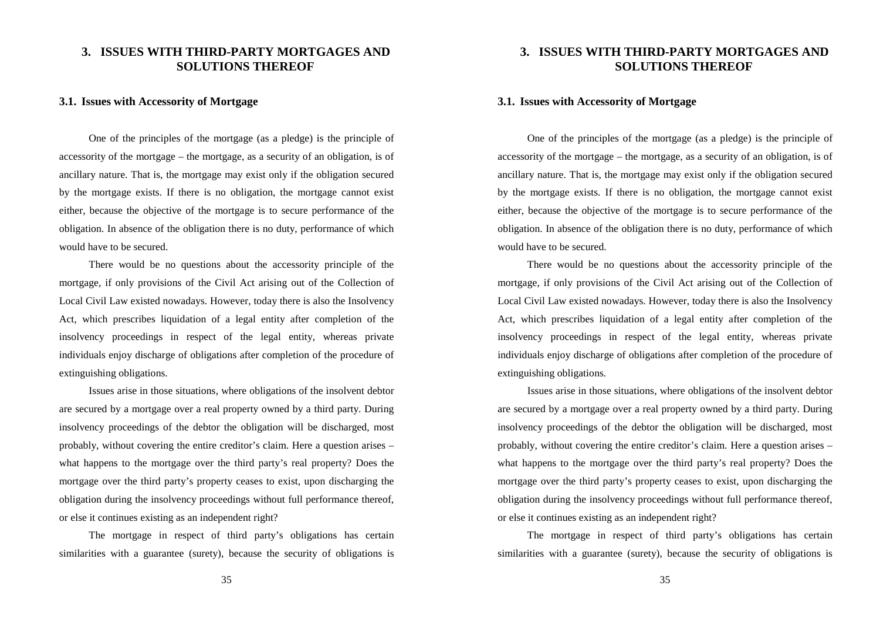## 3. ISSUES WITH THIRD-PARTY MORTGAGES AND SOLUTIONS THEREOF

### 3.1. Issues with Accessority of Mortgage

One of the principles of the mortgage (as a pledge) is the principle of accessority of the mortgage – the mortgage, as a security of an obligation, is of ancillary nature. That is, the mortgage may exist only if the obligation secured by the mortgage exists. If there is no obligation, the mortgage cannot exist either, because the objective of the mortgage is to secure performance of the obligation. In absence of the obligation there is no duty, performance of which would have to be secured.

There would be no questions about the accessority principle of the mortgage, if only provisions of the Civil Act arising out of the Collection of Local Civil Law existed nowadays. However, today there is also the Insolvency Act, which prescribes liquidation of a legal entity after completion of the insolvency proceedings in respect of the legal entity, whereas private individuals enjoy discharge of obligations after completion of the procedure of extinguishing obligations.

Issues arise in those situations, where obligations of the insolvent debtor are secured by a mortgage over a real property owned by a third party. During insolvency proceedings of the debtor the obligation will be discharged, most probably, without covering the entire creditor's claim. Here a question arises – what happens to the mortgage over the third party's real property? Does the mortgage over the third party's property ceases to exist, upon discharging the obligation during the insolvency proceedings without full performance thereof, or else it continues existing as an independent right?

The mortgage in respect of third party's obligations has certain similarities with a guarantee (surety), because the security of obligations is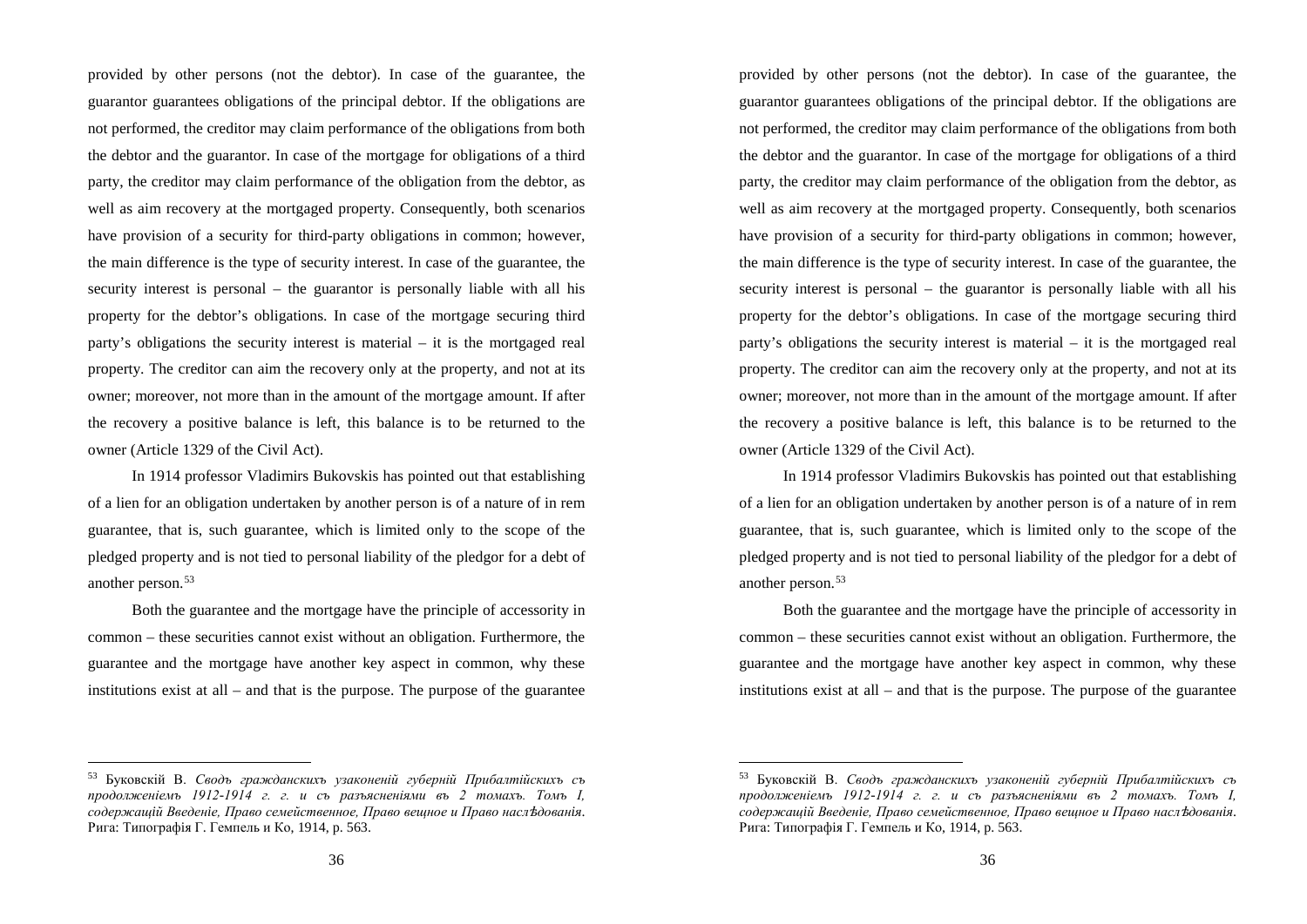provided by other persons (not the debtor). In case of the guarantee, the guarantor guarantees obligations of the principal debtor. If the obligations are not performed, the creditor may claim performance of the obligations from both the debtor and the guarantor. In case of the mortgage for obligations of a third party, the creditor may claim performance of the obligation from the debtor, as well as aim recovery at the mortgaged property. Consequently, both scenarios have provision of a security for third-party obligations in common; however, the main difference is the type of security interest. In case of the guarantee, the security interest is personal – the guarantor is personally liable with all his property for the debtor's obligations. In case of the mortgage securing third party's obligations the security interest is material – it is the mortgaged real property. The creditor can aim the recovery only at the property, and not at its owner; moreover, not more than in the amount of the mortgage amount. If after the recovery a positive balance is left, this balance is to be returned to the owner (Article 1329 of the Civil Act).

In 1914 professor Vladimirs Bukovskis has pointed out that establishing of a lien for an obligation undertaken by another person is of a nature of in rem guarantee, that is, such guarantee, which is limited only to the scope of the pledged property and is not tied to personal liability of the pledgor for a debt of another person.[53]

Both the guarantee and the mortgage have the principle of accessority in common – these securities cannot exist without an obligation. Furthermore, the guarantee and the mortgage have another key aspect in common, why these institutions exist at all – and that is the purpose. The purpose of the guarantee

---

[53] Буковскій В. *Сводъ гражданскихъ узаконеній губерній Прибалтійскихъ съ продолженіемъ 1912-1914 г. г. и съ разъясненіями въ 2 томахъ. Томъ I, содержащій Введеніе, Право семейственное, Право вещное и Право наслѣдованія*. Рига: Типографія Г. Гемпель и Ко, 1914, p. 563.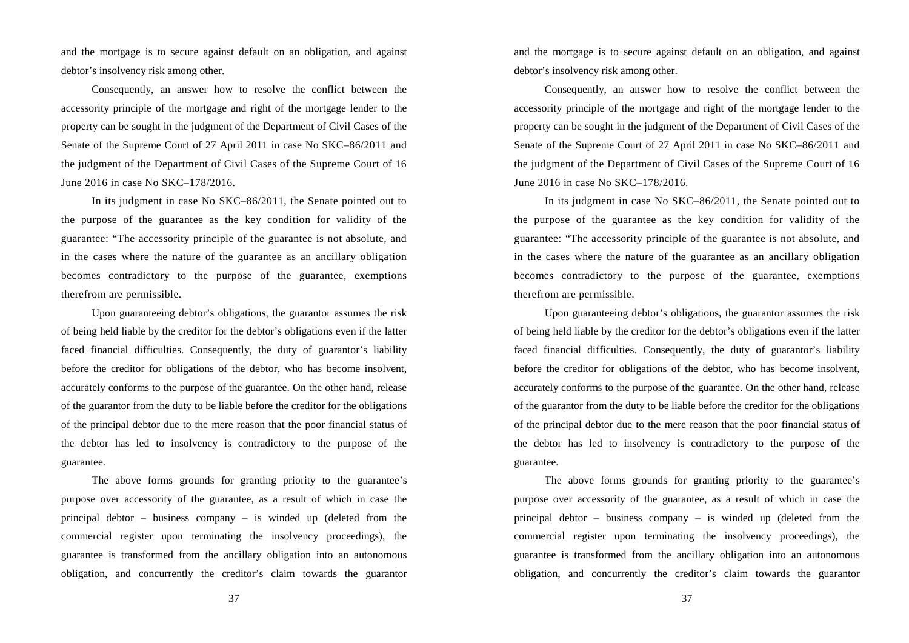and the mortgage is to secure against default on an obligation, and against debtor's insolvency risk among other.

Consequently, an answer how to resolve the conflict between the accessority principle of the mortgage and right of the mortgage lender to the property can be sought in the judgment of the Department of Civil Cases of the Senate of the Supreme Court of 27 April 2011 in case No SKC–86/2011 and the judgment of the Department of Civil Cases of the Supreme Court of 16 June 2016 in case No SKC–178/2016.

In its judgment in case No SKC–86/2011, the Senate pointed out to the purpose of the guarantee as the key condition for validity of the guarantee: "The accessority principle of the guarantee is not absolute, and in the cases where the nature of the guarantee as an ancillary obligation becomes contradictory to the purpose of the guarantee, exemptions therefrom are permissible.

Upon guaranteeing debtor's obligations, the guarantor assumes the risk of being held liable by the creditor for the debtor's obligations even if the latter faced financial difficulties. Consequently, the duty of guarantor's liability before the creditor for obligations of the debtor, who has become insolvent, accurately conforms to the purpose of the guarantee. On the other hand, release of the guarantor from the duty to be liable before the creditor for the obligations of the principal debtor due to the mere reason that the poor financial status of the debtor has led to insolvency is contradictory to the purpose of the guarantee.

The above forms grounds for granting priority to the guarantee's purpose over accessority of the guarantee, as a result of which in case the principal debtor – business company – is winded up (deleted from the commercial register upon terminating the insolvency proceedings), the guarantee is transformed from the ancillary obligation into an autonomous obligation, and concurrently the creditor's claim towards the guarantor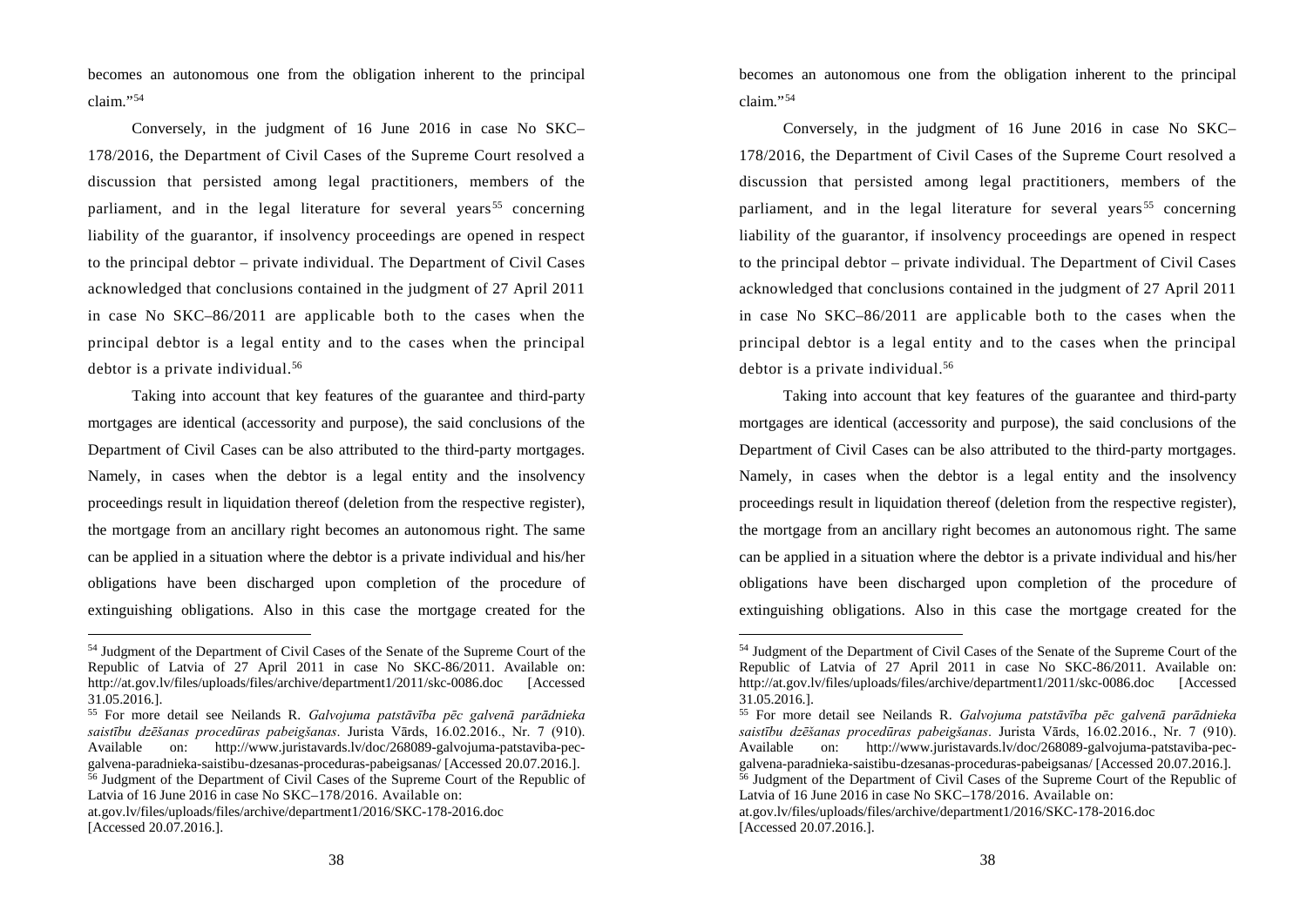becomes an autonomous one from the obligation inherent to the principal claim."[54]

Conversely, in the judgment of 16 June 2016 in case No SKC–178/2016, the Department of Civil Cases of the Supreme Court resolved a discussion that persisted among legal practitioners, members of the parliament, and in the legal literature for several years[55] concerning liability of the guarantor, if insolvency proceedings are opened in respect to the principal debtor – private individual. The Department of Civil Cases acknowledged that conclusions contained in the judgment of 27 April 2011 in case No SKC–86/2011 are applicable both to the cases when the principal debtor is a legal entity and to the cases when the principal debtor is a private individual.[56]

Taking into account that key features of the guarantee and third-party mortgages are identical (accessority and purpose), the said conclusions of the Department of Civil Cases can be also attributed to the third-party mortgages. Namely, in cases when the debtor is a legal entity and the insolvency proceedings result in liquidation thereof (deletion from the respective register), the mortgage from an ancillary right becomes an autonomous right. The same can be applied in a situation where the debtor is a private individual and his/her obligations have been discharged upon completion of the procedure of extinguishing obligations. Also in this case the mortgage created for the

---

[54] Judgment of the Department of Civil Cases of the Senate of the Supreme Court of the Republic of Latvia of 27 April 2011 in case No SKC-86/2011. Available on: http://at.gov.lv/files/uploads/files/archive/department1/2011/skc-0086.doc [Accessed 31.05.2016.].

[55] For more detail see Neilands R. *Galvojuma patstāvība pēc galvenā parādnieka saistību dzēšanas procedūras pabeigšanas*. Jurista Vārds, 16.02.2016., Nr. 7 (910). Available on: http://www.juristavards.lv/doc/268089-galvojuma-patstaviba-pec-galvena-paradnieka-saistibu-dzesanas-proceduras-pabeigsanas/ [Accessed 20.07.2016.].

[56] Judgment of the Department of Civil Cases of the Supreme Court of the Republic of Latvia of 16 June 2016 in case No SKC–178/2016. Available on: at.gov.lv/files/uploads/files/archive/department1/2016/SKC-178-2016.doc [Accessed 20.07.2016.].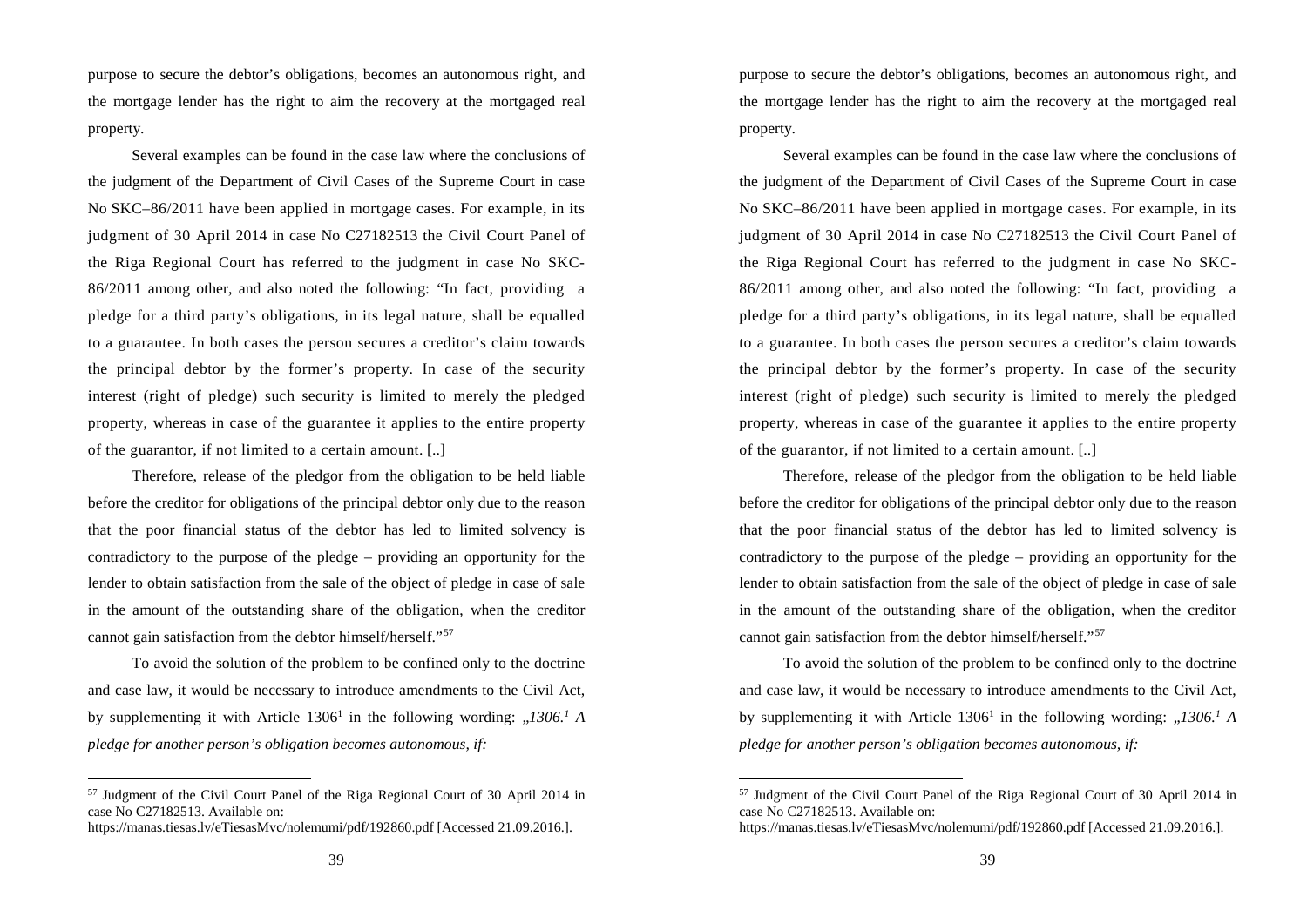purpose to secure the debtor's obligations, becomes an autonomous right, and the mortgage lender has the right to aim the recovery at the mortgaged real property.

Several examples can be found in the case law where the conclusions of the judgment of the Department of Civil Cases of the Supreme Court in case No SKC–86/2011 have been applied in mortgage cases. For example, in its judgment of 30 April 2014 in case No C27182513 the Civil Court Panel of the Riga Regional Court has referred to the judgment in case No SKC-86/2011 among other, and also noted the following: "In fact, providing a pledge for a third party's obligations, in its legal nature, shall be equalled to a guarantee. In both cases the person secures a creditor's claim towards the principal debtor by the former's property. In case of the security interest (right of pledge) such security is limited to merely the pledged property, whereas in case of the guarantee it applies to the entire property of the guarantor, if not limited to a certain amount. [..]

Therefore, release of the pledgor from the obligation to be held liable before the creditor for obligations of the principal debtor only due to the reason that the poor financial status of the debtor has led to limited solvency is contradictory to the purpose of the pledge – providing an opportunity for the lender to obtain satisfaction from the sale of the object of pledge in case of sale in the amount of the outstanding share of the obligation, when the creditor cannot gain satisfaction from the debtor himself/herself."[57]

To avoid the solution of the problem to be confined only to the doctrine and case law, it would be necessary to introduce amendments to the Civil Act, by supplementing it with Article $1306^1$ in the following wording: *„$1306.^1$ A pledge for another person's obligation becomes autonomous, if:*

[57] Judgment of the Civil Court Panel of the Riga Regional Court of 30 April 2014 in case No C27182513. Available on: https://manas.tiesas.lv/eTiesasMvc/nolemumi/pdf/192860.pdf [Accessed 21.09.2016.].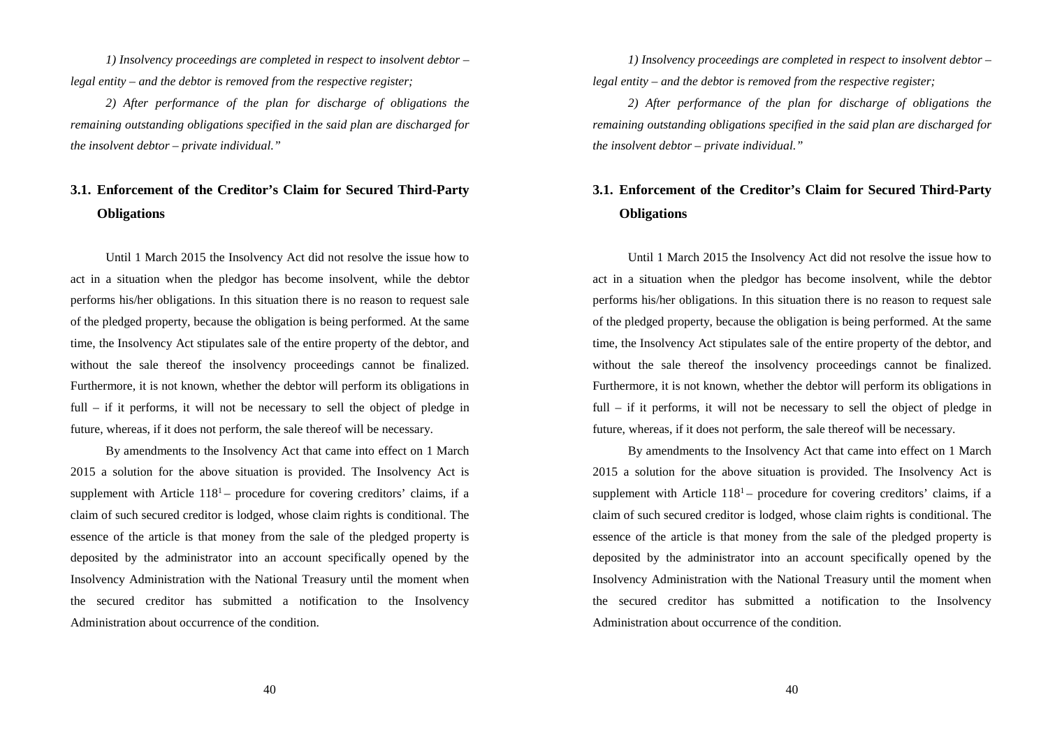*1) Insolvency proceedings are completed in respect to insolvent debtor – legal entity – and the debtor is removed from the respective register;*

*2) After performance of the plan for discharge of obligations the remaining outstanding obligations specified in the said plan are discharged for the insolvent debtor – private individual."*

## 3.1. Enforcement of the Creditor's Claim for Secured Third-Party Obligations

Until 1 March 2015 the Insolvency Act did not resolve the issue how to act in a situation when the pledgor has become insolvent, while the debtor performs his/her obligations. In this situation there is no reason to request sale of the pledged property, because the obligation is being performed. At the same time, the Insolvency Act stipulates sale of the entire property of the debtor, and without the sale thereof the insolvency proceedings cannot be finalized. Furthermore, it is not known, whether the debtor will perform its obligations in full – if it performs, it will not be necessary to sell the object of pledge in future, whereas, if it does not perform, the sale thereof will be necessary.

By amendments to the Insolvency Act that came into effect on 1 March 2015 a solution for the above situation is provided. The Insolvency Act is supplement with Article $118^1$ – procedure for covering creditors' claims, if a claim of such secured creditor is lodged, whose claim rights is conditional. The essence of the article is that money from the sale of the pledged property is deposited by the administrator into an account specifically opened by the Insolvency Administration with the National Treasury until the moment when the secured creditor has submitted a notification to the Insolvency Administration about occurrence of the condition.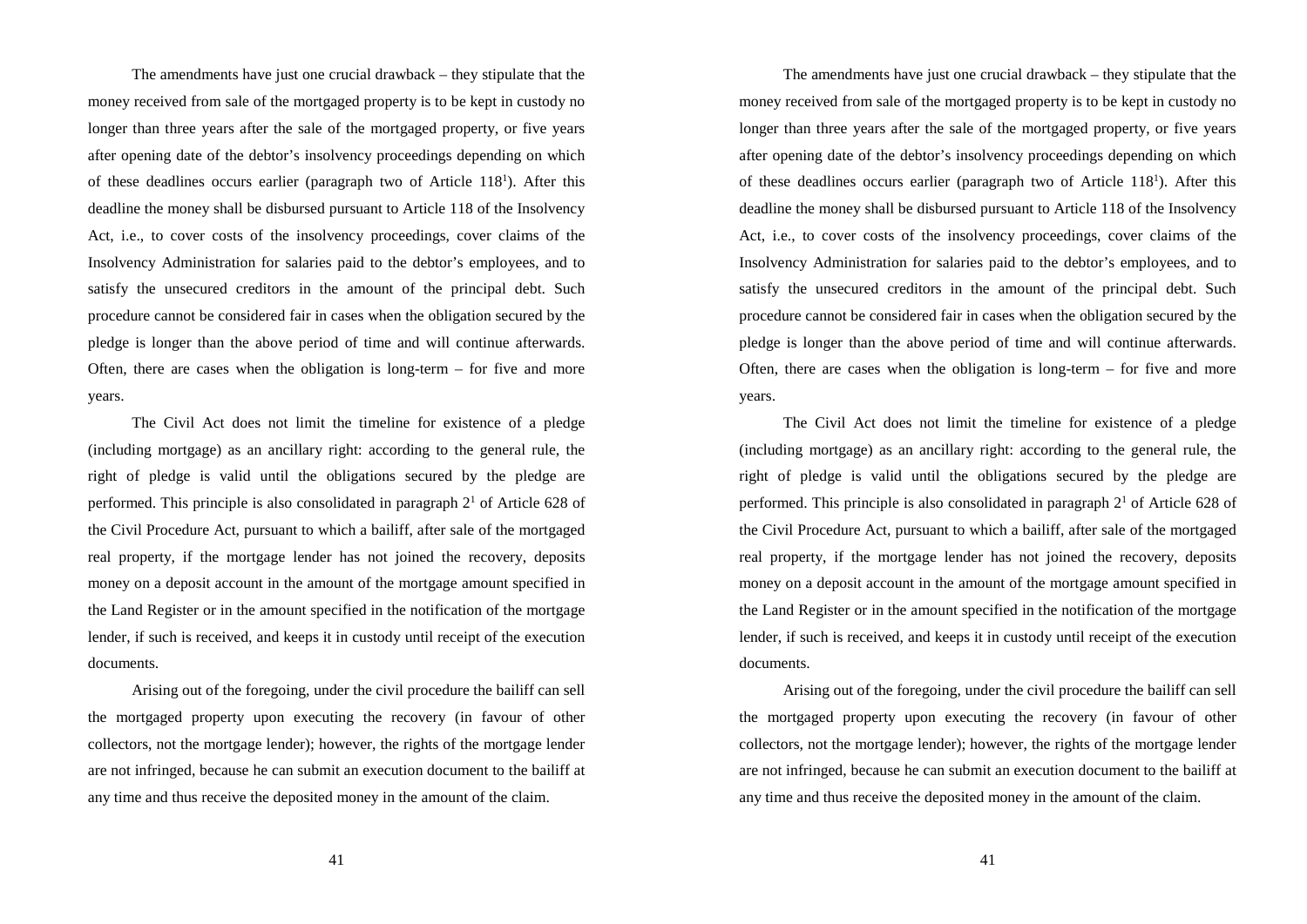The amendments have just one crucial drawback – they stipulate that the money received from sale of the mortgaged property is to be kept in custody no longer than three years after the sale of the mortgaged property, or five years after opening date of the debtor's insolvency proceedings depending on which of these deadlines occurs earlier (paragraph two of Article $118^{1}$). After this deadline the money shall be disbursed pursuant to Article 118 of the Insolvency Act, i.e., to cover costs of the insolvency proceedings, cover claims of the Insolvency Administration for salaries paid to the debtor's employees, and to satisfy the unsecured creditors in the amount of the principal debt. Such procedure cannot be considered fair in cases when the obligation secured by the pledge is longer than the above period of time and will continue afterwards. Often, there are cases when the obligation is long-term – for five and more years.

The Civil Act does not limit the timeline for existence of a pledge (including mortgage) as an ancillary right: according to the general rule, the right of pledge is valid until the obligations secured by the pledge are performed. This principle is also consolidated in paragraph $2^{1}$ of Article 628 of the Civil Procedure Act, pursuant to which a bailiff, after sale of the mortgaged real property, if the mortgage lender has not joined the recovery, deposits money on a deposit account in the amount of the mortgage amount specified in the Land Register or in the amount specified in the notification of the mortgage lender, if such is received, and keeps it in custody until receipt of the execution documents.

Arising out of the foregoing, under the civil procedure the bailiff can sell the mortgaged property upon executing the recovery (in favour of other collectors, not the mortgage lender); however, the rights of the mortgage lender are not infringed, because he can submit an execution document to the bailiff at any time and thus receive the deposited money in the amount of the claim.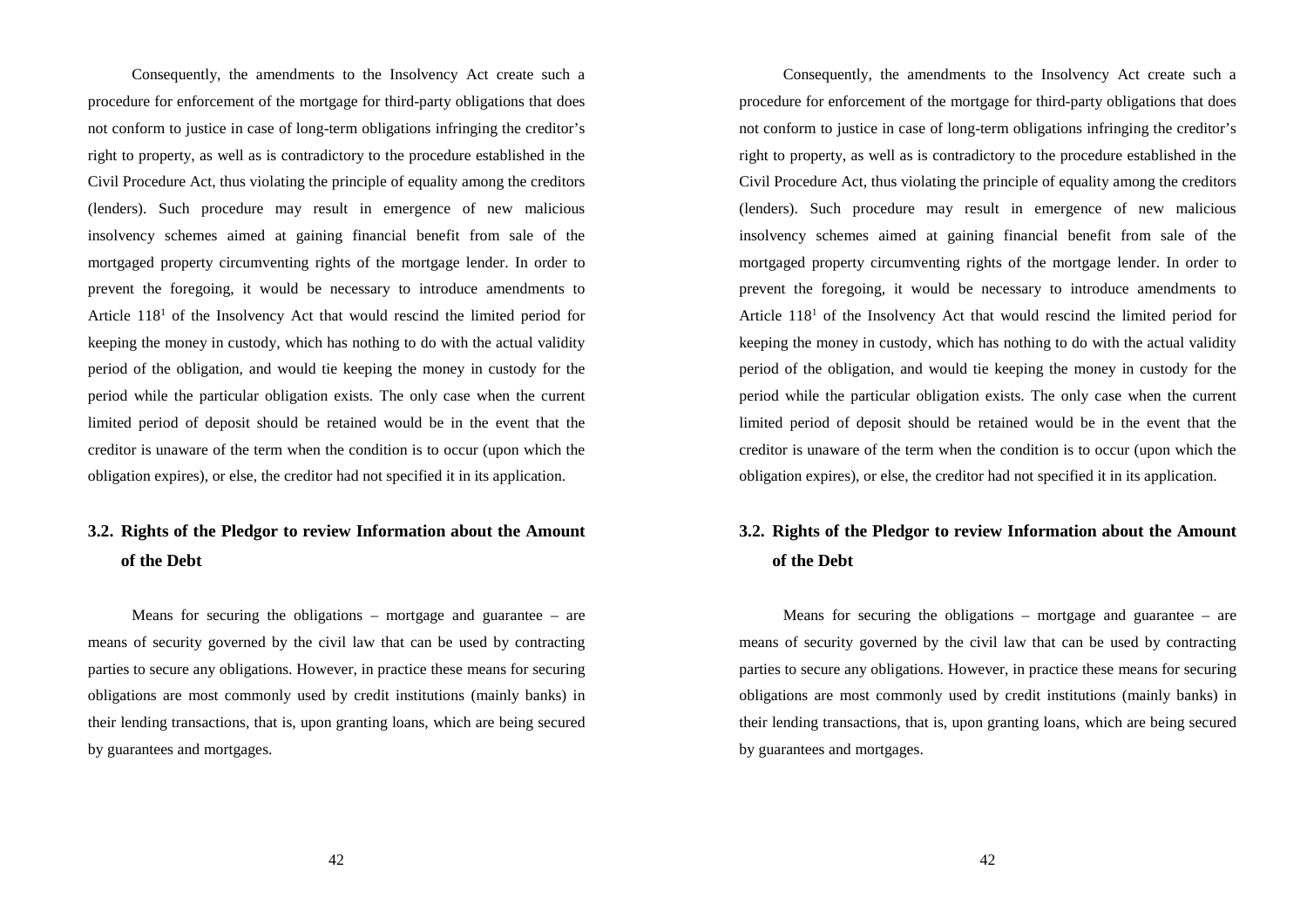Consequently, the amendments to the Insolvency Act create such a procedure for enforcement of the mortgage for third-party obligations that does not conform to justice in case of long-term obligations infringing the creditor's right to property, as well as is contradictory to the procedure established in the Civil Procedure Act, thus violating the principle of equality among the creditors (lenders). Such procedure may result in emergence of new malicious insolvency schemes aimed at gaining financial benefit from sale of the mortgaged property circumventing rights of the mortgage lender. In order to prevent the foregoing, it would be necessary to introduce amendments to Article $118^1$ of the Insolvency Act that would rescind the limited period for keeping the money in custody, which has nothing to do with the actual validity period of the obligation, and would tie keeping the money in custody for the period while the particular obligation exists. The only case when the current limited period of deposit should be retained would be in the event that the creditor is unaware of the term when the condition is to occur (upon which the obligation expires), or else, the creditor had not specified it in its application.

### 3.2. Rights of the Pledgor to review Information about the Amount of the Debt

Means for securing the obligations – mortgage and guarantee – are means of security governed by the civil law that can be used by contracting parties to secure any obligations. However, in practice these means for securing obligations are most commonly used by credit institutions (mainly banks) in their lending transactions, that is, upon granting loans, which are being secured by guarantees and mortgages.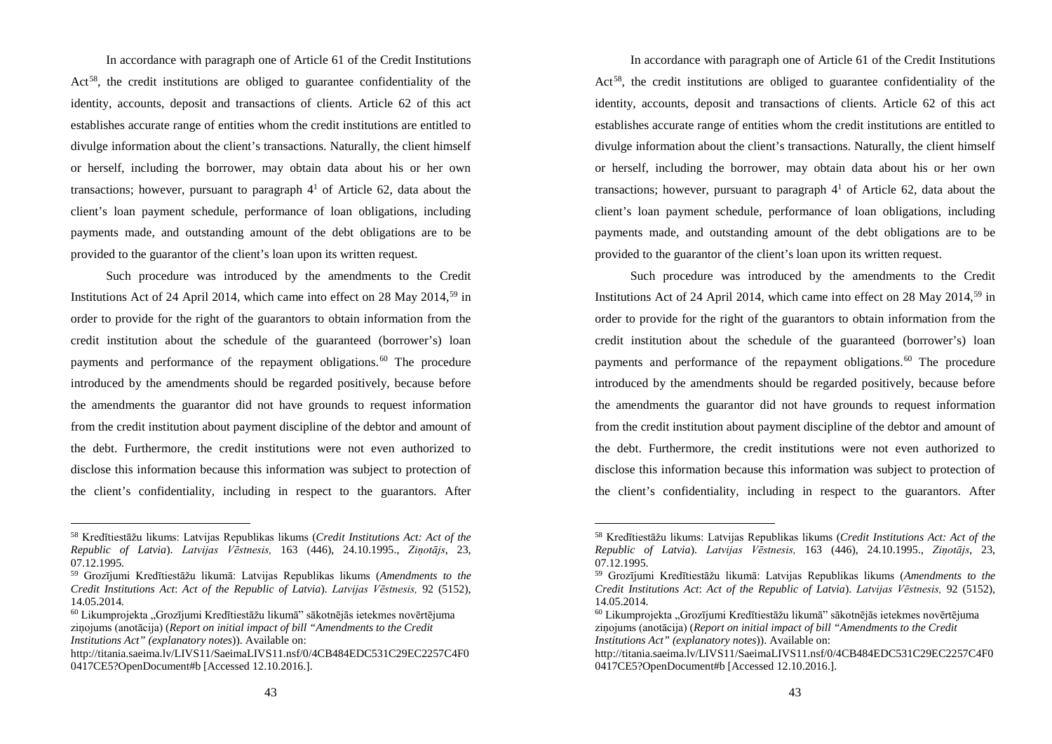In accordance with paragraph one of Article 61 of the Credit Institutions Act[58], the credit institutions are obliged to guarantee confidentiality of the identity, accounts, deposit and transactions of clients. Article 62 of this act establishes accurate range of entities whom the credit institutions are entitled to divulge information about the client's transactions. Naturally, the client himself or herself, including the borrower, may obtain data about his or her own transactions; however, pursuant to paragraph $4^1$ of Article 62, data about the client's loan payment schedule, performance of loan obligations, including payments made, and outstanding amount of the debt obligations are to be provided to the guarantor of the client's loan upon its written request.

Such procedure was introduced by the amendments to the Credit Institutions Act of 24 April 2014, which came into effect on 28 May 2014,[59] in order to provide for the right of the guarantors to obtain information from the credit institution about the schedule of the guaranteed (borrower's) loan payments and performance of the repayment obligations.[60] The procedure introduced by the amendments should be regarded positively, because before the amendments the guarantor did not have grounds to request information from the credit institution about payment discipline of the debtor and amount of the debt. Furthermore, the credit institutions were not even authorized to disclose this information because this information was subject to protection of the client's confidentiality, including in respect to the guarantors. After

---

[58] Kredītiestāžu likums: Latvijas Republikas likums (*Credit Institutions Act: Act of the Republic of Latvia*). *Latvijas Vēstnesis,* 163 (446), 24.10.1995., *Ziņotājs*, 23, 07.12.1995.

[59] Grozījumi Kredītiestāžu likumā: Latvijas Republikas likums (*Amendments to the Credit Institutions Act*: *Act of the Republic of Latvia*). *Latvijas Vēstnesis,* 92 (5152), 14.05.2014.

[60] Likumprojekta „Grozījumi Kredītiestāžu likumā" sākotnējās ietekmes novērtējuma ziņojums (anotācija) (*Report on initial impact of bill "Amendments to the Credit Institutions Act" (explanatory notes*)). Available on: http://titania.saeima.lv/LIVS11/SaeimaLIVS11.nsf/0/4CB484EDC531C29EC2257C4F00417CE5?OpenDocument#b [Accessed 12.10.2016.].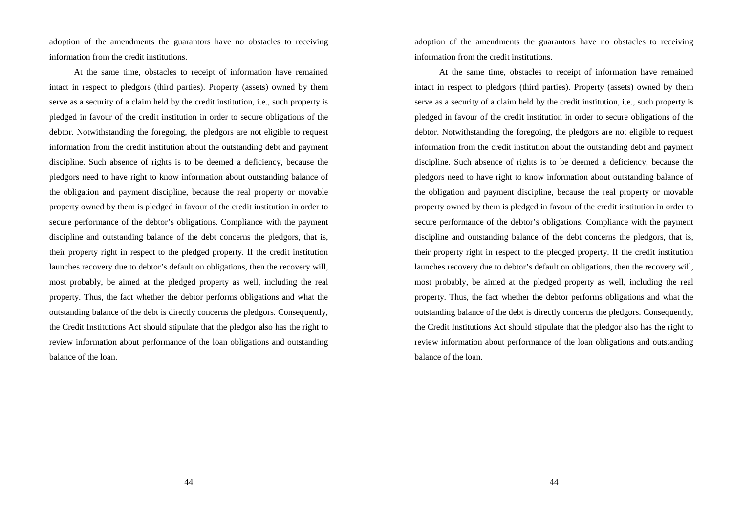adoption of the amendments the guarantors have no obstacles to receiving information from the credit institutions.

At the same time, obstacles to receipt of information have remained intact in respect to pledgors (third parties). Property (assets) owned by them serve as a security of a claim held by the credit institution, i.e., such property is pledged in favour of the credit institution in order to secure obligations of the debtor. Notwithstanding the foregoing, the pledgors are not eligible to request information from the credit institution about the outstanding debt and payment discipline. Such absence of rights is to be deemed a deficiency, because the pledgors need to have right to know information about outstanding balance of the obligation and payment discipline, because the real property or movable property owned by them is pledged in favour of the credit institution in order to secure performance of the debtor's obligations. Compliance with the payment discipline and outstanding balance of the debt concerns the pledgors, that is, their property right in respect to the pledged property. If the credit institution launches recovery due to debtor's default on obligations, then the recovery will, most probably, be aimed at the pledged property as well, including the real property. Thus, the fact whether the debtor performs obligations and what the outstanding balance of the debt is directly concerns the pledgors. Consequently, the Credit Institutions Act should stipulate that the pledgor also has the right to review information about performance of the loan obligations and outstanding balance of the loan.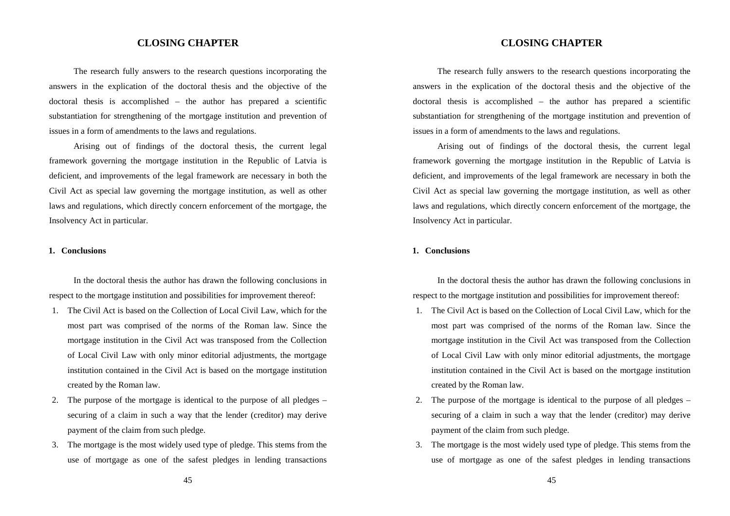# CLOSING CHAPTER

The research fully answers to the research questions incorporating the answers in the explication of the doctoral thesis and the objective of the doctoral thesis is accomplished – the author has prepared a scientific substantiation for strengthening of the mortgage institution and prevention of issues in a form of amendments to the laws and regulations.

Arising out of findings of the doctoral thesis, the current legal framework governing the mortgage institution in the Republic of Latvia is deficient, and improvements of the legal framework are necessary in both the Civil Act as special law governing the mortgage institution, as well as other laws and regulations, which directly concern enforcement of the mortgage, the Insolvency Act in particular.

## 1. Conclusions

In the doctoral thesis the author has drawn the following conclusions in respect to the mortgage institution and possibilities for improvement thereof:

1. The Civil Act is based on the Collection of Local Civil Law, which for the most part was comprised of the norms of the Roman law. Since the mortgage institution in the Civil Act was transposed from the Collection of Local Civil Law with only minor editorial adjustments, the mortgage institution contained in the Civil Act is based on the mortgage institution created by the Roman law.
2. The purpose of the mortgage is identical to the purpose of all pledges – securing of a claim in such a way that the lender (creditor) may derive payment of the claim from such pledge.
3. The mortgage is the most widely used type of pledge. This stems from the use of mortgage as one of the safest pledges in lending transactions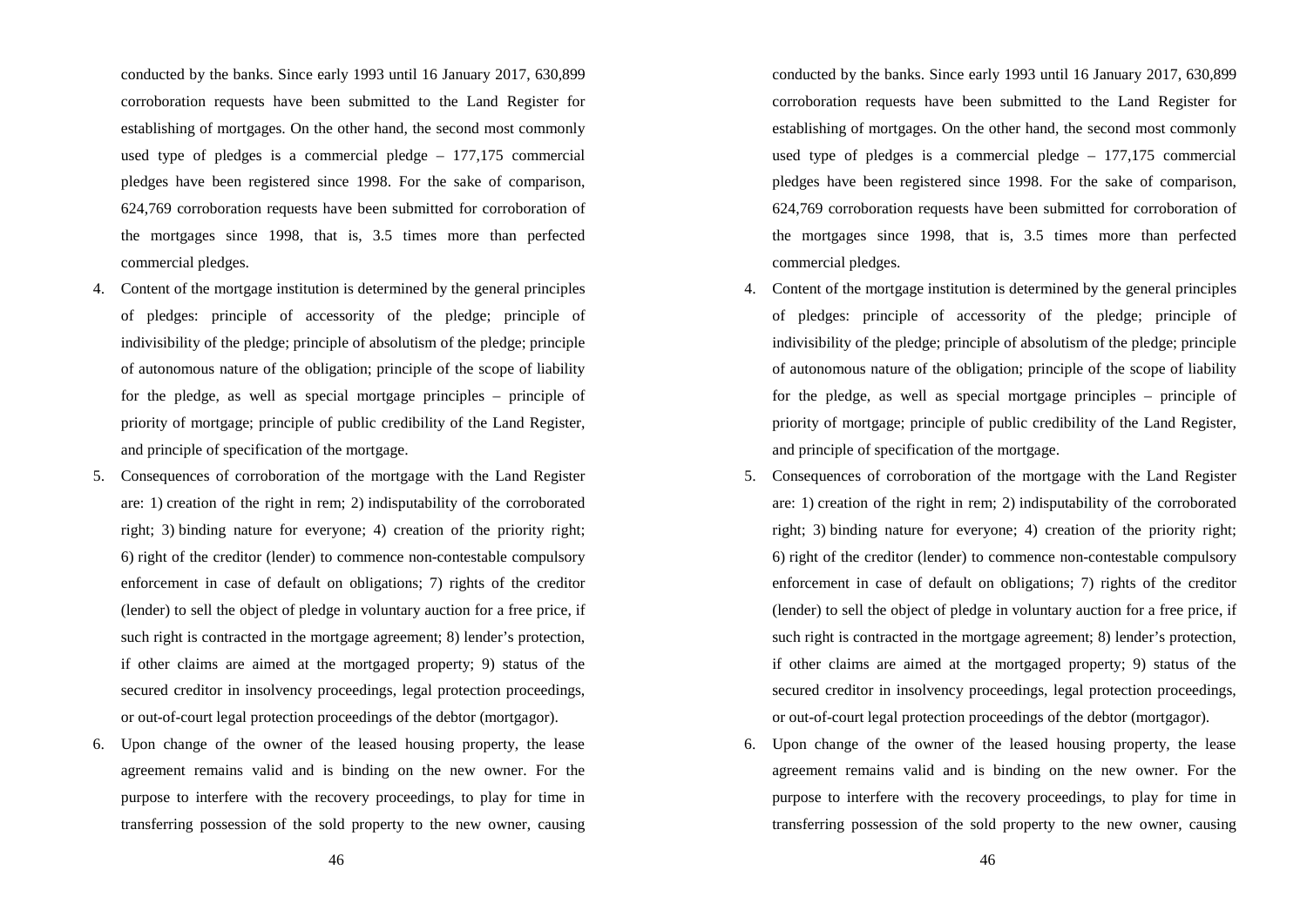conducted by the banks. Since early 1993 until 16 January 2017, 630,899 corroboration requests have been submitted to the Land Register for establishing of mortgages. On the other hand, the second most commonly used type of pledges is a commercial pledge – 177,175 commercial pledges have been registered since 1998. For the sake of comparison, 624,769 corroboration requests have been submitted for corroboration of the mortgages since 1998, that is, 3.5 times more than perfected commercial pledges.

4. Content of the mortgage institution is determined by the general principles of pledges: principle of accessority of the pledge; principle of indivisibility of the pledge; principle of absolutism of the pledge; principle of autonomous nature of the obligation; principle of the scope of liability for the pledge, as well as special mortgage principles – principle of priority of mortgage; principle of public credibility of the Land Register, and principle of specification of the mortgage.
5. Consequences of corroboration of the mortgage with the Land Register are: 1) creation of the right in rem; 2) indisputability of the corroborated right; 3) binding nature for everyone; 4) creation of the priority right; 6) right of the creditor (lender) to commence non-contestable compulsory enforcement in case of default on obligations; 7) rights of the creditor (lender) to sell the object of pledge in voluntary auction for a free price, if such right is contracted in the mortgage agreement; 8) lender's protection, if other claims are aimed at the mortgaged property; 9) status of the secured creditor in insolvency proceedings, legal protection proceedings, or out-of-court legal protection proceedings of the debtor (mortgagor).
6. Upon change of the owner of the leased housing property, the lease agreement remains valid and is binding on the new owner. For the purpose to interfere with the recovery proceedings, to play for time in transferring possession of the sold property to the new owner, causing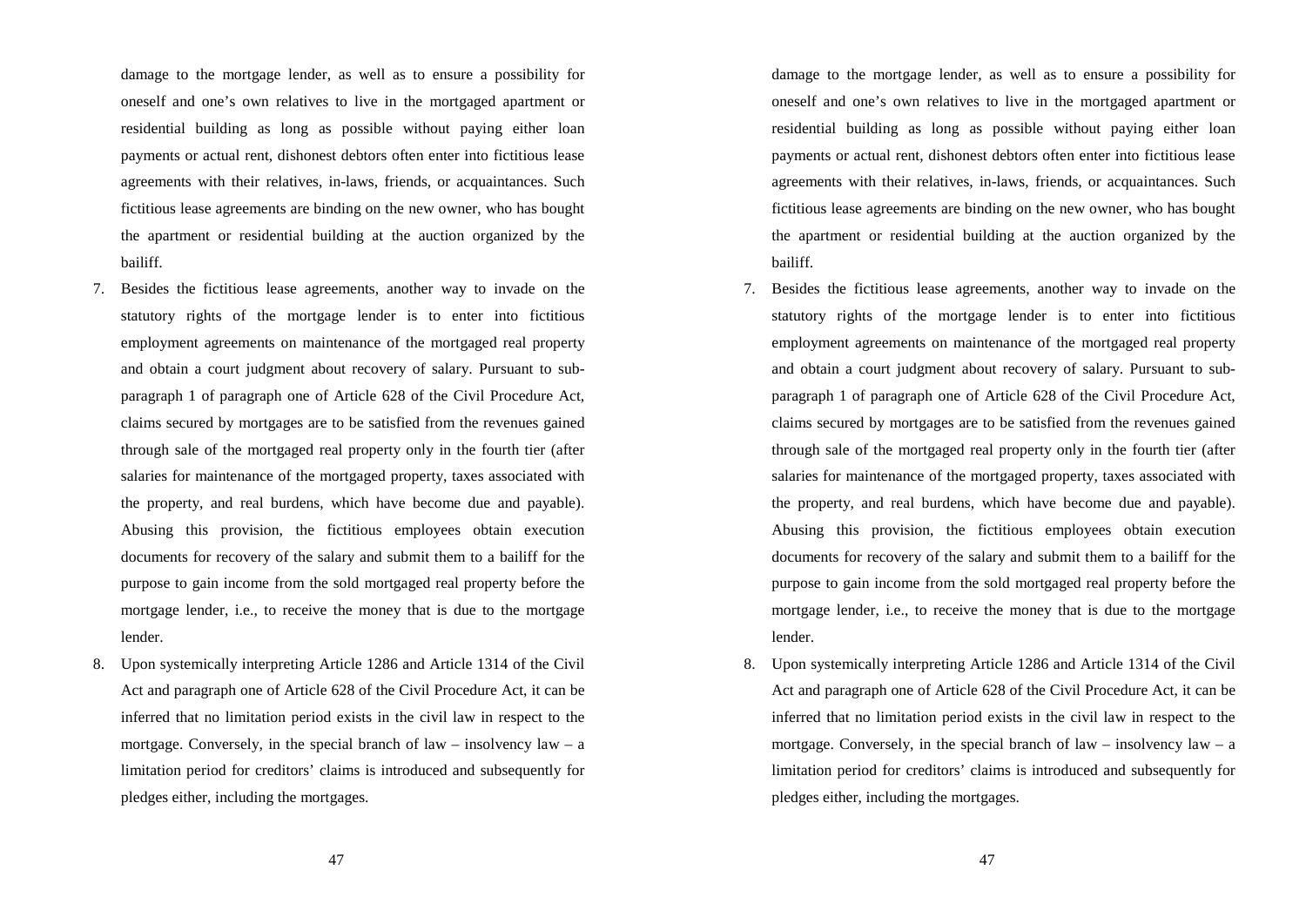damage to the mortgage lender, as well as to ensure a possibility for oneself and one's own relatives to live in the mortgaged apartment or residential building as long as possible without paying either loan payments or actual rent, dishonest debtors often enter into fictitious lease agreements with their relatives, in-laws, friends, or acquaintances. Such fictitious lease agreements are binding on the new owner, who has bought the apartment or residential building at the auction organized by the bailiff.

7. Besides the fictitious lease agreements, another way to invade on the statutory rights of the mortgage lender is to enter into fictitious employment agreements on maintenance of the mortgaged real property and obtain a court judgment about recovery of salary. Pursuant to sub-paragraph 1 of paragraph one of Article 628 of the Civil Procedure Act, claims secured by mortgages are to be satisfied from the revenues gained through sale of the mortgaged real property only in the fourth tier (after salaries for maintenance of the mortgaged property, taxes associated with the property, and real burdens, which have become due and payable). Abusing this provision, the fictitious employees obtain execution documents for recovery of the salary and submit them to a bailiff for the purpose to gain income from the sold mortgaged real property before the mortgage lender, i.e., to receive the money that is due to the mortgage lender.
8. Upon systemically interpreting Article 1286 and Article 1314 of the Civil Act and paragraph one of Article 628 of the Civil Procedure Act, it can be inferred that no limitation period exists in the civil law in respect to the mortgage. Conversely, in the special branch of law – insolvency law – a limitation period for creditors' claims is introduced and subsequently for pledges either, including the mortgages.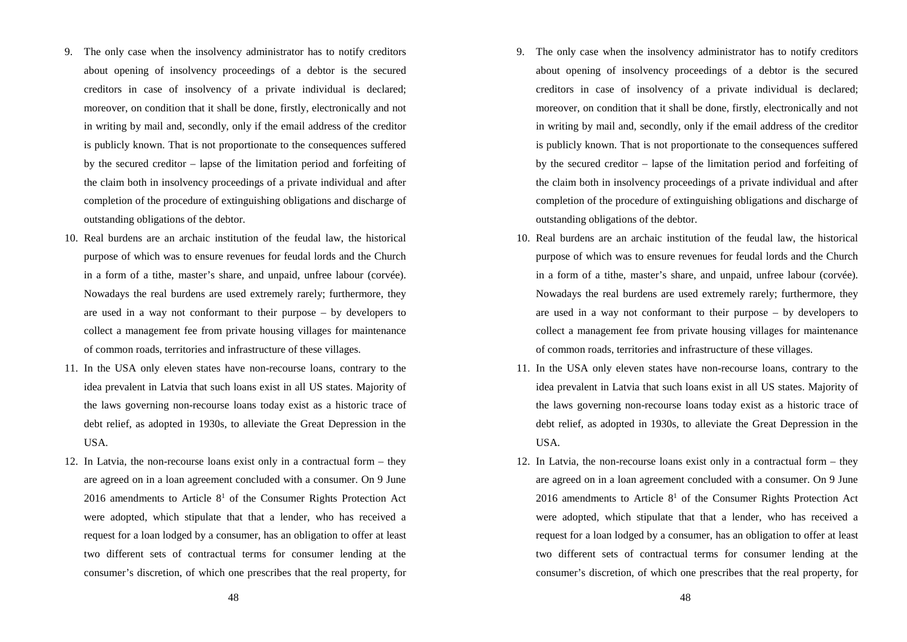9. The only case when the insolvency administrator has to notify creditors about opening of insolvency proceedings of a debtor is the secured creditors in case of insolvency of a private individual is declared; moreover, on condition that it shall be done, firstly, electronically and not in writing by mail and, secondly, only if the email address of the creditor is publicly known. That is not proportionate to the consequences suffered by the secured creditor – lapse of the limitation period and forfeiting of the claim both in insolvency proceedings of a private individual and after completion of the procedure of extinguishing obligations and discharge of outstanding obligations of the debtor.
10. Real burdens are an archaic institution of the feudal law, the historical purpose of which was to ensure revenues for feudal lords and the Church in a form of a tithe, master's share, and unpaid, unfree labour (corvée). Nowadays the real burdens are used extremely rarely; furthermore, they are used in a way not conformant to their purpose – by developers to collect a management fee from private housing villages for maintenance of common roads, territories and infrastructure of these villages.
11. In the USA only eleven states have non-recourse loans, contrary to the idea prevalent in Latvia that such loans exist in all US states. Majority of the laws governing non-recourse loans today exist as a historic trace of debt relief, as adopted in 1930s, to alleviate the Great Depression in the USA.
12. In Latvia, the non-recourse loans exist only in a contractual form – they are agreed on in a loan agreement concluded with a consumer. On 9 June 2016 amendments to Article $8^1$ of the Consumer Rights Protection Act were adopted, which stipulate that that a lender, who has received a request for a loan lodged by a consumer, has an obligation to offer at least two different sets of contractual terms for consumer lending at the consumer's discretion, of which one prescribes that the real property, for

9. The only case when the insolvency administrator has to notify creditors about opening of insolvency proceedings of a debtor is the secured creditors in case of insolvency of a private individual is declared; moreover, on condition that it shall be done, firstly, electronically and not in writing by mail and, secondly, only if the email address of the creditor is publicly known. That is not proportionate to the consequences suffered by the secured creditor – lapse of the limitation period and forfeiting of the claim both in insolvency proceedings of a private individual and after completion of the procedure of extinguishing obligations and discharge of outstanding obligations of the debtor.
10. Real burdens are an archaic institution of the feudal law, the historical purpose of which was to ensure revenues for feudal lords and the Church in a form of a tithe, master's share, and unpaid, unfree labour (corvée). Nowadays the real burdens are used extremely rarely; furthermore, they are used in a way not conformant to their purpose – by developers to collect a management fee from private housing villages for maintenance of common roads, territories and infrastructure of these villages.
11. In the USA only eleven states have non-recourse loans, contrary to the idea prevalent in Latvia that such loans exist in all US states. Majority of the laws governing non-recourse loans today exist as a historic trace of debt relief, as adopted in 1930s, to alleviate the Great Depression in the USA.
12. In Latvia, the non-recourse loans exist only in a contractual form – they are agreed on in a loan agreement concluded with a consumer. On 9 June 2016 amendments to Article $8^1$ of the Consumer Rights Protection Act were adopted, which stipulate that that a lender, who has received a request for a loan lodged by a consumer, has an obligation to offer at least two different sets of contractual terms for consumer lending at the consumer's discretion, of which one prescribes that the real property, for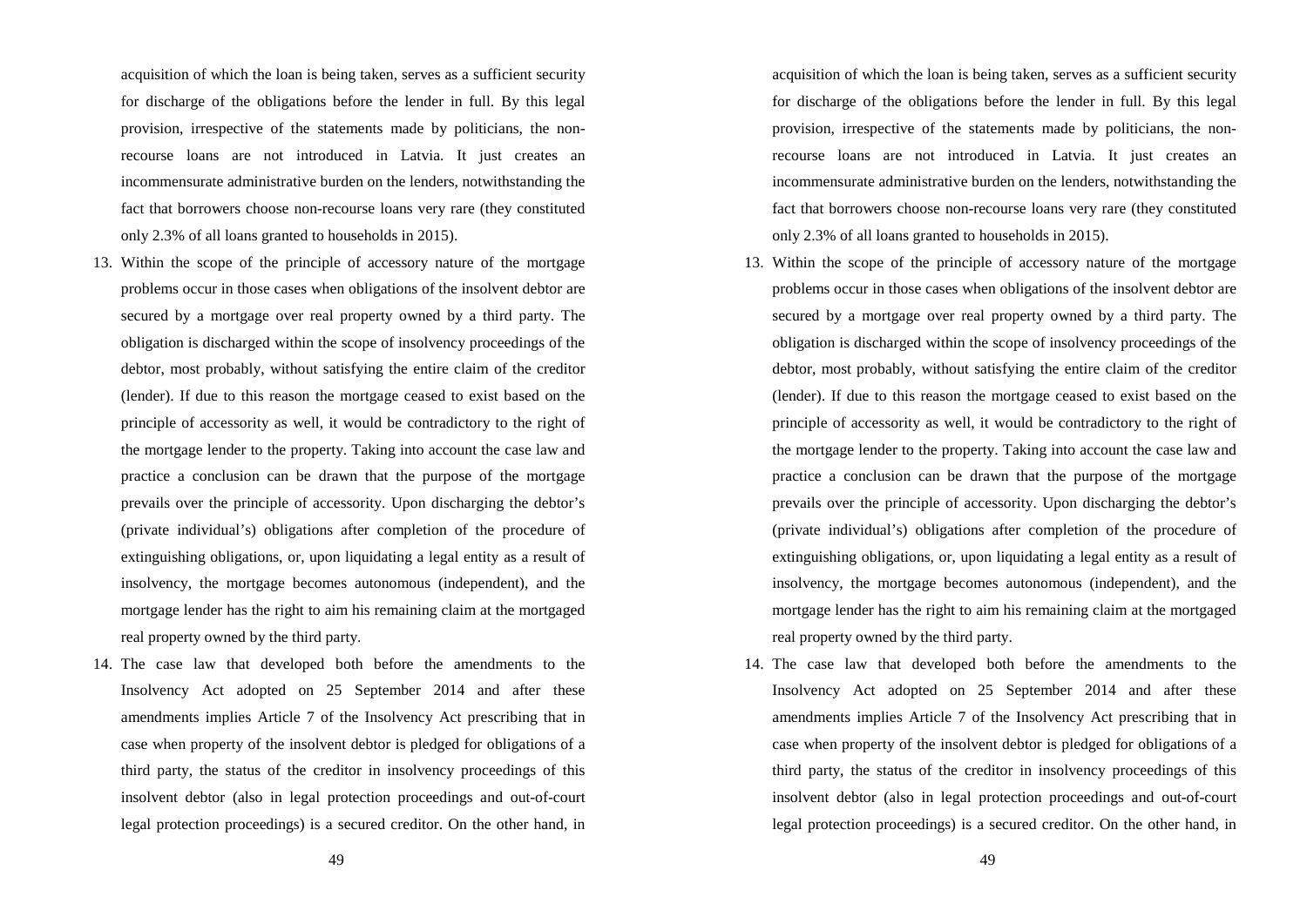acquisition of which the loan is being taken, serves as a sufficient security for discharge of the obligations before the lender in full. By this legal provision, irrespective of the statements made by politicians, the non-recourse loans are not introduced in Latvia. It just creates an incommensurate administrative burden on the lenders, notwithstanding the fact that borrowers choose non-recourse loans very rare (they constituted only 2.3% of all loans granted to households in 2015).

13. Within the scope of the principle of accessory nature of the mortgage problems occur in those cases when obligations of the insolvent debtor are secured by a mortgage over real property owned by a third party. The obligation is discharged within the scope of insolvency proceedings of the debtor, most probably, without satisfying the entire claim of the creditor (lender). If due to this reason the mortgage ceased to exist based on the principle of accessority as well, it would be contradictory to the right of the mortgage lender to the property. Taking into account the case law and practice a conclusion can be drawn that the purpose of the mortgage prevails over the principle of accessority. Upon discharging the debtor's (private individual's) obligations after completion of the procedure of extinguishing obligations, or, upon liquidating a legal entity as a result of insolvency, the mortgage becomes autonomous (independent), and the mortgage lender has the right to aim his remaining claim at the mortgaged real property owned by the third party.
14. The case law that developed both before the amendments to the Insolvency Act adopted on 25 September 2014 and after these amendments implies Article 7 of the Insolvency Act prescribing that in case when property of the insolvent debtor is pledged for obligations of a third party, the status of the creditor in insolvency proceedings of this insolvent debtor (also in legal protection proceedings and out-of-court legal protection proceedings) is a secured creditor. On the other hand, in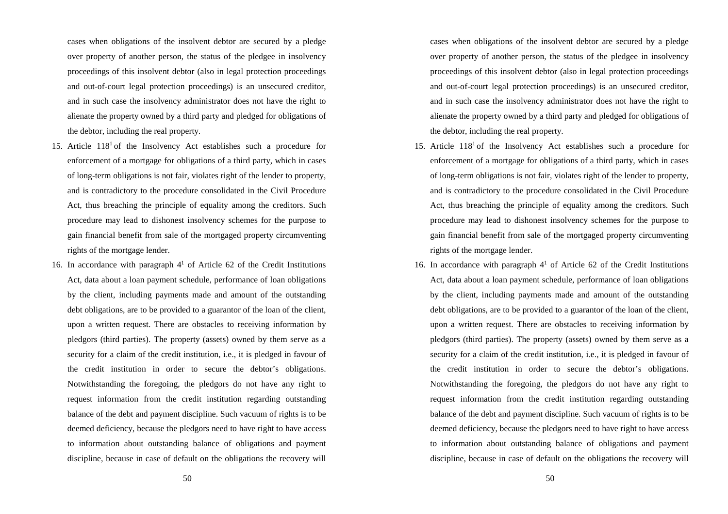cases when obligations of the insolvent debtor are secured by a pledge over property of another person, the status of the pledgee in insolvency proceedings of this insolvent debtor (also in legal protection proceedings and out-of-court legal protection proceedings) is an unsecured creditor, and in such case the insolvency administrator does not have the right to alienate the property owned by a third party and pledged for obligations of the debtor, including the real property.

15. Article 118[1] of the Insolvency Act establishes such a procedure for enforcement of a mortgage for obligations of a third party, which in cases of long-term obligations is not fair, violates right of the lender to property, and is contradictory to the procedure consolidated in the Civil Procedure Act, thus breaching the principle of equality among the creditors. Such procedure may lead to dishonest insolvency schemes for the purpose to gain financial benefit from sale of the mortgaged property circumventing rights of the mortgage lender.
16. In accordance with paragraph 4[1] of Article 62 of the Credit Institutions Act, data about a loan payment schedule, performance of loan obligations by the client, including payments made and amount of the outstanding debt obligations, are to be provided to a guarantor of the loan of the client, upon a written request. There are obstacles to receiving information by pledgors (third parties). The property (assets) owned by them serve as a security for a claim of the credit institution, i.e., it is pledged in favour of the credit institution in order to secure the debtor's obligations. Notwithstanding the foregoing, the pledgors do not have any right to request information from the credit institution regarding outstanding balance of the debt and payment discipline. Such vacuum of rights is to be deemed deficiency, because the pledgors need to have right to have access to information about outstanding balance of obligations and payment discipline, because in case of default on the obligations the recovery will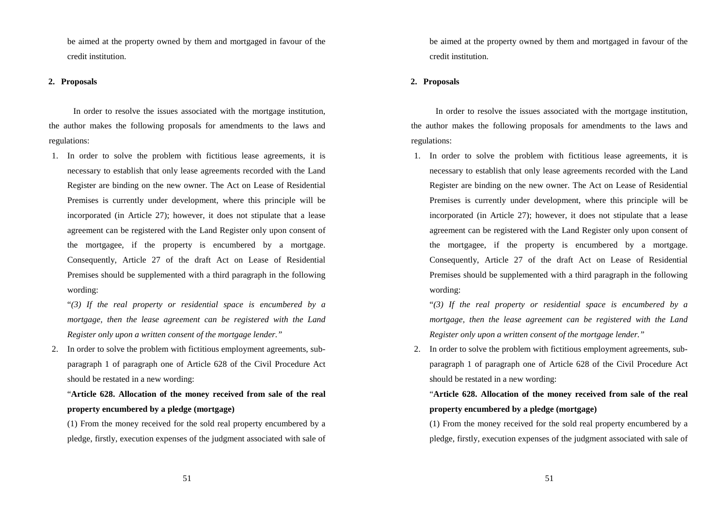be aimed at the property owned by them and mortgaged in favour of the credit institution.

## 2. Proposals

In order to resolve the issues associated with the mortgage institution, the author makes the following proposals for amendments to the laws and regulations:

1. In order to solve the problem with fictitious lease agreements, it is necessary to establish that only lease agreements recorded with the Land Register are binding on the new owner. The Act on Lease of Residential Premises is currently under development, where this principle will be incorporated (in Article 27); however, it does not stipulate that a lease agreement can be registered with the Land Register only upon consent of the mortgagee, if the property is encumbered by a mortgage. Consequently, Article 27 of the draft Act on Lease of Residential Premises should be supplemented with a third paragraph in the following wording:

   "*(3) If the real property or residential space is encumbered by a mortgage, then the lease agreement can be registered with the Land Register only upon a written consent of the mortgage lender.*"

2. In order to solve the problem with fictitious employment agreements, sub-paragraph 1 of paragraph one of Article 628 of the Civil Procedure Act should be restated in a new wording:

   "**Article 628. Allocation of the money received from sale of the real property encumbered by a pledge (mortgage)**

   (1) From the money received for the sold real property encumbered by a pledge, firstly, execution expenses of the judgment associated with sale of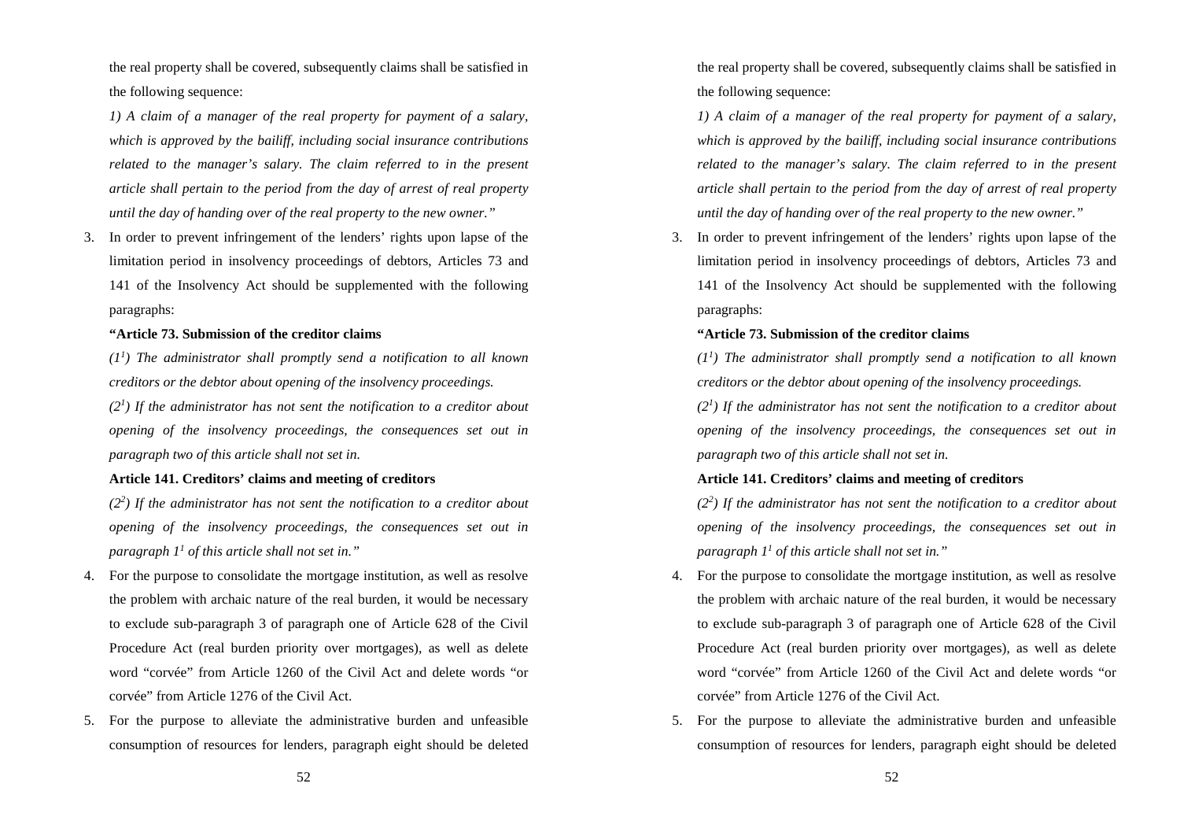the real property shall be covered, subsequently claims shall be satisfied in the following sequence:

*1) A claim of a manager of the real property for payment of a salary, which is approved by the bailiff, including social insurance contributions related to the manager's salary. The claim referred to in the present article shall pertain to the period from the day of arrest of real property until the day of handing over of the real property to the new owner."*

3. In order to prevent infringement of the lenders' rights upon lapse of the limitation period in insolvency proceedings of debtors, Articles 73 and 141 of the Insolvency Act should be supplemented with the following paragraphs:

   **"Article 73. Submission of the creditor claims**

   *($1^1$) The administrator shall promptly send a notification to all known creditors or the debtor about opening of the insolvency proceedings.*

   *($2^1$) If the administrator has not sent the notification to a creditor about opening of the insolvency proceedings, the consequences set out in paragraph two of this article shall not set in.*

   **Article 141. Creditors' claims and meeting of creditors**

   *($2^2$) If the administrator has not sent the notification to a creditor about opening of the insolvency proceedings, the consequences set out in paragraph $1^1$ of this article shall not set in."*

4. For the purpose to consolidate the mortgage institution, as well as resolve the problem with archaic nature of the real burden, it would be necessary to exclude sub-paragraph 3 of paragraph one of Article 628 of the Civil Procedure Act (real burden priority over mortgages), as well as delete word "corvée" from Article 1260 of the Civil Act and delete words "or corvée" from Article 1276 of the Civil Act.

5. For the purpose to alleviate the administrative burden and unfeasible consumption of resources for lenders, paragraph eight should be deleted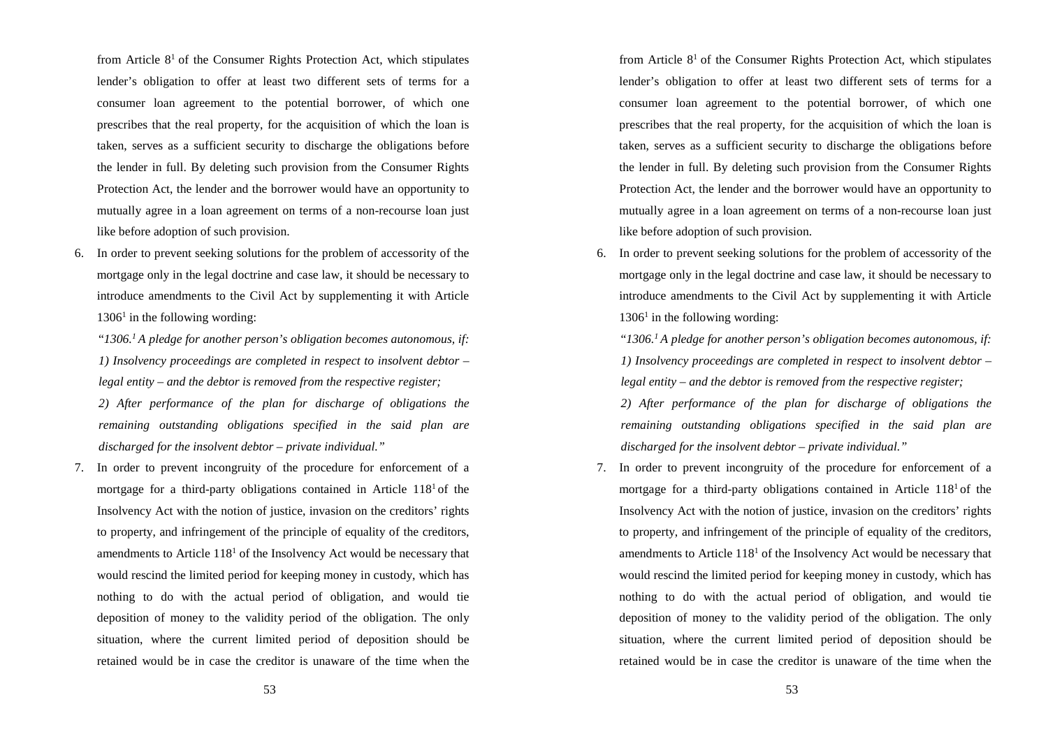from Article $8^1$ of the Consumer Rights Protection Act, which stipulates lender's obligation to offer at least two different sets of terms for a consumer loan agreement to the potential borrower, of which one prescribes that the real property, for the acquisition of which the loan is taken, serves as a sufficient security to discharge the obligations before the lender in full. By deleting such provision from the Consumer Rights Protection Act, the lender and the borrower would have an opportunity to mutually agree in a loan agreement on terms of a non-recourse loan just like before adoption of such provision.

6. In order to prevent seeking solutions for the problem of accessority of the mortgage only in the legal doctrine and case law, it should be necessary to introduce amendments to the Civil Act by supplementing it with Article $1306^1$ in the following wording:

   *"$1306.^1$ A pledge for another person's obligation becomes autonomous, if:*

   *1) Insolvency proceedings are completed in respect to insolvent debtor – legal entity – and the debtor is removed from the respective register;*

   *2) After performance of the plan for discharge of obligations the remaining outstanding obligations specified in the said plan are discharged for the insolvent debtor – private individual."*

7. In order to prevent incongruity of the procedure for enforcement of a mortgage for a third-party obligations contained in Article $118^1$ of the Insolvency Act with the notion of justice, invasion on the creditors' rights to property, and infringement of the principle of equality of the creditors, amendments to Article $118^1$ of the Insolvency Act would be necessary that would rescind the limited period for keeping money in custody, which has nothing to do with the actual period of obligation, and would tie deposition of money to the validity period of the obligation. The only situation, where the current limited period of deposition should be retained would be in case the creditor is unaware of the time when the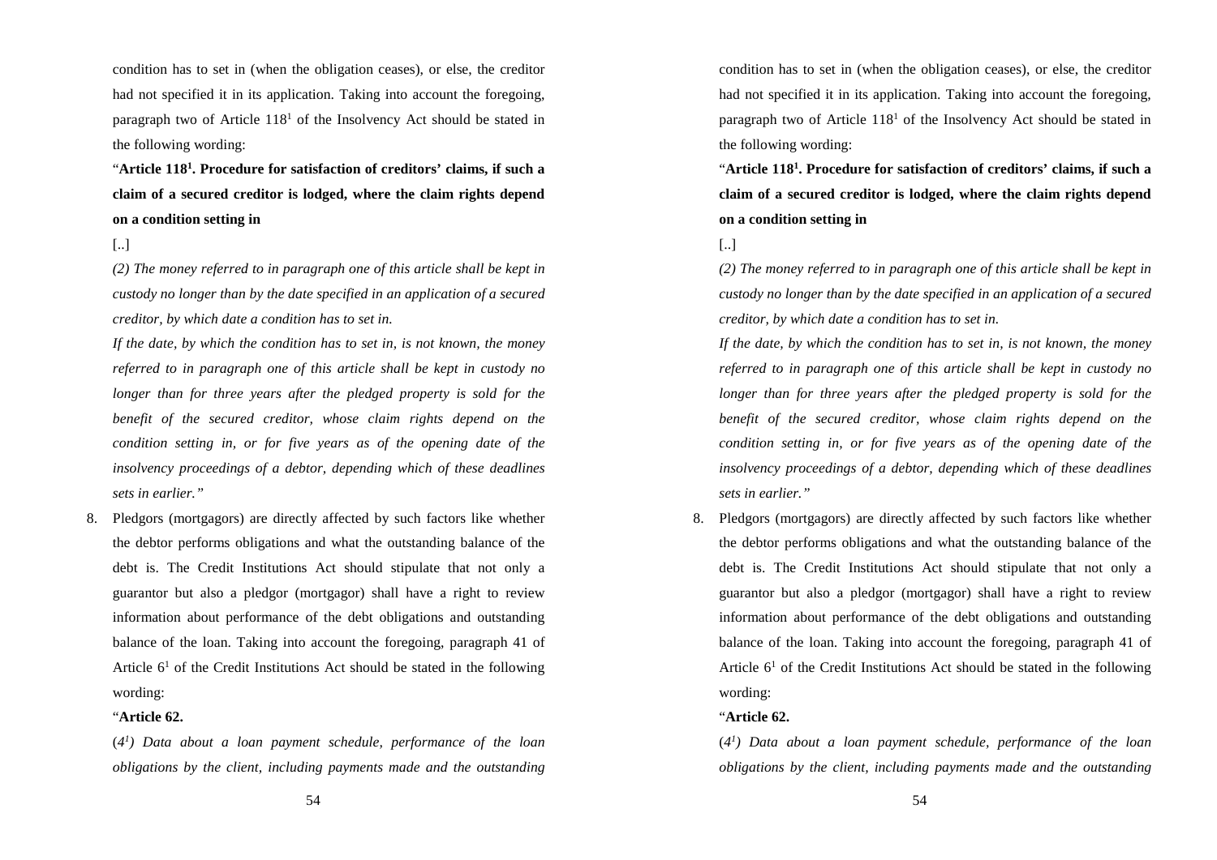condition has to set in (when the obligation ceases), or else, the creditor had not specified it in its application. Taking into account the foregoing, paragraph two of Article $118^1$ of the Insolvency Act should be stated in the following wording:

"**Article $118^1$. Procedure for satisfaction of creditors' claims, if such a claim of a secured creditor is lodged, where the claim rights depend on a condition setting in**

[..]

*(2) The money referred to in paragraph one of this article shall be kept in custody no longer than by the date specified in an application of a secured creditor, by which date a condition has to set in.*

*If the date, by which the condition has to set in, is not known, the money referred to in paragraph one of this article shall be kept in custody no longer than for three years after the pledged property is sold for the benefit of the secured creditor, whose claim rights depend on the condition setting in, or for five years as of the opening date of the insolvency proceedings of a debtor, depending which of these deadlines sets in earlier."*

8. Pledgors (mortgagors) are directly affected by such factors like whether the debtor performs obligations and what the outstanding balance of the debt is. The Credit Institutions Act should stipulate that not only a guarantor but also a pledgor (mortgagor) shall have a right to review information about performance of the debt obligations and outstanding balance of the loan. Taking into account the foregoing, paragraph 41 of Article $6^1$ of the Credit Institutions Act should be stated in the following wording:

"**Article 62.**

*($4^1$) Data about a loan payment schedule, performance of the loan obligations by the client, including payments made and the outstanding*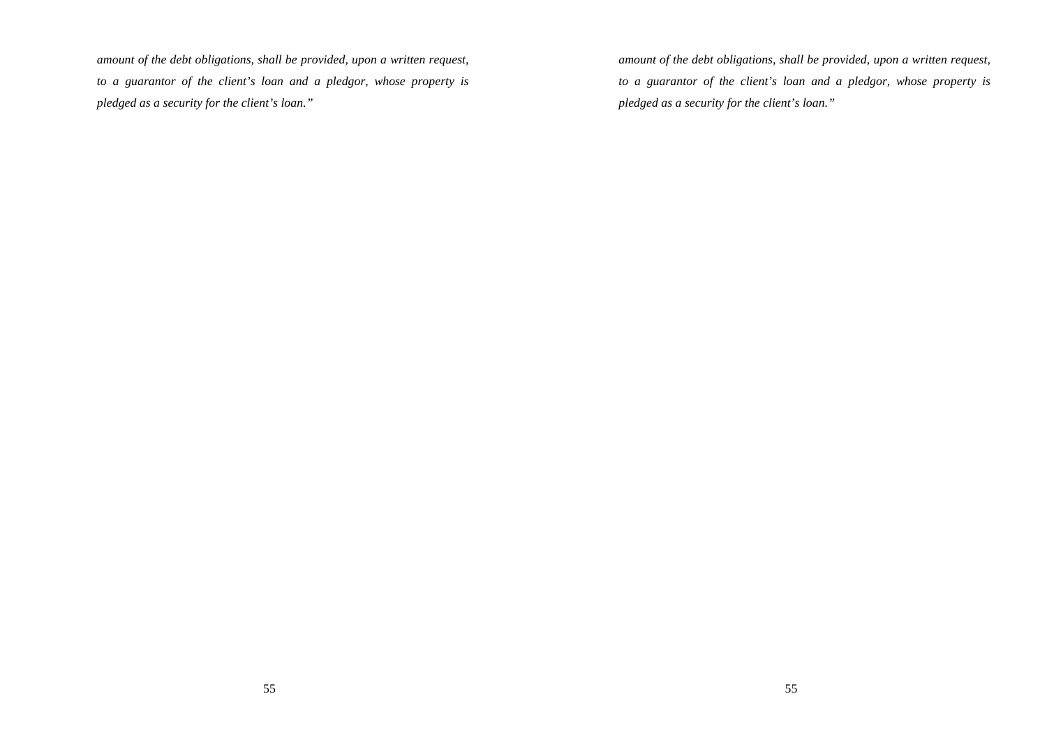*amount of the debt obligations, shall be provided, upon a written request, to a guarantor of the client's loan and a pledgor, whose property is pledged as a security for the client's loan."*

*amount of the debt obligations, shall be provided, upon a written request, to a guarantor of the client's loan and a pledgor, whose property is pledged as a security for the client's loan."*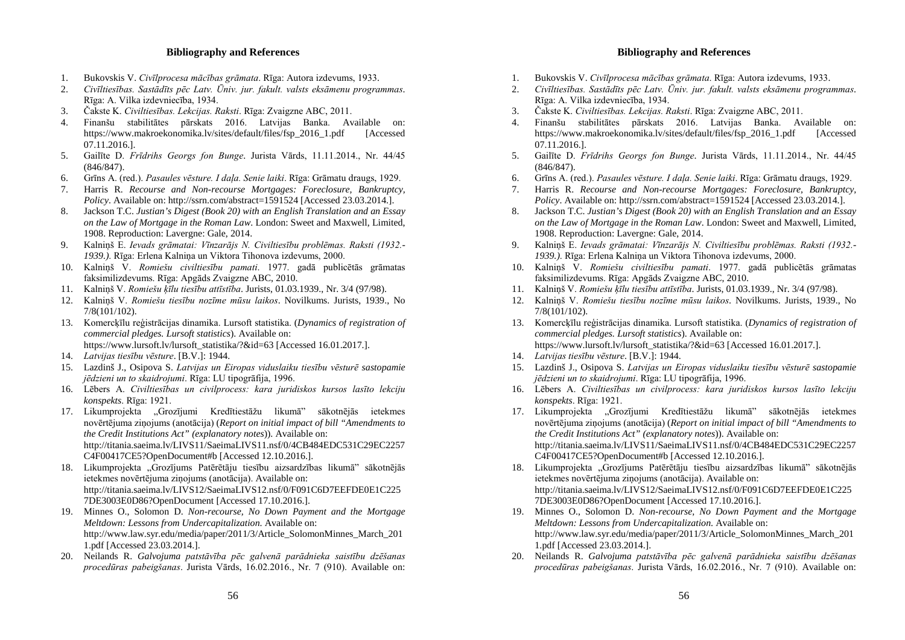## Bibliography and References

1. Bukovskis V. *Civīlprocesa mācības grāmata*. Rīga: Autora izdevums, 1933.
2. *Civīltiesības. Sastādīts pēc Latv. Ūniv. jur. fakult. valsts eksāmenu programmas*. Rīga: A. Vilka izdevniecība, 1934.
3. Čakste K. *Civiltiesības. Lekcijas. Raksti*. Rīga: Zvaigzne ABC, 2011.
4. Finanšu stabilitātes pārskats 2016. Latvijas Banka. Available on: https://www.makroekonomika.lv/sites/default/files/fsp_2016_1.pdf [Accessed 07.11.2016.].
5. Gailīte D. *Frīdrihs Georgs fon Bunge*. Jurista Vārds, 11.11.2014., Nr. 44/45 (846/847).
6. Grīns A. (red.). *Pasaules vēsture. I daļa. Senie laiki*. Rīga: Grāmatu draugs, 1929.
7. Harris R. *Recourse and Non-recourse Mortgages: Foreclosure, Bankruptcy, Policy*. Available on: http://ssrn.com/abstract=1591524 [Accessed 23.03.2014.].
8. Jackson T.C. *Justian's Digest (Book 20) with an English Translation and an Essay on the Law of Mortgage in the Roman Law*. London: Sweet and Maxwell, Limited, 1908. Reproduction: Lavergne: Gale, 2014.
9. Kalniņš E. *Ievads grāmatai: Vīnzarājs N. Civiltiesību problēmas. Raksti (1932.-1939.)*. Rīga: Erlena Kalniņa un Viktora Tihonova izdevums, 2000.
10. Kalniņš V. *Romiešu civiltiesību pamati*. 1977. gadā publicētās grāmatas faksimilizdevums. Rīga: Apgāds Zvaigzne ABC, 2010.
11. Kalniņš V. *Romiešu ķīlu tiesību attīstība*. Jurists, 01.03.1939., Nr. 3/4 (97/98).
12. Kalniņš V. *Romiešu tiesību nozīme mūsu laikos*. Novilkums. Jurists, 1939., No 7/8(101/102).
13. Komercķīlu reģistrācijas dinamika. Lursoft statistika. (*Dynamics of registration of commercial pledges. Lursoft statistics*). Available on: https://www.lursoft.lv/lursoft_statistika/?&id=63 [Accessed 16.01.2017.].
14. *Latvijas tiesību vēsture*. [B.V.]: 1944.
15. Lazdinš J., Osipova S. *Latvijas un Eiropas viduslaiku tiesību vēsturē sastopamie jēdzieni un to skaidrojumi*. Rīga: LU tipogrāfija, 1996.
16. Lēbers A. *Civiltiesības un civilprocess: kara juridiskos kursos lasīto lekciju konspekts*. Rīga: 1921.
17. Likumprojekta „Grozījumi Kredītiestāžu likumā" sākotnējās ietekmes novērtējuma ziņojums (anotācija) (*Report on initial impact of bill "Amendments to the Credit Institutions Act" (explanatory notes)*). Available on: http://titania.saeima.lv/LIVS11/SaeimaLIVS11.nsf/0/4CB484EDC531C29EC2257C4F00417CE5?OpenDocument#b [Accessed 12.10.2016.].
18. Likumprojekta „Grozījums Patērētāju tiesību aizsardzības likumā" sākotnējās ietekmes novērtējuma ziņojums (anotācija). Available on: http://titania.saeima.lv/LIVS12/SaeimaLIVS12.nsf/0/F091C6D7EEFDE0E1C2257DE3003E0D86?OpenDocument [Accessed 17.10.2016.].
19. Minnes O., Solomon D. *Non-recourse, No Down Payment and the Mortgage Meltdown: Lessons from Undercapitalization*. Available on: http://www.law.syr.edu/media/paper/2011/3/Article_SolomonMinnes_March_2011.pdf [Accessed 23.03.2014.].
20. Neilands R. *Galvojuma patstāvība pēc galvenā parādnieka saistību dzēšanas procedūras pabeigšanas*. Jurista Vārds, 16.02.2016., Nr. 7 (910). Available on: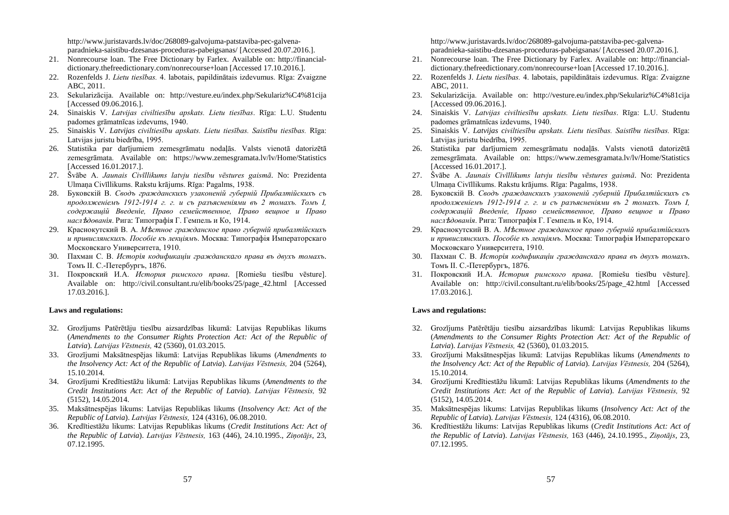http://www.juristavards.lv/doc/268089-galvojuma-patstaviba-pec-galvena-paradnieka-saistibu-dzesanas-proceduras-pabeigsanas/ [Accessed 20.07.2016.].

21. Nonrecourse loan. The Free Dictionary by Farlex. Available on: http://financial-dictionary.thefreedictionary.com/nonrecourse+loan [Accessed 17.10.2016.].
22. Rozenfelds J. *Lietu tiesības.* 4. labotais, papildinātais izdevumus. Rīga: Zvaigzne ABC, 2011.
23. Sekularizācija. Available on: http://vesture.eu/index.php/Sekulariz%C4%81cija [Accessed 09.06.2016.].
24. Sinaiskis V. *Latvijas civiltiesību apskats. Lietu tiesības*. Rīga: L.U. Studentu padomes grāmatnīcas izdevums, 1940.
25. Sinaiskis V. *Latvijas civiltiesību apskats. Lietu tiesības. Saistību tiesības.* Rīga: Latvijas juristu biedrība, 1995.
26. Statistika par darījumiem zemesgrāmatu nodaļās. Valsts vienotā datorizētā zemesgrāmata. Available on: https://www.zemesgramata.lv/lv/Home/Statistics [Accessed 16.01.2017.].
27. Švābe A. *Jaunais Civīllikums latvju tiesību vēstures gaismā*. No: Prezidenta Ulmaņa Civīllikums. Rakstu krājums. Rīga: Pagalms, 1938.
28. Буковскій В. *Сводъ гражданскихъ узаконеній губерній Прибалтійскихъ съ продолженіемъ 1912-1914 г. г. и съ разъясненіями въ 2 томахъ. Томъ I, содержащій Введеніе, Право семейственное, Право вещное и Право наслѣдованія*. Рига: Типографія Г. Гемпель и Ко, 1914.
29. Краснокутскій В. А. *Мѣстное гражданское право губерній прибалтійскихъ и привислянскихъ. Пособіе къ лекціямъ*. Москва: Типографія Императорскаго Московскаго Университета, 1910.
30. Пахман С. В. *Исторія кодификаціи гражданскаго права въ двухъ томахъ*. Томъ II. С.-Петербургъ, 1876.
31. Покровский И.А. *История римского права*. [Romiešu tiesību vēsture]. Available on: http://civil.consultant.ru/elib/books/25/page_42.html [Accessed 17.03.2016.].

**Laws and regulations:**

32. Grozījums Patērētāju tiesību aizsardzības likumā: Latvijas Republikas likums (*Amendments to the Consumer Rights Protection Act: Act of the Republic of Latvia*). *Latvijas Vēstnesis,* 42 (5360), 01.03.2015.
33. Grozījumi Maksātnespējas likumā: Latvijas Republikas likums (*Amendments to the Insolvency Act: Act of the Republic of Latvia*). *Latvijas Vēstnesis,* 204 (5264), 15.10.2014.
34. Grozījumi Kredītiestāžu likumā: Latvijas Republikas likums (*Amendments to the Credit Institutions Act*: *Act of the Republic of Latvia*). *Latvijas Vēstnesis,* 92 (5152), 14.05.2014.
35. Maksātnespējas likums: Latvijas Republikas likums (*Insolvency Act: Act of the Republic of Latvia*). *Latvijas Vēstnesis,* 124 (4316), 06.08.2010.
36. Kredītiestāžu likums: Latvijas Republikas likums (*Credit Institutions Act: Act of the Republic of Latvia*). *Latvijas Vēstnesis,* 163 (446), 24.10.1995., *Ziņotājs*, 23, 07.12.1995.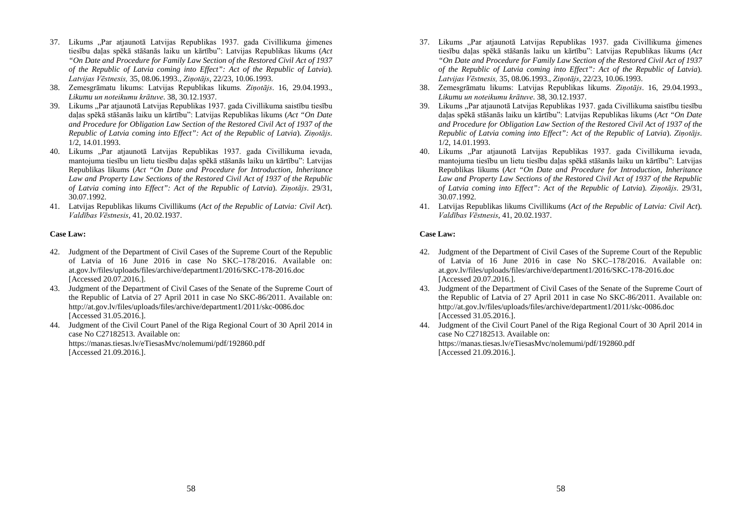37. Likums „Par atjaunotā Latvijas Republikas 1937. gada Civillikuma ģimenes tiesību daļas spēkā stāšanās laiku un kārtību": Latvijas Republikas likums (*Act "On Date and Procedure for Family Law Section of the Restored Civil Act of 1937 of the Republic of Latvia coming into Effect": Act of the Republic of Latvia*). *Latvijas Vēstnesis,* 35, 08.06.1993., *Ziņotājs*, 22/23, 10.06.1993.
38. Zemesgrāmatu likums: Latvijas Republikas likums. *Ziņotājs*. 16, 29.04.1993., *Likumu un noteikumu krātuve*. 38, 30.12.1937.
39. Likums „Par atjaunotā Latvijas Republikas 1937. gada Civillikuma saistību tiesību daļas spēkā stāšanās laiku un kārtību": Latvijas Republikas likums (*Act "On Date and Procedure for Obligation Law Section of the Restored Civil Act of 1937 of the Republic of Latvia coming into Effect": Act of the Republic of Latvia*). *Ziņotājs*. 1/2, 14.01.1993.
40. Likums „Par atjaunotā Latvijas Republikas 1937. gada Civillikuma ievada, mantojuma tiesību un lietu tiesību daļas spēkā stāšanās laiku un kārtību": Latvijas Republikas likums (*Act "On Date and Procedure for Introduction, Inheritance Law and Property Law Sections of the Restored Civil Act of 1937 of the Republic of Latvia coming into Effect": Act of the Republic of Latvia*). *Ziņotājs*. 29/31, 30.07.1992.
41. Latvijas Republikas likums Civillikums (*Act of the Republic of Latvia: Civil Act*). *Valdības Vēstnesis*, 41, 20.02.1937.

**Case Law:**

42. Judgment of the Department of Civil Cases of the Supreme Court of the Republic of Latvia of 16 June 2016 in case No SKC–178/2016. Available on: at.gov.lv/files/uploads/files/archive/department1/2016/SKC-178-2016.doc [Accessed 20.07.2016.].
43. Judgment of the Department of Civil Cases of the Senate of the Supreme Court of the Republic of Latvia of 27 April 2011 in case No SKC-86/2011. Available on: http://at.gov.lv/files/uploads/files/archive/department1/2011/skc-0086.doc [Accessed 31.05.2016.].
44. Judgment of the Civil Court Panel of the Riga Regional Court of 30 April 2014 in case No C27182513. Available on: https://manas.tiesas.lv/eTiesasMvc/nolemumi/pdf/192860.pdf [Accessed 21.09.2016.].